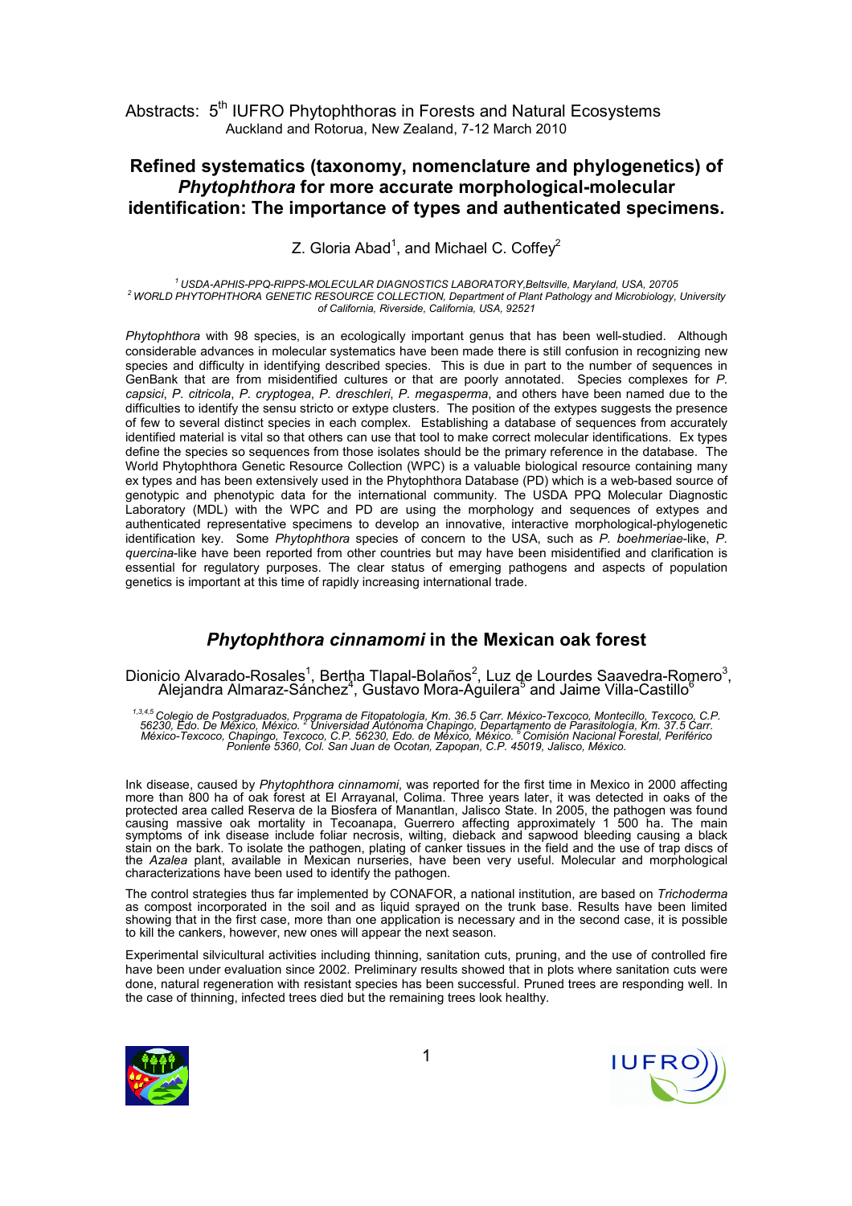Abstracts: 5th IUFRO Phytophthoras in Forests and Natural Ecosystems
Auckland and Rotorua, New Zealand, 7-12 March 2010

## Refined systematics (taxonomy, nomenclature and phylogenetics) of *Phytophthora* for more accurate morphological-molecular identification: The importance of types and authenticated specimens.

Z. Gloria Abad[1], and Michael C. Coffey[2]

*[1] USDA-APHIS-PPQ-RIPPS-MOLECULAR DIAGNOSTICS LABORATORY,Beltsville, Maryland, USA, 20705*
*[2] WORLD PHYTOPHTHORA GENETIC RESOURCE COLLECTION, Department of Plant Pathology and Microbiology, University of California, Riverside, California, USA, 92521*

*Phytophthora* with 98 species, is an ecologically important genus that has been well-studied. Although considerable advances in molecular systematics have been made there is still confusion in recognizing new species and difficulty in identifying described species. This is due in part to the number of sequences in GenBank that are from misidentified cultures or that are poorly annotated. Species complexes for *P. capsici*, *P. citricola*, *P. cryptogea*, *P. dreschleri*, *P. megasperma*, and others have been named due to the difficulties to identify the sensu stricto or extype clusters. The position of the extypes suggests the presence of few to several distinct species in each complex. Establishing a database of sequences from accurately identified material is vital so that others can use that tool to make correct molecular identifications. Ex types define the species so sequences from those isolates should be the primary reference in the database. The World Phytophthora Genetic Resource Collection (WPC) is a valuable biological resource containing many ex types and has been extensively used in the Phytophthora Database (PD) which is a web-based source of genotypic and phenotypic data for the international community. The USDA PPQ Molecular Diagnostic Laboratory (MDL) with the WPC and PD are using the morphology and sequences of extypes and authenticated representative specimens to develop an innovative, interactive morphological-phylogenetic identification key. Some *Phytophthora* species of concern to the USA, such as *P. boehmeriae*-like, *P. quercina*-like have been reported from other countries but may have been misidentified and clarification is essential for regulatory purposes. The clear status of emerging pathogens and aspects of population genetics is important at this time of rapidly increasing international trade.

## *Phytophthora cinnamomi* in the Mexican oak forest

Dionicio Alvarado-Rosales[1], Bertha Tlapal-Bolaños[2], Luz de Lourdes Saavedra-Romero[3], Alejandra Almaraz-Sánchez[4], Gustavo Mora-Aguilera[5] and Jaime Villa-Castillo[6]

*[1,3,4,5] Colegio de Postgraduados, Programa de Fitopatología, Km. 36.5 Carr. México-Texcoco, Montecillo, Texcoco, C.P. 56230, Edo. De México, México. [2] Universidad Autónoma Chapingo, Departamento de Parasitología, Km. 37.5 Carr. México-Texcoco, Chapingo, Texcoco, C.P. 56230, Edo. de México, México. [6] Comisión Nacional Forestal, Periférico Poniente 5360, Col. San Juan de Ocotan, Zapopan, C.P. 45019, Jalisco, México.*

Ink disease, caused by *Phytophthora cinnamomi*, was reported for the first time in Mexico in 2000 affecting more than 800 ha of oak forest at El Arrayanal, Colima. Three years later, it was detected in oaks of the protected area called Reserva de la Biosfera of Manantlan, Jalisco State. In 2005, the pathogen was found causing massive oak mortality in Tecoanapa, Guerrero affecting approximately 1 500 ha. The main symptoms of ink disease include foliar necrosis, wilting, dieback and sapwood bleeding causing a black stain on the bark. To isolate the pathogen, plating of canker tissues in the field and the use of trap discs of the *Azalea* plant, available in Mexican nurseries, have been very useful. Molecular and morphological characterizations have been used to identify the pathogen.

The control strategies thus far implemented by CONAFOR, a national institution, are based on *Trichoderma* as compost incorporated in the soil and as liquid sprayed on the trunk base. Results have been limited showing that in the first case, more than one application is necessary and in the second case, it is possible to kill the cankers, however, new ones will appear the next season.

Experimental silvicultural activities including thinning, sanitation cuts, pruning, and the use of controlled fire have been under evaluation since 2002. Preliminary results showed that in plots where sanitation cuts were done, natural regeneration with resistant species has been successful. Pruned trees are responding well. In the case of thinning, infected trees died but the remaining trees look healthy.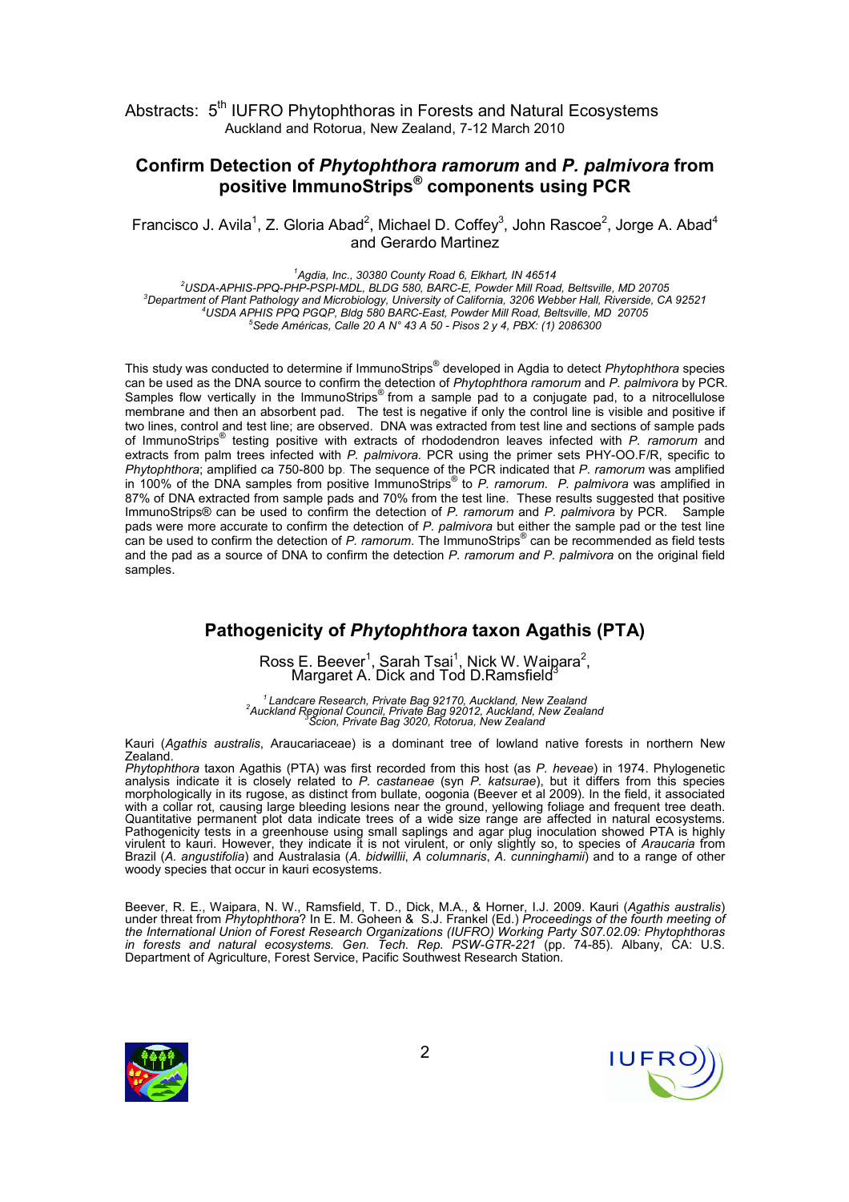# Confirm Detection of *Phytophthora ramorum* and *P. palmivora* from positive ImmunoStrips® components using PCR

Francisco J. Avila[1], Z. Gloria Abad[2], Michael D. Coffey[3], John Rascoe[2], Jorge A. Abad[4] and Gerardo Martinez

[1]*Agdia, Inc., 30380 County Road 6, Elkhart, IN 46514*
[2]*USDA-APHIS-PPQ-PHP-PSPI-MDL, BLDG 580, BARC-E, Powder Mill Road, Beltsville, MD 20705*
[3]*Department of Plant Pathology and Microbiology, University of California, 3206 Webber Hall, Riverside, CA 92521*
[4]*USDA APHIS PPQ PGQP, Bldg 580 BARC-East, Powder Mill Road, Beltsville, MD 20705*
[5]*Sede Américas, Calle 20 A N° 43 A 50 - Pisos 2 y 4, PBX: (1) 2086300*

This study was conducted to determine if ImmunoStrips® developed in Agdia to detect *Phytophthora* species can be used as the DNA source to confirm the detection of *Phytophthora ramorum* and *P. palmivora* by PCR. Samples flow vertically in the ImmunoStrips® from a sample pad to a conjugate pad, to a nitrocellulose membrane and then an absorbent pad. The test is negative if only the control line is visible and positive if two lines, control and test line; are observed. DNA was extracted from test line and sections of sample pads of ImmunoStrips® testing positive with extracts of rhododendron leaves infected with *P. ramorum* and extracts from palm trees infected with *P. palmivora.* PCR using the primer sets PHY-OO.F/R, specific to *Phytophthora*; amplified ca 750-800 bp. The sequence of the PCR indicated that *P. ramorum* was amplified in 100% of the DNA samples from positive ImmunoStrips® to *P. ramorum*. *P. palmivora* was amplified in 87% of DNA extracted from sample pads and 70% from the test line. These results suggested that positive ImmunoStrips® can be used to confirm the detection of *P. ramorum* and *P. palmivora* by PCR. Sample pads were more accurate to confirm the detection of *P. palmivora* but either the sample pad or the test line can be used to confirm the detection of *P. ramorum*. The ImmunoStrips® can be recommended as field tests and the pad as a source of DNA to confirm the detection *P. ramorum and P. palmivora* on the original field samples.

# Pathogenicity of *Phytophthora* taxon Agathis (PTA)

Ross E. Beever[1], Sarah Tsai[1], Nick W. Waipara[2], Margaret A. Dick and Tod D.Ramsfield[3]

[1]*Landcare Research, Private Bag 92170, Auckland, New Zealand*
[2]*Auckland Regional Council, Private Bag 92012, Auckland, New Zealand*
[3]*Scion, Private Bag 3020, Rotorua, New Zealand*

Kauri (*Agathis australis*, Araucariaceae) is a dominant tree of lowland native forests in northern New Zealand.
*Phytophthora* taxon Agathis (PTA) was first recorded from this host (as *P. heveae*) in 1974. Phylogenetic analysis indicate it is closely related to *P. castaneae* (syn *P. katsurae*), but it differs from this species morphologically in its rugose, as distinct from bullate, oogonia (Beever et al 2009). In the field, it associated with a collar rot, causing large bleeding lesions near the ground, yellowing foliage and frequent tree death. Quantitative permanent plot data indicate trees of a wide size range are affected in natural ecosystems. Pathogenicity tests in a greenhouse using small saplings and agar plug inoculation showed PTA is highly virulent to kauri. However, they indicate it is not virulent, or only slightly so, to species of *Araucaria* from Brazil (*A. angustifolia*) and Australasia (*A. bidwillii*, *A columnaris*, *A. cunninghamii*) and to a range of other woody species that occur in kauri ecosystems.

Beever, R. E., Waipara, N. W., Ramsfield, T. D., Dick, M.A., & Horner, I.J. 2009. Kauri (*Agathis australis*) under threat from *Phytophthora*? In E. M. Goheen & S.J. Frankel (Ed.) *Proceedings of the fourth meeting of the International Union of Forest Research Organizations (IUFRO) Working Party S07.02.09: Phytophthoras in forests and natural ecosystems. Gen. Tech. Rep. PSW-GTR-221* (pp. 74-85). Albany, CA: U.S. Department of Agriculture, Forest Service, Pacific Southwest Research Station.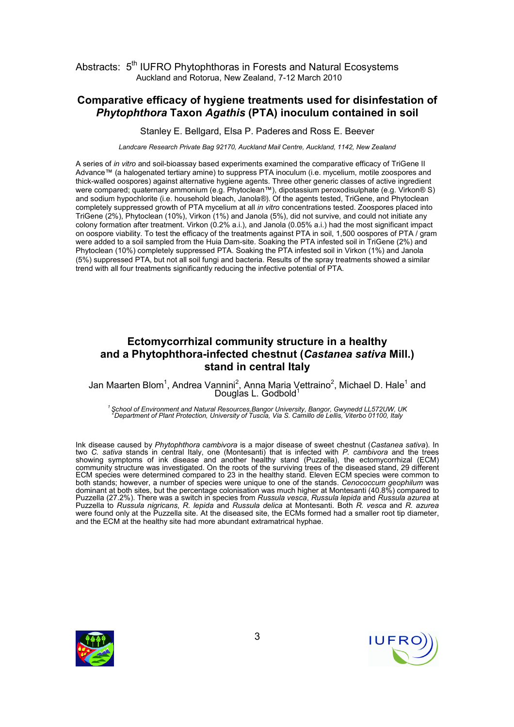## Comparative efficacy of hygiene treatments used for disinfestation of *Phytophthora* Taxon *Agathis* (PTA) inoculum contained in soil

Stanley E. Bellgard, Elsa P. Paderes and Ross E. Beever

*Landcare Research Private Bag 92170, Auckland Mail Centre, Auckland, 1142, New Zealand*

A series of *in vitro* and soil-bioassay based experiments examined the comparative efficacy of TriGene II Advance™ (a halogenated tertiary amine) to suppress PTA inoculum (i.e. mycelium, motile zoospores and thick-walled oospores) against alternative hygiene agents. Three other generic classes of active ingredient were compared; quaternary ammonium (e.g. Phytoclean™), dipotassium peroxodisulphate (e.g. Virkon® S) and sodium hypochlorite (i.e. household bleach, Janola®). Of the agents tested, TriGene, and Phytoclean completely suppressed growth of PTA mycelium at all *in vitro* concentrations tested. Zoospores placed into TriGene (2%), Phytoclean (10%), Virkon (1%) and Janola (5%), did not survive, and could not initiate any colony formation after treatment. Virkon (0.2% a.i.), and Janola (0.05% a.i.) had the most significant impact on oospore viability. To test the efficacy of the treatments against PTA in soil, 1,500 oospores of PTA / gram were added to a soil sampled from the Huia Dam-site. Soaking the PTA infested soil in TriGene (2%) and Phytoclean (10%) completely suppressed PTA. Soaking the PTA infested soil in Virkon (1%) and Janola (5%) suppressed PTA, but not all soil fungi and bacteria. Results of the spray treatments showed a similar trend with all four treatments significantly reducing the infective potential of PTA.

## Ectomycorrhizal community structure in a healthy and a Phytophthora-infected chestnut (*Castanea sativa* Mill.) stand in central Italy

Jan Maarten Blom[1], Andrea Vannini[2], Anna Maria Vettraino[2], Michael D. Hale[1] and Douglas L. Godbold[1]

*[1] School of Environment and Natural Resources, Bangor University, Bangor, Gwynedd LL572UW, UK*
*[2] Department of Plant Protection, University of Tuscia, Via S. Camillo de Lellis, Viterbo 01100, Italy*

Ink disease caused by *Phytophthora cambivora* is a major disease of sweet chestnut (*Castanea sativa*). In two *C. sativa* stands in central Italy, one (Montesanti) that is infected with *P. cambivora* and the trees showing symptoms of ink disease and another healthy stand (Puzzella), the ectomycorrhizal (ECM) community structure was investigated. On the roots of the surviving trees of the diseased stand, 29 different ECM species were determined compared to 23 in the healthy stand. Eleven ECM species were common to both stands; however, a number of species were unique to one of the stands. *Cenococcum geophilum* was dominant at both sites, but the percentage colonisation was much higher at Montesanti (40.8%) compared to Puzzella (27.2%). There was a switch in species from *Russula vesca*, *Russula lepida* and *Russula azurea* at Puzzella to *Russula nigricans*, *R. lepida* and *Russula delica* at Montesanti. Both *R. vesca* and *R. azurea* were found only at the Puzzella site. At the diseased site, the ECMs formed had a smaller root tip diameter, and the ECM at the healthy site had more abundant extramatrical hyphae.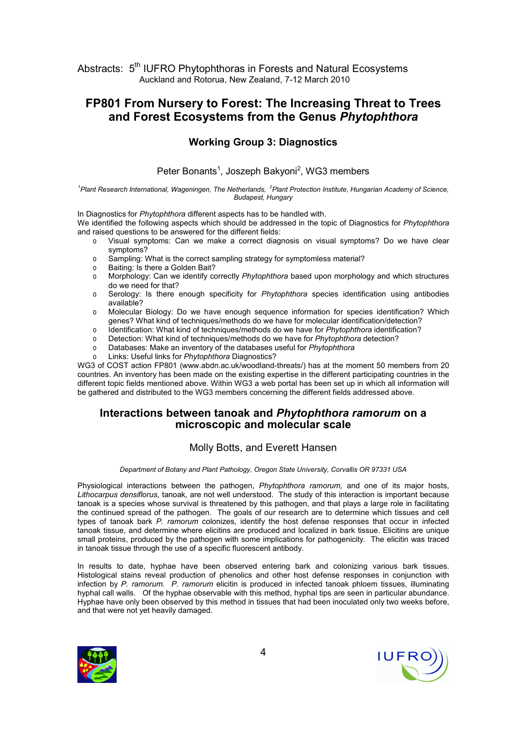## FP801 From Nursery to Forest: The Increasing Threat to Trees and Forest Ecosystems from the Genus *Phytophthora*

### Working Group 3: Diagnostics

Peter Bonants[1], Joszeph Bakyoni[2], WG3 members

*[1]Plant Research International, Wageningen, The Netherlands, [2]Plant Protection Institute, Hungarian Academy of Science, Budapest, Hungary*

In Diagnostics for *Phytophthora* different aspects has to be handled with.
We identified the following aspects which should be addressed in the topic of Diagnostics for *Phytophthora* and raised questions to be answered for the different fields:

- Visual symptoms: Can we make a correct diagnosis on visual symptoms? Do we have clear symptoms?
- Sampling: What is the correct sampling strategy for symptomless material?
- Baiting: Is there a Golden Bait?
- Morphology: Can we identify correctly *Phytophthora* based upon morphology and which structures do we need for that?
- Serology: Is there enough specificity for *Phytophthora* species identification using antibodies available?
- Molecular Biology: Do we have enough sequence information for species identification? Which genes? What kind of techniques/methods do we have for molecular identification/detection?
- Identification: What kind of techniques/methods do we have for *Phytophthora* identification?
- Detection: What kind of techniques/methods do we have for *Phytophthora* detection?
- Databases: Make an inventory of the databases useful for *Phytophthora*
- Links: Useful links for *Phytophthora* Diagnostics?

WG3 of COST action FP801 (www.abdn.ac.uk/woodland-threats/) has at the moment 50 members from 20 countries. An inventory has been made on the existing expertise in the different participating countries in the different topic fields mentioned above. Within WG3 a web portal has been set up in which all information will be gathered and distributed to the WG3 members concerning the different fields addressed above.

## Interactions between tanoak and *Phytophthora ramorum* on a microscopic and molecular scale

Molly Botts, and Everett Hansen

*Department of Botany and Plant Pathology, Oregon State University, Corvallis OR 97331 USA*

Physiological interactions between the pathogen, *Phytophthora ramorum,* and one of its major hosts, *Lithocarpus densiflorus*, tanoak, are not well understood. The study of this interaction is important because tanoak is a species whose survival is threatened by this pathogen, and that plays a large role in facilitating the continued spread of the pathogen. The goals of our research are to determine which tissues and cell types of tanoak bark *P. ramorum* colonizes, identify the host defense responses that occur in infected tanoak tissue, and determine where elicitins are produced and localized in bark tissue. Elicitins are unique small proteins, produced by the pathogen with some implications for pathogenicity. The elicitin was traced in tanoak tissue through the use of a specific fluorescent antibody.

In results to date, hyphae have been observed entering bark and colonizing various bark tissues. Histological stains reveal production of phenolics and other host defense responses in conjunction with infection by *P. ramorum. P. ramorum* elicitin is produced in infected tanoak phloem tissues, illuminating hyphal call walls. Of the hyphae observable with this method, hyphal tips are seen in particular abundance. Hyphae have only been observed by this method in tissues that had been inoculated only two weeks before, and that were not yet heavily damaged.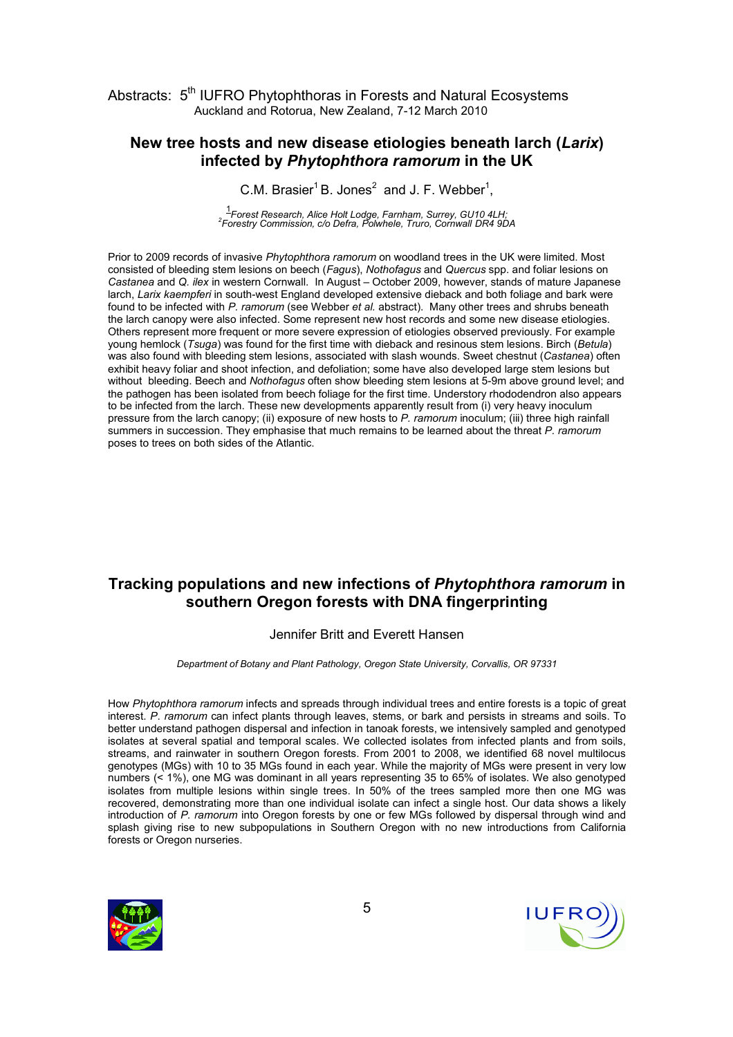## New tree hosts and new disease etiologies beneath larch (*Larix*) infected by *Phytophthora ramorum* in the UK

C.M. Brasier[1] B. Jones[2] and J. F. Webber[1],

*[1]Forest Research, Alice Holt Lodge, Farnham, Surrey, GU10 4LH;*
*[2]Forestry Commission, c/o Defra, Polwhele, Truro, Cornwall DR4 9DA*

Prior to 2009 records of invasive *Phytophthora ramorum* on woodland trees in the UK were limited. Most consisted of bleeding stem lesions on beech (*Fagus*), *Nothofagus* and *Quercus* spp. and foliar lesions on *Castanea* and *Q. ilex* in western Cornwall. In August – October 2009, however, stands of mature Japanese larch, *Larix kaempferi* in south-west England developed extensive dieback and both foliage and bark were found to be infected with *P. ramorum* (see Webber *et al.* abstract). Many other trees and shrubs beneath the larch canopy were also infected. Some represent new host records and some new disease etiologies. Others represent more frequent or more severe expression of etiologies observed previously. For example young hemlock (*Tsuga*) was found for the first time with dieback and resinous stem lesions. Birch (*Betula*) was also found with bleeding stem lesions, associated with slash wounds. Sweet chestnut (*Castanea*) often exhibit heavy foliar and shoot infection, and defoliation; some have also developed large stem lesions but without bleeding. Beech and *Nothofagus* often show bleeding stem lesions at 5-9m above ground level; and the pathogen has been isolated from beech foliage for the first time. Understory rhododendron also appears to be infected from the larch. These new developments apparently result from (i) very heavy inoculum pressure from the larch canopy; (ii) exposure of new hosts to *P. ramorum* inoculum; (iii) three high rainfall summers in succession. They emphasise that much remains to be learned about the threat *P. ramorum* poses to trees on both sides of the Atlantic.

## Tracking populations and new infections of *Phytophthora ramorum* in southern Oregon forests with DNA fingerprinting

Jennifer Britt and Everett Hansen

*Department of Botany and Plant Pathology, Oregon State University, Corvallis, OR 97331*

How *Phytophthora ramorum* infects and spreads through individual trees and entire forests is a topic of great interest. *P. ramorum* can infect plants through leaves, stems, or bark and persists in streams and soils. To better understand pathogen dispersal and infection in tanoak forests, we intensively sampled and genotyped isolates at several spatial and temporal scales. We collected isolates from infected plants and from soils, streams, and rainwater in southern Oregon forests. From 2001 to 2008, we identified 68 novel multilocus genotypes (MGs) with 10 to 35 MGs found in each year. While the majority of MGs were present in very low numbers (< 1%), one MG was dominant in all years representing 35 to 65% of isolates. We also genotyped isolates from multiple lesions within single trees. In 50% of the trees sampled more then one MG was recovered, demonstrating more than one individual isolate can infect a single host. Our data shows a likely introduction of *P. ramorum* into Oregon forests by one or few MGs followed by dispersal through wind and splash giving rise to new subpopulations in Southern Oregon with no new introductions from California forests or Oregon nurseries.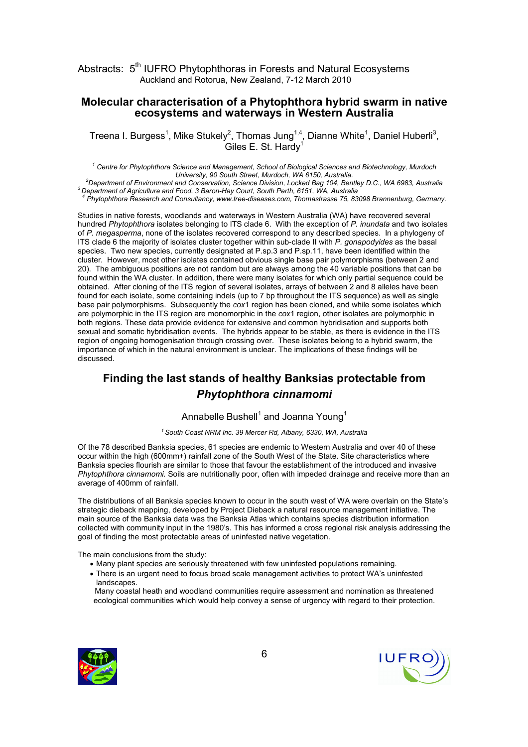# Molecular characterisation of a Phytophthora hybrid swarm in native ecosystems and waterways in Western Australia

Treena I. Burgess[1], Mike Stukely[2], Thomas Jung[1,4], Dianne White[1], Daniel Huberli[3], Giles E. St. Hardy[1]

*[1] Centre for Phytophthora Science and Management, School of Biological Sciences and Biotechnology, Murdoch University, 90 South Street, Murdoch, WA 6150, Australia.*
*[2]Department of Environment and Conservation, Science Division, Locked Bag 104, Bentley D.C., WA 6983, Australia*
*[3] Department of Agriculture and Food, 3 Baron-Hay Court, South Perth, 6151, WA, Australia*
*[4] Phytophthora Research and Consultancy, www.tree-diseases.com, Thomastrasse 75, 83098 Brannenburg, Germany.*

Studies in native forests, woodlands and waterways in Western Australia (WA) have recovered several hundred *Phytophthora* isolates belonging to ITS clade 6. With the exception of *P. inundata* and two isolates of *P. megasperma*, none of the isolates recovered correspond to any described species. In a phylogeny of ITS clade 6 the majority of isolates cluster together within sub-clade II with *P. gonapodyides* as the basal species. Two new species, currently designated at P.sp.3 and P.sp.11, have been identified within the cluster. However, most other isolates contained obvious single base pair polymorphisms (between 2 and 20). The ambiguous positions are not random but are always among the 40 variable positions that can be found within the WA cluster. In addition, there were many isolates for which only partial sequence could be obtained. After cloning of the ITS region of several isolates, arrays of between 2 and 8 alleles have been found for each isolate, some containing indels (up to 7 bp throughout the ITS sequence) as well as single base pair polymorphisms. Subsequently the *cox*1 region has been cloned, and while some isolates which are polymorphic in the ITS region are monomorphic in the *cox*1 region, other isolates are polymorphic in both regions. These data provide evidence for extensive and common hybridisation and supports both sexual and somatic hybridisation events. The hybrids appear to be stable, as there is evidence in the ITS region of ongoing homogenisation through crossing over. These isolates belong to a hybrid swarm, the importance of which in the natural environment is unclear. The implications of these findings will be discussed.

# Finding the last stands of healthy Banksias protectable from *Phytophthora cinnamomi*

Annabelle Bushell[1] and Joanna Young[1]

*[1] South Coast NRM Inc. 39 Mercer Rd, Albany, 6330, WA, Australia*

Of the 78 described Banksia species, 61 species are endemic to Western Australia and over 40 of these occur within the high (600mm+) rainfall zone of the South West of the State. Site characteristics where Banksia species flourish are similar to those that favour the establishment of the introduced and invasive *Phytophthora cinnamomi.* Soils are nutritionally poor, often with impeded drainage and receive more than an average of 400mm of rainfall.

The distributions of all Banksia species known to occur in the south west of WA were overlain on the State's strategic dieback mapping, developed by Project Dieback a natural resource management initiative. The main source of the Banksia data was the Banksia Atlas which contains species distribution information collected with community input in the 1980's. This has informed a cross regional risk analysis addressing the goal of finding the most protectable areas of uninfested native vegetation.

The main conclusions from the study:

- Many plant species are seriously threatened with few uninfested populations remaining.
- There is an urgent need to focus broad scale management activities to protect WA's uninfested landscapes.

  Many coastal heath and woodland communities require assessment and nomination as threatened ecological communities which would help convey a sense of urgency with regard to their protection.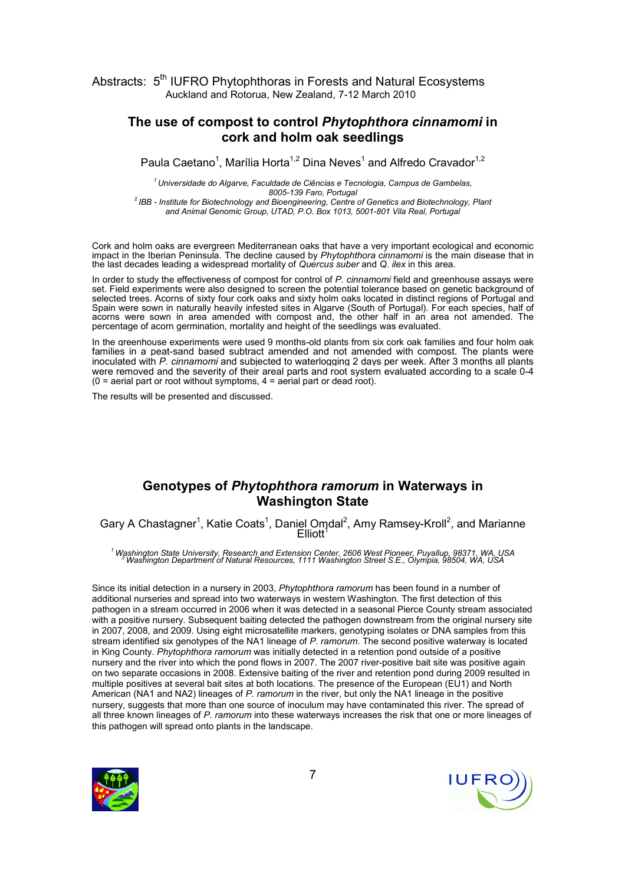## The use of compost to control *Phytophthora cinnamomi* in cork and holm oak seedlings

Paula Caetano[1], Marília Horta[1,2] Dina Neves[1] and Alfredo Cravador[1,2]

*[1] Universidade do Algarve, Faculdade de Ciências e Tecnologia, Campus de Gambelas, 8005-139 Faro, Portugal*
*[2] IBB - Institute for Biotechnology and Bioengineering, Centre of Genetics and Biotechnology, Plant and Animal Genomic Group, UTAD, P.O. Box 1013, 5001-801 Vila Real, Portugal*

Cork and holm oaks are evergreen Mediterranean oaks that have a very important ecological and economic impact in the Iberian Peninsula. The decline caused by *Phytophthora cinnamomi* is the main disease that in the last decades leading a widespread mortality of *Quercus suber* and *Q. ilex* in this area.

In order to study the effectiveness of compost for control of *P. cinnamomi* field and greenhouse assays were set. Field experiments were also designed to screen the potential tolerance based on genetic background of selected trees. Acorns of sixty four cork oaks and sixty holm oaks located in distinct regions of Portugal and Spain were sown in naturally heavily infested sites in Algarve (South of Portugal). For each species, half of acorns were sown in area amended with compost and, the other half in an area not amended. The percentage of acorn germination, mortality and height of the seedlings was evaluated.

In the greenhouse experiments were used 9 months-old plants from six cork oak families and four holm oak families in a peat-sand based subtract amended and not amended with compost. The plants were inoculated with *P. cinnamomi* and subjected to waterlogging 2 days per week. After 3 months all plants were removed and the severity of their areal parts and root system evaluated according to a scale 0-4 (0 = aerial part or root without symptoms, 4 = aerial part or dead root).

The results will be presented and discussed.

## Genotypes of *Phytophthora ramorum* in Waterways in Washington State

Gary A Chastagner[1], Katie Coats[1], Daniel Omdal[2], Amy Ramsey-Kroll[2], and Marianne Elliott[1]

*[1] Washington State University, Research and Extension Center, 2606 West Pioneer, Puyallup, 98371, WA, USA*
*[2] Washington Department of Natural Resources, 1111 Washington Street S.E., Olympia, 98504, WA, USA*

Since its initial detection in a nursery in 2003, *Phytophthora ramorum* has been found in a number of additional nurseries and spread into two waterways in western Washington. The first detection of this pathogen in a stream occurred in 2006 when it was detected in a seasonal Pierce County stream associated with a positive nursery. Subsequent baiting detected the pathogen downstream from the original nursery site in 2007, 2008, and 2009. Using eight microsatellite markers, genotyping isolates or DNA samples from this stream identified six genotypes of the NA1 lineage of *P. ramorum*. The second positive waterway is located in King County. *Phytophthora ramorum* was initially detected in a retention pond outside of a positive nursery and the river into which the pond flows in 2007. The 2007 river-positive bait site was positive again on two separate occasions in 2008. Extensive baiting of the river and retention pond during 2009 resulted in multiple positives at several bait sites at both locations. The presence of the European (EU1) and North American (NA1 and NA2) lineages of *P. ramorum* in the river, but only the NA1 lineage in the positive nursery, suggests that more than one source of inoculum may have contaminated this river. The spread of all three known lineages of *P. ramorum* into these waterways increases the risk that one or more lineages of this pathogen will spread onto plants in the landscape.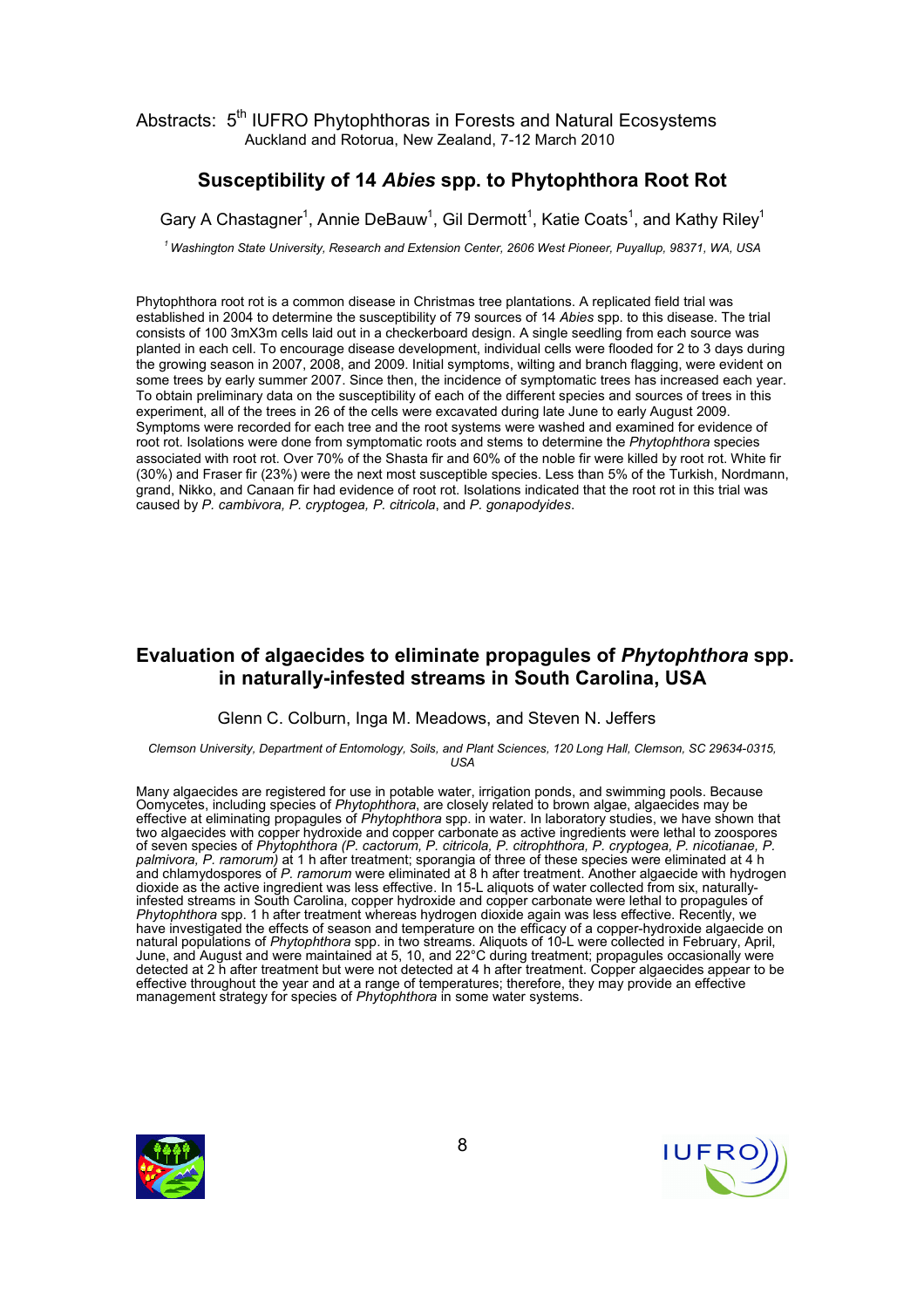## Susceptibility of 14 *Abies* spp. to Phytophthora Root Rot

Gary A Chastagner[1], Annie DeBauw[1], Gil Dermott[1], Katie Coats[1], and Kathy Riley[1]

[1] *Washington State University, Research and Extension Center, 2606 West Pioneer, Puyallup, 98371, WA, USA*

Phytophthora root rot is a common disease in Christmas tree plantations. A replicated field trial was established in 2004 to determine the susceptibility of 79 sources of 14 *Abies* spp. to this disease. The trial consists of 100 3mX3m cells laid out in a checkerboard design. A single seedling from each source was planted in each cell. To encourage disease development, individual cells were flooded for 2 to 3 days during the growing season in 2007, 2008, and 2009. Initial symptoms, wilting and branch flagging, were evident on some trees by early summer 2007. Since then, the incidence of symptomatic trees has increased each year. To obtain preliminary data on the susceptibility of each of the different species and sources of trees in this experiment, all of the trees in 26 of the cells were excavated during late June to early August 2009. Symptoms were recorded for each tree and the root systems were washed and examined for evidence of root rot. Isolations were done from symptomatic roots and stems to determine the *Phytophthora* species associated with root rot. Over 70% of the Shasta fir and 60% of the noble fir were killed by root rot. White fir (30%) and Fraser fir (23%) were the next most susceptible species. Less than 5% of the Turkish, Nordmann, grand, Nikko, and Canaan fir had evidence of root rot. Isolations indicated that the root rot in this trial was caused by *P. cambivora, P. cryptogea, P. citricola*, and *P. gonapodyides*.

## Evaluation of algaecides to eliminate propagules of *Phytophthora* spp. in naturally-infested streams in South Carolina, USA

Glenn C. Colburn, Inga M. Meadows, and Steven N. Jeffers

*Clemson University, Department of Entomology, Soils, and Plant Sciences, 120 Long Hall, Clemson, SC 29634-0315, USA*

Many algaecides are registered for use in potable water, irrigation ponds, and swimming pools. Because Oomycetes, including species of *Phytophthora*, are closely related to brown algae, algaecides may be effective at eliminating propagules of *Phytophthora* spp. in water. In laboratory studies, we have shown that two algaecides with copper hydroxide and copper carbonate as active ingredients were lethal to zoospores of seven species of *Phytophthora (P. cactorum, P. citricola, P. citrophthora, P. cryptogea, P. nicotianae, P. palmivora, P. ramorum)* at 1 h after treatment; sporangia of three of these species were eliminated at 4 h and chlamydospores of *P. ramorum* were eliminated at 8 h after treatment. Another algaecide with hydrogen dioxide as the active ingredient was less effective. In 15-L aliquots of water collected from six, naturally-infested streams in South Carolina, copper hydroxide and copper carbonate were lethal to propagules of *Phytophthora* spp. 1 h after treatment whereas hydrogen dioxide again was less effective. Recently, we have investigated the effects of season and temperature on the efficacy of a copper-hydroxide algaecide on natural populations of *Phytophthora* spp. in two streams. Aliquots of 10-L were collected in February, April, June, and August and were maintained at 5, 10, and 22°C during treatment; propagules occasionally were detected at 2 h after treatment but were not detected at 4 h after treatment. Copper algaecides appear to be effective throughout the year and at a range of temperatures; therefore, they may provide an effective management strategy for species of *Phytophthora* in some water systems.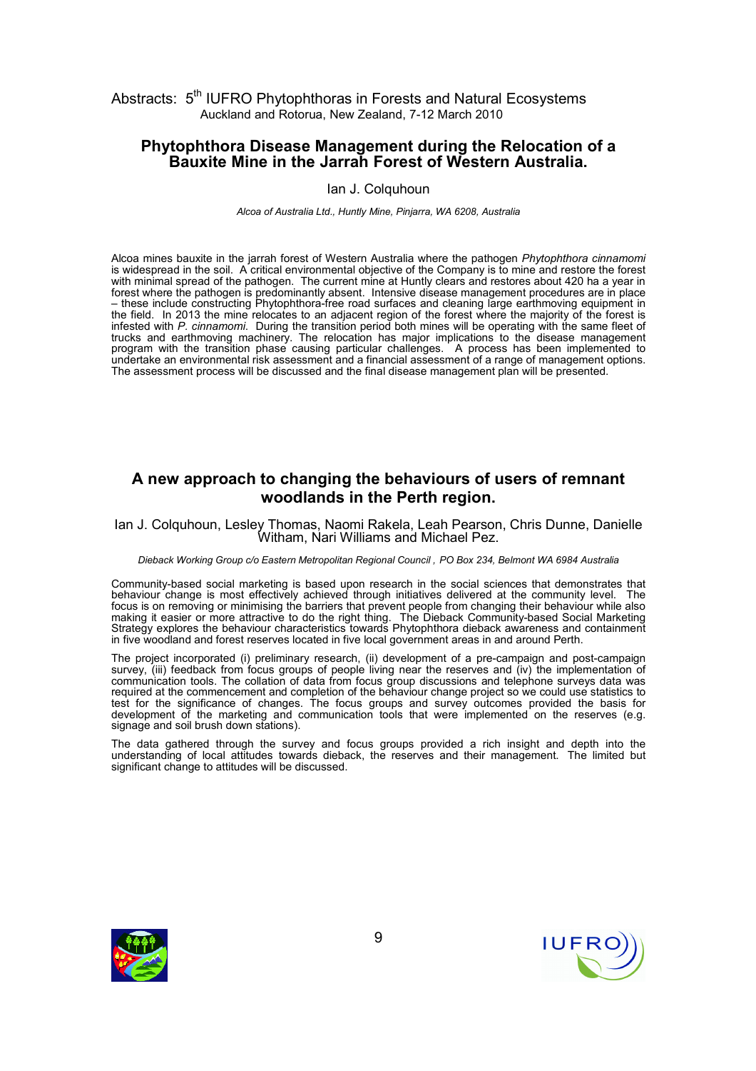## Phytophthora Disease Management during the Relocation of a Bauxite Mine in the Jarrah Forest of Western Australia.

Ian J. Colquhoun

*Alcoa of Australia Ltd., Huntly Mine, Pinjarra, WA 6208, Australia*

Alcoa mines bauxite in the jarrah forest of Western Australia where the pathogen *Phytophthora cinnamomi* is widespread in the soil. A critical environmental objective of the Company is to mine and restore the forest with minimal spread of the pathogen. The current mine at Huntly clears and restores about 420 ha a year in forest where the pathogen is predominantly absent. Intensive disease management procedures are in place – these include constructing Phytophthora-free road surfaces and cleaning large earthmoving equipment in the field. In 2013 the mine relocates to an adjacent region of the forest where the majority of the forest is infested with *P. cinnamomi*. During the transition period both mines will be operating with the same fleet of trucks and earthmoving machinery. The relocation has major implications to the disease management program with the transition phase causing particular challenges. A process has been implemented to undertake an environmental risk assessment and a financial assessment of a range of management options. The assessment process will be discussed and the final disease management plan will be presented.

## A new approach to changing the behaviours of users of remnant woodlands in the Perth region.

Ian J. Colquhoun, Lesley Thomas, Naomi Rakela, Leah Pearson, Chris Dunne, Danielle Witham, Nari Williams and Michael Pez.

*Dieback Working Group c/o Eastern Metropolitan Regional Council , PO Box 234, Belmont WA 6984 Australia*

Community-based social marketing is based upon research in the social sciences that demonstrates that behaviour change is most effectively achieved through initiatives delivered at the community level. The focus is on removing or minimising the barriers that prevent people from changing their behaviour while also making it easier or more attractive to do the right thing. The Dieback Community-based Social Marketing Strategy explores the behaviour characteristics towards Phytophthora dieback awareness and containment in five woodland and forest reserves located in five local government areas in and around Perth.

The project incorporated (i) preliminary research, (ii) development of a pre-campaign and post-campaign survey, (iii) feedback from focus groups of people living near the reserves and (iv) the implementation of communication tools. The collation of data from focus group discussions and telephone surveys data was required at the commencement and completion of the behaviour change project so we could use statistics to test for the significance of changes. The focus groups and survey outcomes provided the basis for development of the marketing and communication tools that were implemented on the reserves (e.g. signage and soil brush down stations).

The data gathered through the survey and focus groups provided a rich insight and depth into the understanding of local attitudes towards dieback, the reserves and their management. The limited but significant change to attitudes will be discussed.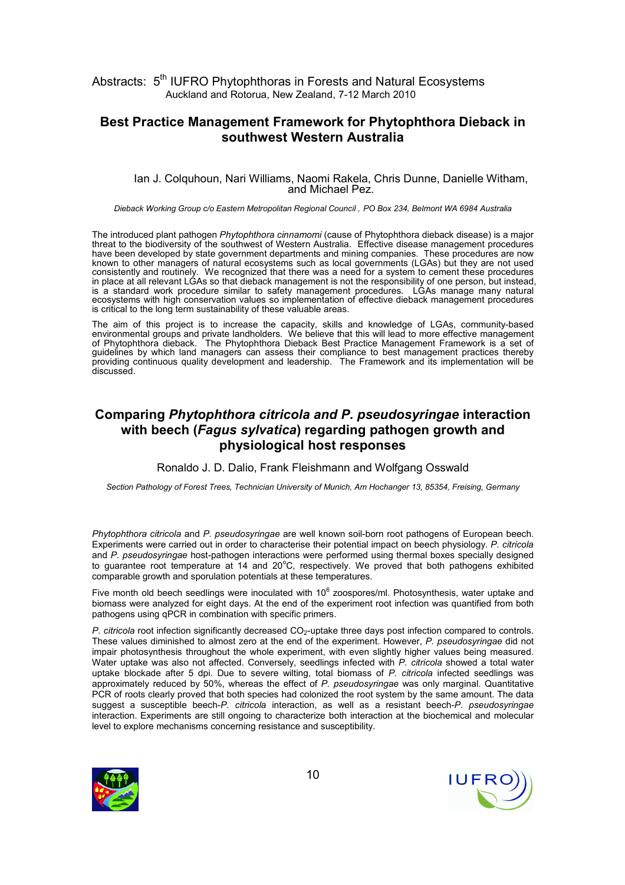## Best Practice Management Framework for Phytophthora Dieback in southwest Western Australia

Ian J. Colquhoun, Nari Williams, Naomi Rakela, Chris Dunne, Danielle Witham, and Michael Pez.

*Dieback Working Group c/o Eastern Metropolitan Regional Council , PO Box 234, Belmont WA 6984 Australia*

The introduced plant pathogen *Phytophthora cinnamomi* (cause of Phytophthora dieback disease) is a major threat to the biodiversity of the southwest of Western Australia. Effective disease management procedures have been developed by state government departments and mining companies. These procedures are now known to other managers of natural ecosystems such as local governments (LGAs) but they are not used consistently and routinely. We recognized that there was a need for a system to cement these procedures in place at all relevant LGAs so that dieback management is not the responsibility of one person, but instead, is a standard work procedure similar to safety management procedures. LGAs manage many natural ecosystems with high conservation values so implementation of effective dieback management procedures is critical to the long term sustainability of these valuable areas.

The aim of this project is to increase the capacity, skills and knowledge of LGAs, community-based environmental groups and private landholders. We believe that this will lead to more effective management of Phytophthora dieback. The Phytophthora Dieback Best Practice Management Framework is a set of guidelines by which land managers can assess their compliance to best management practices thereby providing continuous quality development and leadership. The Framework and its implementation will be discussed.

## Comparing *Phytophthora citricola and P. pseudosyringae* interaction with beech (*Fagus sylvatica*) regarding pathogen growth and physiological host responses

Ronaldo J. D. Dalio, Frank Fleishmann and Wolfgang Osswald

*Section Pathology of Forest Trees, Technician University of Munich, Am Hochanger 13, 85354, Freising, Germany*

*Phytophthora citricola* and *P. pseudosyringae* are well known soil-born root pathogens of European beech. Experiments were carried out in order to characterise their potential impact on beech physiology. *P. citricola* and *P. pseudosyringae* host-pathogen interactions were performed using thermal boxes specially designed to guarantee root temperature at 14 and 20°C, respectively. We proved that both pathogens exhibited comparable growth and sporulation potentials at these temperatures.

Five month old beech seedlings were inoculated with $10^6$ zoospores/ml. Photosynthesis, water uptake and biomass were analyzed for eight days. At the end of the experiment root infection was quantified from both pathogens using qPCR in combination with specific primers.

*P. citricola* root infection significantly decreased $CO_2$-uptake three days post infection compared to controls. These values diminished to almost zero at the end of the experiment. However, *P. pseudosyringae* did not impair photosynthesis throughout the whole experiment, with even slightly higher values being measured. Water uptake was also not affected. Conversely, seedlings infected with *P. citricola* showed a total water uptake blockade after 5 dpi. Due to severe wilting, total biomass of *P. citricola* infected seedlings was approximately reduced by 50%, whereas the effect of *P. pseudosyringae* was only marginal. Quantitative PCR of roots clearly proved that both species had colonized the root system by the same amount. The data suggest a susceptible beech-*P. citricola* interaction, as well as a resistant beech-*P. pseudosyringae* interaction. Experiments are still ongoing to characterize both interaction at the biochemical and molecular level to explore mechanisms concerning resistance and susceptibility.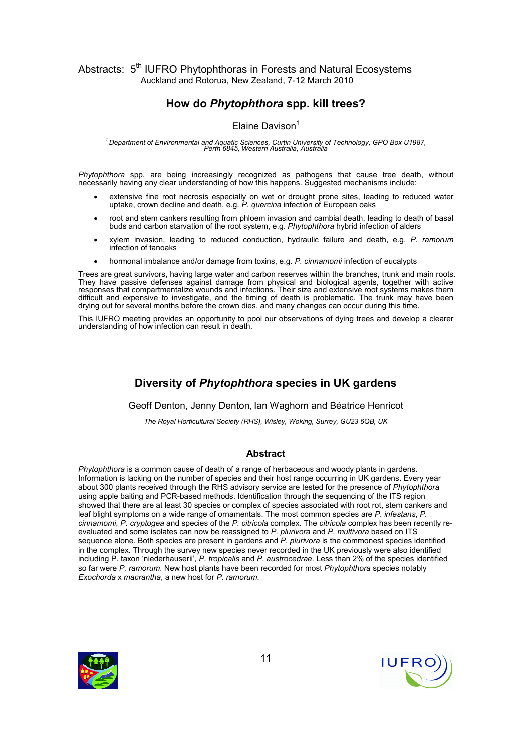# How do *Phytophthora* spp. kill trees?

Elaine Davison[1]

*[1] Department of Environmental and Aquatic Sciences, Curtin University of Technology, GPO Box U1987, Perth 6845, Western Australia, Australia*

*Phytophthora* spp. are being increasingly recognized as pathogens that cause tree death, without necessarily having any clear understanding of how this happens. Suggested mechanisms include:

- extensive fine root necrosis especially on wet or drought prone sites, leading to reduced water uptake, crown decline and death, e.g. *P. quercina* infection of European oaks
- root and stem cankers resulting from phloem invasion and cambial death, leading to death of basal buds and carbon starvation of the root system, e.g. *Phytophthora* hybrid infection of alders
- xylem invasion, leading to reduced conduction, hydraulic failure and death, e.g. *P. ramorum* infection of tanoaks
- hormonal imbalance and/or damage from toxins, e.g. *P. cinnamomi* infection of eucalypts

Trees are great survivors, having large water and carbon reserves within the branches, trunk and main roots. They have passive defenses against damage from physical and biological agents, together with active responses that compartmentalize wounds and infections. Their size and extensive root systems makes them difficult and expensive to investigate, and the timing of death is problematic. The trunk may have been drying out for several months before the crown dies, and many changes can occur during this time.

This IUFRO meeting provides an opportunity to pool our observations of dying trees and develop a clearer understanding of how infection can result in death.

# Diversity of *Phytophthora* species in UK gardens

Geoff Denton, Jenny Denton, Ian Waghorn and Béatrice Henricot

*The Royal Horticultural Society (RHS), Wisley, Woking, Surrey, GU23 6QB, UK*

## Abstract

*Phytophthora* is a common cause of death of a range of herbaceous and woody plants in gardens. Information is lacking on the number of species and their host range occurring in UK gardens. Every year about 300 plants received through the RHS advisory service are tested for the presence of *Phytophthora* using apple baiting and PCR-based methods. Identification through the sequencing of the ITS region showed that there are at least 30 species or complex of species associated with root rot, stem cankers and leaf blight symptoms on a wide range of ornamentals. The most common species are *P. infestans*, *P. cinnamomi*, *P. cryptogea* and species of the *P. citricola* complex. The *citricola* complex has been recently re-evaluated and some isolates can now be reassigned to *P. plurivora* and *P. multivora* based on ITS sequence alone. Both species are present in gardens and *P. plurivora* is the commonest species identified in the complex. Through the survey new species never recorded in the UK previously were also identified including P. taxon 'niederhauserii', *P. tropicalis* and *P. austrocedrae*. Less than 2% of the species identified so far were *P. ramorum*. New host plants have been recorded for most *Phytophthora* species notably *Exochorda* x *macrantha*, a new host for *P. ramorum*.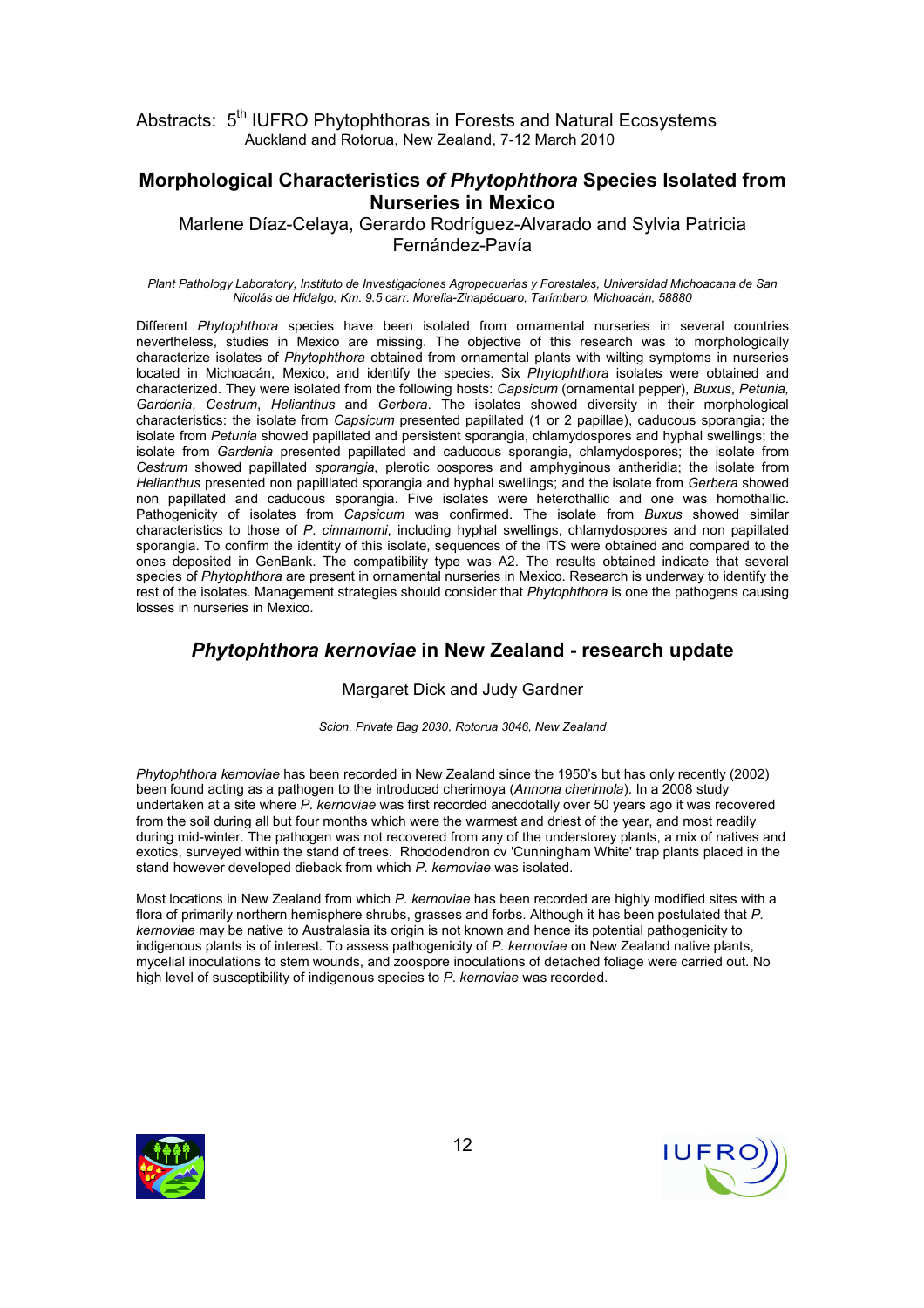## Morphological Characteristics *of Phytophthora* Species Isolated from Nurseries in Mexico

Marlene Díaz-Celaya, Gerardo Rodríguez-Alvarado and Sylvia Patricia Fernández-Pavía

*Plant Pathology Laboratory, Instituto de Investigaciones Agropecuarias y Forestales, Universidad Michoacana de San Nicolás de Hidalgo, Km. 9.5 carr. Morelia-Zinapécuaro, Tarímbaro, Michoacán, 58880*

Different *Phytophthora* species have been isolated from ornamental nurseries in several countries nevertheless, studies in Mexico are missing. The objective of this research was to morphologically characterize isolates of *Phytophthora* obtained from ornamental plants with wilting symptoms in nurseries located in Michoacán, Mexico, and identify the species. Six *Phytophthora* isolates were obtained and characterized. They were isolated from the following hosts: *Capsicum* (ornamental pepper), *Buxus*, *Petunia, Gardenia*, *Cestrum*, *Helianthus* and *Gerbera*. The isolates showed diversity in their morphological characteristics: the isolate from *Capsicum* presented papillated (1 or 2 papillae), caducous sporangia; the isolate from *Petunia* showed papillated and persistent sporangia, chlamydospores and hyphal swellings; the isolate from *Gardenia* presented papillated and caducous sporangia, chlamydospores; the isolate from *Cestrum* showed papillated *sporangia,* plerotic oospores and amphyginous antheridia; the isolate from *Helianthus* presented non papilllated sporangia and hyphal swellings; and the isolate from *Gerbera* showed non papillated and caducous sporangia. Five isolates were heterothallic and one was homothallic. Pathogenicity of isolates from *Capsicum* was confirmed. The isolate from *Buxus* showed similar characteristics to those of *P. cinnamomi*, including hyphal swellings, chlamydospores and non papillated sporangia. To confirm the identity of this isolate, sequences of the ITS were obtained and compared to the ones deposited in GenBank. The compatibility type was A2. The results obtained indicate that several species of *Phytophthora* are present in ornamental nurseries in Mexico. Research is underway to identify the rest of the isolates. Management strategies should consider that *Phytophthora* is one the pathogens causing losses in nurseries in Mexico.

## *Phytophthora kernoviae* in New Zealand - research update

Margaret Dick and Judy Gardner

*Scion, Private Bag 2030, Rotorua 3046, New Zealand*

*Phytophthora kernoviae* has been recorded in New Zealand since the 1950's but has only recently (2002) been found acting as a pathogen to the introduced cherimoya (*Annona cherimola*). In a 2008 study undertaken at a site where *P. kernoviae* was first recorded anecdotally over 50 years ago it was recovered from the soil during all but four months which were the warmest and driest of the year, and most readily during mid-winter. The pathogen was not recovered from any of the understorey plants, a mix of natives and exotics, surveyed within the stand of trees. Rhododendron cv 'Cunningham White' trap plants placed in the stand however developed dieback from which *P. kernoviae* was isolated.

Most locations in New Zealand from which *P. kernoviae* has been recorded are highly modified sites with a flora of primarily northern hemisphere shrubs, grasses and forbs. Although it has been postulated that *P. kernoviae* may be native to Australasia its origin is not known and hence its potential pathogenicity to indigenous plants is of interest. To assess pathogenicity of *P. kernoviae* on New Zealand native plants, mycelial inoculations to stem wounds, and zoospore inoculations of detached foliage were carried out. No high level of susceptibility of indigenous species to *P. kernoviae* was recorded.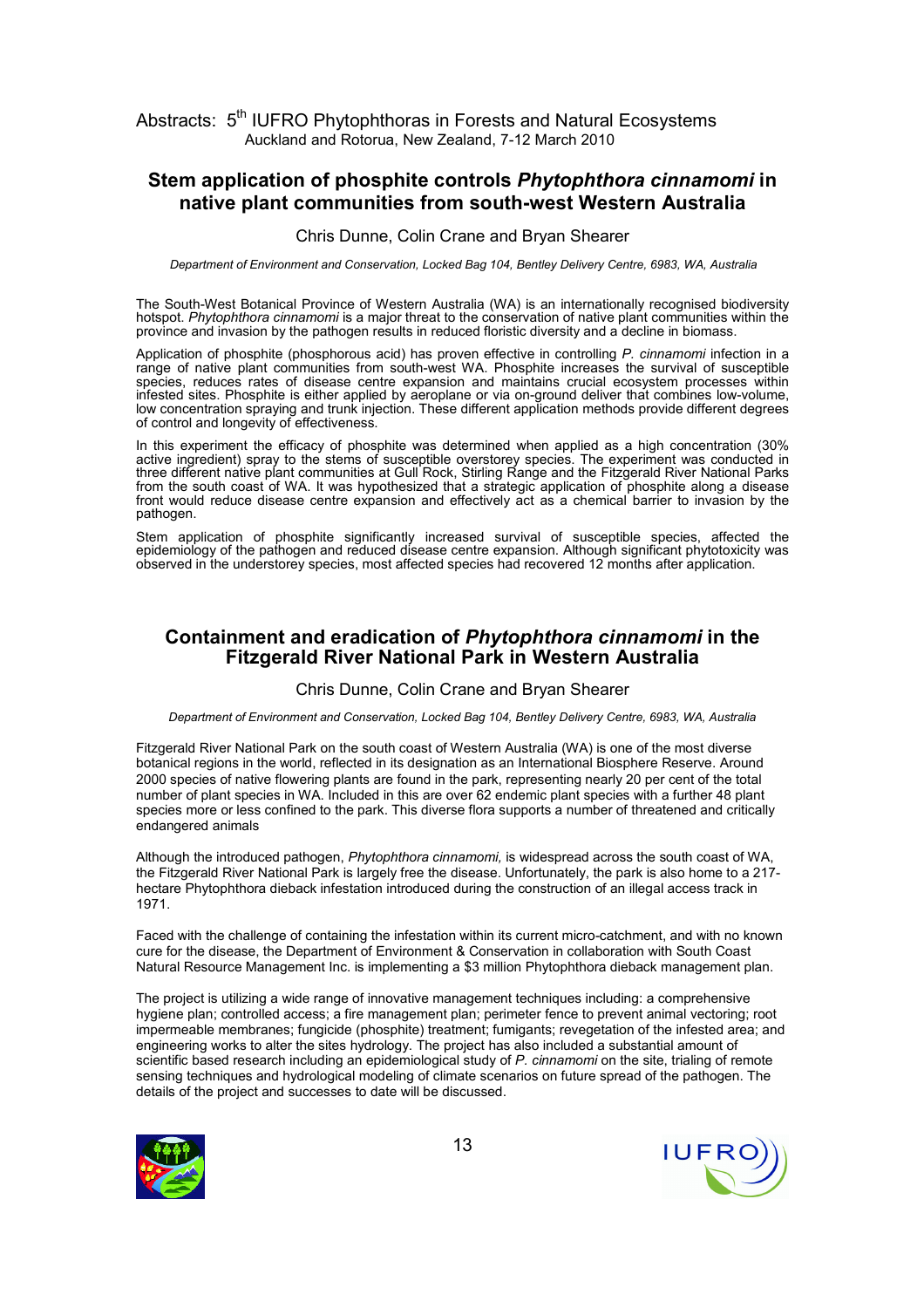## Stem application of phosphite controls *Phytophthora cinnamomi* in native plant communities from south-west Western Australia

Chris Dunne, Colin Crane and Bryan Shearer

*Department of Environment and Conservation, Locked Bag 104, Bentley Delivery Centre, 6983, WA, Australia*

The South-West Botanical Province of Western Australia (WA) is an internationally recognised biodiversity hotspot. *Phytophthora cinnamomi* is a major threat to the conservation of native plant communities within the province and invasion by the pathogen results in reduced floristic diversity and a decline in biomass.

Application of phosphite (phosphorous acid) has proven effective in controlling *P. cinnamomi* infection in a range of native plant communities from south-west WA. Phosphite increases the survival of susceptible species, reduces rates of disease centre expansion and maintains crucial ecosystem processes within infested sites. Phosphite is either applied by aeroplane or via on-ground deliver that combines low-volume, low concentration spraying and trunk injection. These different application methods provide different degrees of control and longevity of effectiveness.

In this experiment the efficacy of phosphite was determined when applied as a high concentration (30% active ingredient) spray to the stems of susceptible overstorey species. The experiment was conducted in three different native plant communities at Gull Rock, Stirling Range and the Fitzgerald River National Parks from the south coast of WA. It was hypothesized that a strategic application of phosphite along a disease front would reduce disease centre expansion and effectively act as a chemical barrier to invasion by the pathogen.

Stem application of phosphite significantly increased survival of susceptible species, affected the epidemiology of the pathogen and reduced disease centre expansion. Although significant phytotoxicity was observed in the understorey species, most affected species had recovered 12 months after application.

## Containment and eradication of *Phytophthora cinnamomi* in the Fitzgerald River National Park in Western Australia

Chris Dunne, Colin Crane and Bryan Shearer

*Department of Environment and Conservation, Locked Bag 104, Bentley Delivery Centre, 6983, WA, Australia*

Fitzgerald River National Park on the south coast of Western Australia (WA) is one of the most diverse botanical regions in the world, reflected in its designation as an International Biosphere Reserve. Around 2000 species of native flowering plants are found in the park, representing nearly 20 per cent of the total number of plant species in WA. Included in this are over 62 endemic plant species with a further 48 plant species more or less confined to the park. This diverse flora supports a number of threatened and critically endangered animals

Although the introduced pathogen, *Phytophthora cinnamomi,* is widespread across the south coast of WA, the Fitzgerald River National Park is largely free the disease. Unfortunately, the park is also home to a 217-hectare Phytophthora dieback infestation introduced during the construction of an illegal access track in 1971.

Faced with the challenge of containing the infestation within its current micro-catchment, and with no known cure for the disease, the Department of Environment & Conservation in collaboration with South Coast Natural Resource Management Inc. is implementing a $3 million Phytophthora dieback management plan.

The project is utilizing a wide range of innovative management techniques including: a comprehensive hygiene plan; controlled access; a fire management plan; perimeter fence to prevent animal vectoring; root impermeable membranes; fungicide (phosphite) treatment; fumigants; revegetation of the infested area; and engineering works to alter the sites hydrology. The project has also included a substantial amount of scientific based research including an epidemiological study of *P. cinnamomi* on the site, trialing of remote sensing techniques and hydrological modeling of climate scenarios on future spread of the pathogen. The details of the project and successes to date will be discussed.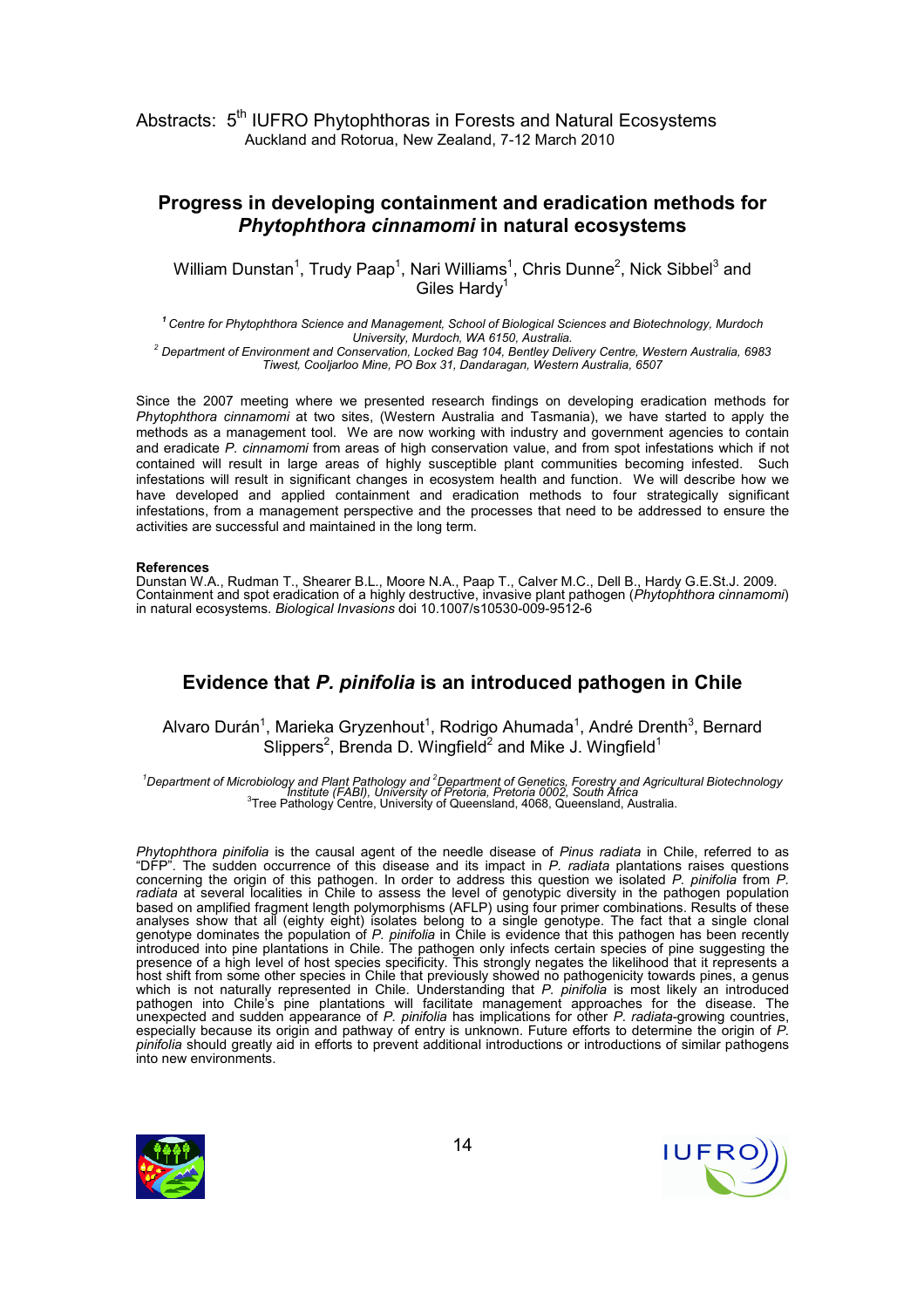## Progress in developing containment and eradication methods for *Phytophthora cinnamomi* in natural ecosystems

William Dunstan[1], Trudy Paap[1], Nari Williams[1], Chris Dunne[2], Nick Sibbel[3] and Giles Hardy[1]

*[1] Centre for Phytophthora Science and Management, School of Biological Sciences and Biotechnology, Murdoch University, Murdoch, WA 6150, Australia.*
*[2] Department of Environment and Conservation, Locked Bag 104, Bentley Delivery Centre, Western Australia, 6983*
*Tiwest, Cooljarloo Mine, PO Box 31, Dandaragan, Western Australia, 6507*

Since the 2007 meeting where we presented research findings on developing eradication methods for *Phytophthora cinnamomi* at two sites, (Western Australia and Tasmania), we have started to apply the methods as a management tool. We are now working with industry and government agencies to contain and eradicate *P. cinnamomi* from areas of high conservation value, and from spot infestations which if not contained will result in large areas of highly susceptible plant communities becoming infested. Such infestations will result in significant changes in ecosystem health and function. We will describe how we have developed and applied containment and eradication methods to four strategically significant infestations, from a management perspective and the processes that need to be addressed to ensure the activities are successful and maintained in the long term.

**References**
Dunstan W.A., Rudman T., Shearer B.L., Moore N.A., Paap T., Calver M.C., Dell B., Hardy G.E.St.J. 2009. Containment and spot eradication of a highly destructive, invasive plant pathogen (*Phytophthora cinnamomi*) in natural ecosystems. *Biological Invasions* doi 10.1007/s10530-009-9512-6

## Evidence that *P. pinifolia* is an introduced pathogen in Chile

Alvaro Durán[1], Marieka Gryzenhout[1], Rodrigo Ahumada[1], André Drenth[3], Bernard Slippers[2], Brenda D. Wingfield[2] and Mike J. Wingfield[1]

*[1]Department of Microbiology and Plant Pathology and [2]Department of Genetics, Forestry and Agricultural Biotechnology Institute (FABI), University of Pretoria, Pretoria 0002, South Africa*
[3]Tree Pathology Centre, University of Queensland, 4068, Queensland, Australia.

*Phytophthora pinifolia* is the causal agent of the needle disease of *Pinus radiata* in Chile, referred to as "DFP". The sudden occurrence of this disease and its impact in *P. radiata* plantations raises questions concerning the origin of this pathogen. In order to address this question we isolated *P. pinifolia* from *P. radiata* at several localities in Chile to assess the level of genotypic diversity in the pathogen population based on amplified fragment length polymorphisms (AFLP) using four primer combinations. Results of these analyses show that all (eighty eight) isolates belong to a single genotype. The fact that a single clonal genotype dominates the population of *P. pinifolia* in Chile is evidence that this pathogen has been recently introduced into pine plantations in Chile. The pathogen only infects certain species of pine suggesting the presence of a high level of host species specificity. This strongly negates the likelihood that it represents a host shift from some other species in Chile that previously showed no pathogenicity towards pines, a genus which is not naturally represented in Chile. Understanding that *P. pinifolia* is most likely an introduced pathogen into Chile's pine plantations will facilitate management approaches for the disease. The unexpected and sudden appearance of *P. pinifolia* has implications for other *P. radiata*-growing countries, especially because its origin and pathway of entry is unknown. Future efforts to determine the origin of *P. pinifolia* should greatly aid in efforts to prevent additional introductions or introductions of similar pathogens into new environments.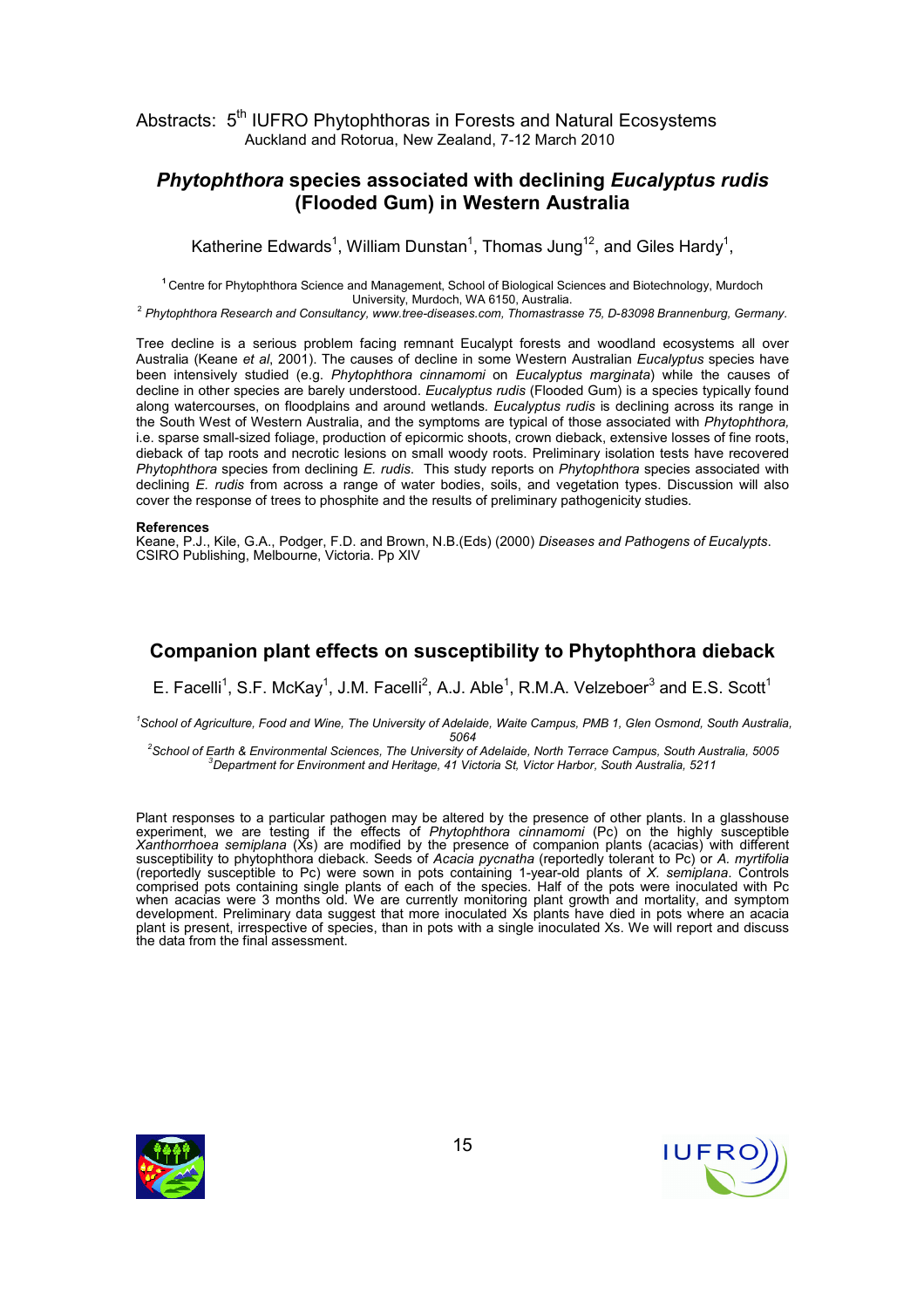## *Phytophthora* species associated with declining *Eucalyptus rudis* (Flooded Gum) in Western Australia

Katherine Edwards[1], William Dunstan[1], Thomas Jung[12], and Giles Hardy[1],

[1] Centre for Phytophthora Science and Management, School of Biological Sciences and Biotechnology, Murdoch University, Murdoch, WA 6150, Australia.
[2] *Phytophthora Research and Consultancy, www.tree-diseases.com, Thomastrasse 75, D-83098 Brannenburg, Germany.*

Tree decline is a serious problem facing remnant Eucalypt forests and woodland ecosystems all over Australia (Keane *et al*, 2001). The causes of decline in some Western Australian *Eucalyptus* species have been intensively studied (e.g. *Phytophthora cinnamomi* on *Eucalyptus marginata*) while the causes of decline in other species are barely understood. *Eucalyptus rudis* (Flooded Gum) is a species typically found along watercourses, on floodplains and around wetlands. *Eucalyptus rudis* is declining across its range in the South West of Western Australia, and the symptoms are typical of those associated with *Phytophthora,* i.e. sparse small-sized foliage, production of epicormic shoots, crown dieback, extensive losses of fine roots, dieback of tap roots and necrotic lesions on small woody roots. Preliminary isolation tests have recovered *Phytophthora* species from declining *E. rudis*. This study reports on *Phytophthora* species associated with declining *E. rudis* from across a range of water bodies, soils, and vegetation types. Discussion will also cover the response of trees to phosphite and the results of preliminary pathogenicity studies.

**References**
Keane, P.J., Kile, G.A., Podger, F.D. and Brown, N.B.(Eds) (2000) *Diseases and Pathogens of Eucalypts*. CSIRO Publishing, Melbourne, Victoria. Pp XIV

## Companion plant effects on susceptibility to Phytophthora dieback

E. Facelli[1], S.F. McKay[1], J.M. Facelli[2], A.J. Able[1], R.M.A. Velzeboer[3] and E.S. Scott[1]

[1] *School of Agriculture, Food and Wine, The University of Adelaide, Waite Campus, PMB 1, Glen Osmond, South Australia, 5064*
[2] *School of Earth & Environmental Sciences, The University of Adelaide, North Terrace Campus, South Australia, 5005*
[3] *Department for Environment and Heritage, 41 Victoria St, Victor Harbor, South Australia, 5211*

Plant responses to a particular pathogen may be altered by the presence of other plants. In a glasshouse experiment, we are testing if the effects of *Phytophthora cinnamomi* (Pc) on the highly susceptible *Xanthorrhoea semiplana* (Xs) are modified by the presence of companion plants (acacias) with different susceptibility to phytophthora dieback. Seeds of *Acacia pycnatha* (reportedly tolerant to Pc) or *A. myrtifolia* (reportedly susceptible to Pc) were sown in pots containing 1-year-old plants of *X. semiplana*. Controls comprised pots containing single plants of each of the species. Half of the pots were inoculated with Pc when acacias were 3 months old. We are currently monitoring plant growth and mortality, and symptom development. Preliminary data suggest that more inoculated Xs plants have died in pots where an acacia plant is present, irrespective of species, than in pots with a single inoculated Xs. We will report and discuss the data from the final assessment.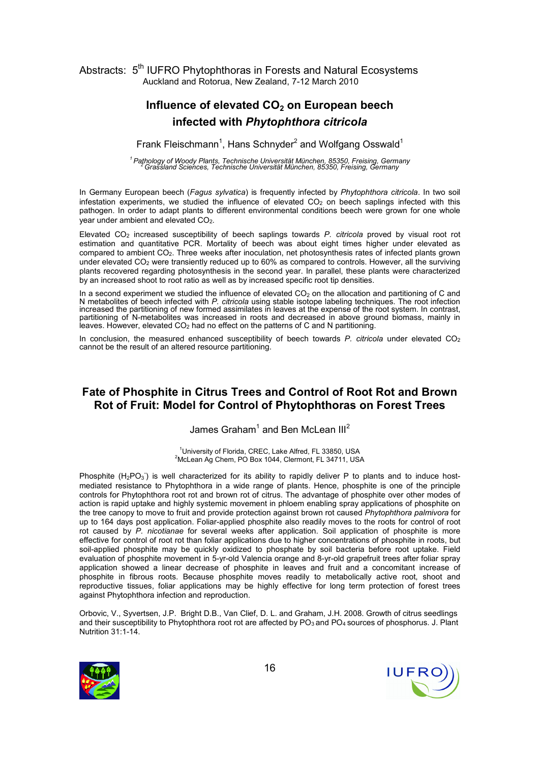## Influence of elevated $CO_2$ on European beech infected with *Phytophthora citricola*

Frank Fleischmann[1], Hans Schnyder[2] and Wolfgang Osswald[1]

[1] *Pathology of Woody Plants, Technische Universität München, 85350, Freising, Germany*
[2] *Grassland Sciences, Technische Universität München, 85350, Freising, Germany*

In Germany European beech (*Fagus sylvatica*) is frequently infected by *Phytophthora citricola*. In two soil infestation experiments, we studied the influence of elevated $CO_2$ on beech saplings infected with this pathogen. In order to adapt plants to different environmental conditions beech were grown for one whole year under ambient and elevated $CO_2$.

Elevated $CO_2$ increased susceptibility of beech saplings towards *P. citricola* proved by visual root rot estimation and quantitative PCR. Mortality of beech was about eight times higher under elevated as compared to ambient $CO_2$. Three weeks after inoculation, net photosynthesis rates of infected plants grown under elevated $CO_2$ were transiently reduced up to 60% as compared to controls. However, all the surviving plants recovered regarding photosynthesis in the second year. In parallel, these plants were characterized by an increased shoot to root ratio as well as by increased specific root tip densities.

In a second experiment we studied the influence of elevated $CO_2$ on the allocation and partitioning of C and N metabolites of beech infected with *P. citricola* using stable isotope labeling techniques. The root infection increased the partitioning of new formed assimilates in leaves at the expense of the root system. In contrast, partitioning of N-metabolites was increased in roots and decreased in above ground biomass, mainly in leaves. However, elevated $CO_2$ had no effect on the patterns of C and N partitioning.

In conclusion, the measured enhanced susceptibility of beech towards *P. citricola* under elevated $CO_2$ cannot be the result of an altered resource partitioning.

## Fate of Phosphite in Citrus Trees and Control of Root Rot and Brown Rot of Fruit: Model for Control of Phytophthoras on Forest Trees

James Graham[1] and Ben McLean III[2]

[1]University of Florida, CREC, Lake Alfred, FL 33850, USA
[2]McLean Ag Chem, PO Box 1044, Clermont, FL 34711, USA

Phosphite ($H_2PO_3^-$) is well characterized for its ability to rapidly deliver P to plants and to induce host-mediated resistance to Phytophthora in a wide range of plants. Hence, phosphite is one of the principle controls for Phytophthora root rot and brown rot of citrus. The advantage of phosphite over other modes of action is rapid uptake and highly systemic movement in phloem enabling spray applications of phosphite on the tree canopy to move to fruit and provide protection against brown rot caused *Phytophthora palmivora* for up to 164 days post application. Foliar-applied phosphite also readily moves to the roots for control of root rot caused by *P. nicotianae* for several weeks after application. Soil application of phosphite is more effective for control of root rot than foliar applications due to higher concentrations of phosphite in roots, but soil-applied phosphite may be quickly oxidized to phosphate by soil bacteria before root uptake. Field evaluation of phosphite movement in 5-yr-old Valencia orange and 8-yr-old grapefruit trees after foliar spray application showed a linear decrease of phosphite in leaves and fruit and a concomitant increase of phosphite in fibrous roots. Because phosphite moves readily to metabolically active root, shoot and reproductive tissues, foliar applications may be highly effective for long term protection of forest trees against Phytophthora infection and reproduction.

Orbovic, V., Syvertsen, J.P. Bright D.B., Van Clief, D. L. and Graham, J.H. 2008. Growth of citrus seedlings and their susceptibility to Phytophthora root rot are affected by $PO_3$ and $PO_4$ sources of phosphorus. J. Plant Nutrition 31:1-14.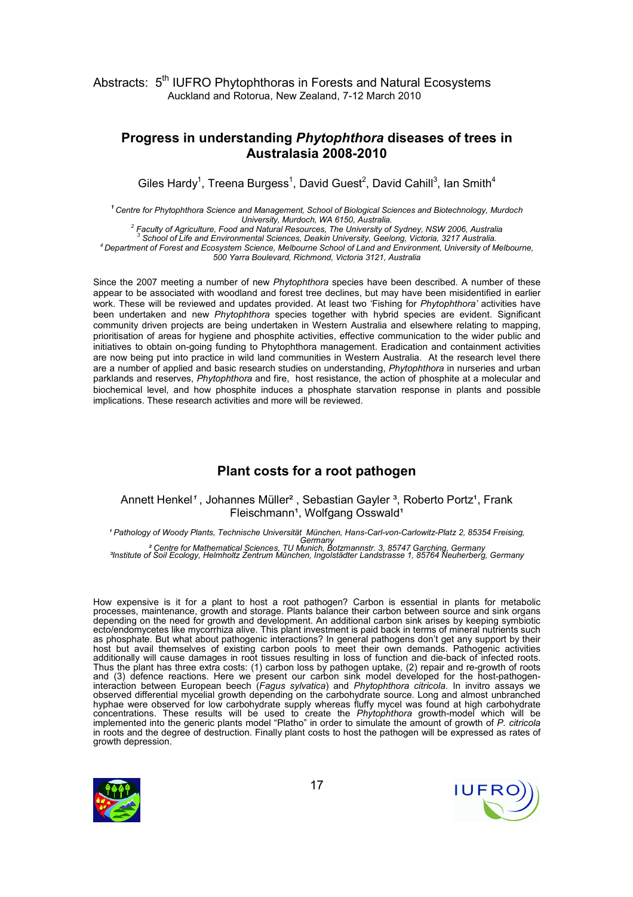## Progress in understanding *Phytophthora* diseases of trees in Australasia 2008-2010

Giles Hardy[1], Treena Burgess[1], David Guest[2], David Cahill[3], Ian Smith[4]

*[1] Centre for Phytophthora Science and Management, School of Biological Sciences and Biotechnology, Murdoch University, Murdoch, WA 6150, Australia.*
*[2] Faculty of Agriculture, Food and Natural Resources, The University of Sydney, NSW 2006, Australia*
*[3] School of Life and Environmental Sciences, Deakin University, Geelong, Victoria, 3217 Australia.*
*[4] Department of Forest and Ecosystem Science, Melbourne School of Land and Environment, University of Melbourne, 500 Yarra Boulevard, Richmond, Victoria 3121, Australia*

Since the 2007 meeting a number of new *Phytophthora* species have been described. A number of these appear to be associated with woodland and forest tree declines, but may have been misidentified in earlier work. These will be reviewed and updates provided. At least two 'Fishing for *Phytophthora'* activities have been undertaken and new *Phytophthora* species together with hybrid species are evident. Significant community driven projects are being undertaken in Western Australia and elsewhere relating to mapping, prioritisation of areas for hygiene and phosphite activities, effective communication to the wider public and initiatives to obtain on-going funding to Phytophthora management. Eradication and containment activities are now being put into practice in wild land communities in Western Australia. At the research level there are a number of applied and basic research studies on understanding, *Phytophthora* in nurseries and urban parklands and reserves, *Phytophthora* and fire, host resistance, the action of phosphite at a molecular and biochemical level, and how phosphite induces a phosphate starvation response in plants and possible implications. These research activities and more will be reviewed.

## Plant costs for a root pathogen

Annett Henkel[1], Johannes Müller[2], Sebastian Gayler[3], Roberto Portz[1], Frank Fleischmann[1], Wolfgang Osswald[1]

*[1] Pathology of Woody Plants, Technische Universität München, Hans-Carl-von-Carlowitz-Platz 2, 85354 Freising, Germany*
*[2] Centre for Mathematical Sciences, TU Munich, Botzmannstr. 3, 85747 Garching, Germany*
*[3] Institute of Soil Ecology, Helmholtz Zentrum München, Ingolstädter Landstrasse 1, 85764 Neuherberg, Germany*

How expensive is it for a plant to host a root pathogen? Carbon is essential in plants for metabolic processes, maintenance, growth and storage. Plants balance their carbon between source and sink organs depending on the need for growth and development. An additional carbon sink arises by keeping symbiotic ecto/endomycetes like mycorrhiza alive. This plant investment is paid back in terms of mineral nutrients such as phosphate. But what about pathogenic interactions? In general pathogens don't get any support by their host but avail themselves of existing carbon pools to meet their own demands. Pathogenic activities additionally will cause damages in root tissues resulting in loss of function and die-back of infected roots. Thus the plant has three extra costs: (1) carbon loss by pathogen uptake, (2) repair and re-growth of roots and (3) defence reactions. Here we present our carbon sink model developed for the host-pathogen-interaction between European beech (*Fagus sylvatica*) and *Phytophthora citricola*. In invitro assays we observed differential mycelial growth depending on the carbohydrate source. Long and almost unbranched hyphae were observed for low carbohydrate supply whereas fluffy mycel was found at high carbohydrate concentrations. These results will be used to create the *Phytophthora* growth-model which will be implemented into the generic plants model "Platho" in order to simulate the amount of growth of *P. citricola* in roots and the degree of destruction. Finally plant costs to host the pathogen will be expressed as rates of growth depression.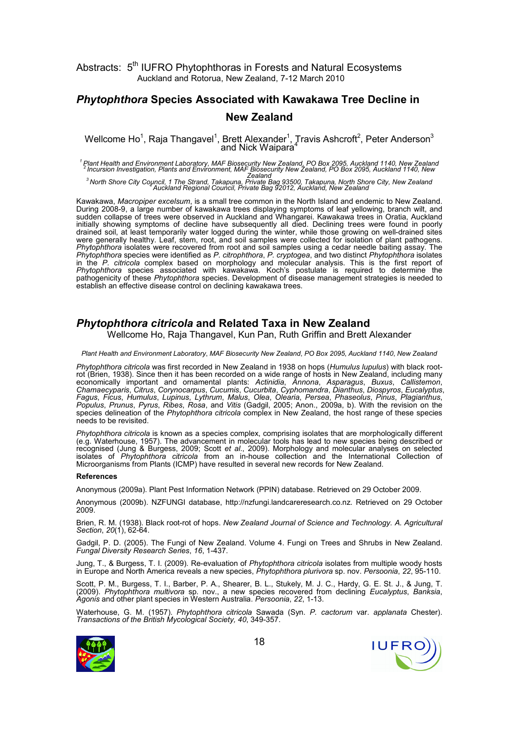## *Phytophthora* Species Associated with Kawakawa Tree Decline in New Zealand

Wellcome Ho[1], Raja Thangavel[1], Brett Alexander[1], Travis Ashcroft[2], Peter Anderson[3] and Nick Waipara[4]

*[1] Plant Health and Environment Laboratory, MAF Biosecurity New Zealand, PO Box 2095, Auckland 1140, New Zealand*
*[2] Incursion Investigation, Plants and Environment, MAF Biosecurity New Zealand, PO Box 2095, Auckland 1140, New Zealand*
*[3] North Shore City Council, 1 The Strand, Takapuna, Private Bag 93500, Takapuna, North Shore City, New Zealand*
*[4] Auckland Regional Council, Private Bag 92012, Auckland, New Zealand*

Kawakawa, *Macropiper excelsum*, is a small tree common in the North Island and endemic to New Zealand. During 2008-9, a large number of kawakawa trees displaying symptoms of leaf yellowing, branch wilt, and sudden collapse of trees were observed in Auckland and Whangarei. Kawakawa trees in Oratia, Auckland initially showing symptoms of decline have subsequently all died. Declining trees were found in poorly drained soil, at least temporarily water logged during the winter, while those growing on well-drained sites were generally healthy. Leaf, stem, root, and soil samples were collected for isolation of plant pathogens. *Phytophthora* isolates were recovered from root and soil samples using a cedar needle baiting assay. The *Phytophthora* species were identified as *P. citrophthora*, *P. cryptogea*, and two distinct *Phytophthora* isolates in the *P. citricola* complex based on morphology and molecular analysis. This is the first report of *Phytophthora* species associated with kawakawa. Koch's postulate is required to determine the pathogenicity of these *Phytophthora* species. Development of disease management strategies is needed to establish an effective disease control on declining kawakawa trees.

## *Phytophthora citricola* and Related Taxa in New Zealand

Wellcome Ho, Raja Thangavel, Kun Pan, Ruth Griffin and Brett Alexander

*Plant Health and Environment Laboratory, MAF Biosecurity New Zealand, PO Box 2095, Auckland 1140, New Zealand*

*Phytophthora citricola* was first recorded in New Zealand in 1938 on hops (*Humulus lupulus*) with black root-rot (Brien, 1938). Since then it has been recorded on a wide range of hosts in New Zealand, including many economically important and ornamental plants: *Actinidia*, *Annona*, *Asparagus*, *Buxus*, *Callistemon*, *Chamaecyparis*, *Citrus*, *Corynocarpus*, *Cucumis*, *Cucurbita*, *Cyphomandra*, *Dianthus*, *Diospyros*, *Eucalyptus*, *Fagus*, *Ficus*, *Humulus*, *Lupinus*, *Lythrum*, *Malus*, *Olea*, *Olearia*, *Persea*, *Phaseolus*, *Pinus*, *Plagianthus*, *Populus*, *Prunus*, *Pyrus*, *Ribes*, *Rosa*, and *Vitis* (Gadgil, 2005; Anon., 2009a, b). With the revision on the species delineation of the *Phytophthora citricola* complex in New Zealand, the host range of these species needs to be revisited.

*Phytophthora citricola* is known as a species complex, comprising isolates that are morphologically different (e.g. Waterhouse, 1957). The advancement in molecular tools has lead to new species being described or recognised (Jung & Burgess, 2009; Scott *et al*., 2009). Morphology and molecular analyses on selected isolates of *Phytophthora citricola* from an in-house collection and the International Collection of Microorganisms from Plants (ICMP) have resulted in several new records for New Zealand.

**References**

Anonymous (2009a). Plant Pest Information Network (PPIN) database. Retrieved on 29 October 2009.

Anonymous (2009b). NZFUNGI database, http://nzfungi.landcareresearch.co.nz. Retrieved on 29 October 2009.

Brien, R. M. (1938). Black root-rot of hops. *New Zealand Journal of Science and Technology. A. Agricultural Section*, *20*(1), 62-64.

Gadgil, P. D. (2005). The Fungi of New Zealand. Volume 4. Fungi on Trees and Shrubs in New Zealand. *Fungal Diversity Research Series*, *16*, 1-437.

Jung, T., & Burgess, T. I. (2009). Re-evaluation of *Phytophthora citricola* isolates from multiple woody hosts in Europe and North America reveals a new species, *Phytophthora plurivora* sp. nov. *Persoonia*, *22*, 95-110.

Scott, P. M., Burgess, T. I., Barber, P. A., Shearer, B. L., Stukely, M. J. C., Hardy, G. E. St. J., & Jung, T. (2009). *Phytophthora multivora* sp. nov., a new species recovered from declining *Eucalyptus*, *Banksia*, *Agonis* and other plant species in Western Australia. *Persoonia*, *22*, 1-13.

Waterhouse, G. M. (1957). *Phytophthora citricola* Sawada (Syn. *P. cactorum* var. *applanata* Chester). *Transactions of the British Mycological Society, 40*, 349-357.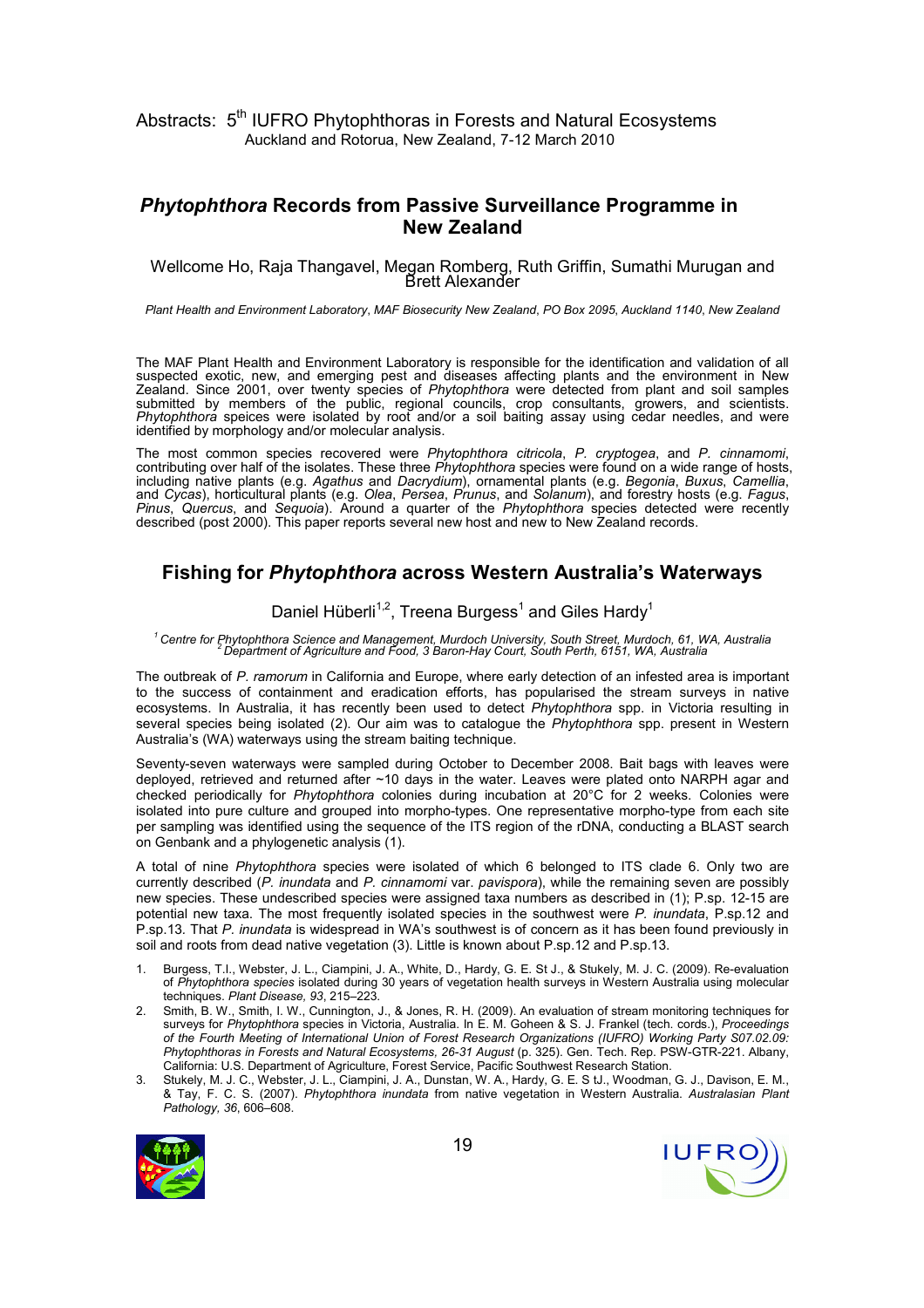## *Phytophthora* Records from Passive Surveillance Programme in New Zealand

Wellcome Ho, Raja Thangavel, Megan Romberg, Ruth Griffin, Sumathi Murugan and Brett Alexander

*Plant Health and Environment Laboratory, MAF Biosecurity New Zealand, PO Box 2095, Auckland 1140, New Zealand*

The MAF Plant Health and Environment Laboratory is responsible for the identification and validation of all suspected exotic, new, and emerging pest and diseases affecting plants and the environment in New Zealand. Since 2001, over twenty species of *Phytophthora* were detected from plant and soil samples submitted by members of the public, regional councils, crop consultants, growers, and scientists. *Phytophthora* speices were isolated by root and/or a soil baiting assay using cedar needles, and were identified by morphology and/or molecular analysis.

The most common species recovered were *Phytophthora citricola*, *P. cryptogea*, and *P. cinnamomi*, contributing over half of the isolates. These three *Phytophthora* species were found on a wide range of hosts, including native plants (e.g. *Agathus* and *Dacrydium*), ornamental plants (e.g. *Begonia*, *Buxus*, *Camellia*, and *Cycas*), horticultural plants (e.g. *Olea*, *Persea*, *Prunus*, and *Solanum*), and forestry hosts (e.g. *Fagus*, *Pinus*, *Quercus*, and *Sequoia*). Around a quarter of the *Phytophthora* species detected were recently described (post 2000). This paper reports several new host and new to New Zealand records.

## Fishing for *Phytophthora* across Western Australia's Waterways

Daniel Hüberli[1,2], Treena Burgess[1] and Giles Hardy[1]

*[1] Centre for Phytophthora Science and Management, Murdoch University, South Street, Murdoch, 61, WA, Australia*
*[2] Department of Agriculture and Food, 3 Baron-Hay Court, South Perth, 6151, WA, Australia*

The outbreak of *P. ramorum* in California and Europe, where early detection of an infested area is important to the success of containment and eradication efforts, has popularised the stream surveys in native ecosystems. In Australia, it has recently been used to detect *Phytophthora* spp. in Victoria resulting in several species being isolated (2). Our aim was to catalogue the *Phytophthora* spp. present in Western Australia's (WA) waterways using the stream baiting technique.

Seventy-seven waterways were sampled during October to December 2008. Bait bags with leaves were deployed, retrieved and returned after ~10 days in the water. Leaves were plated onto NARPH agar and checked periodically for *Phytophthora* colonies during incubation at 20°C for 2 weeks. Colonies were isolated into pure culture and grouped into morpho-types. One representative morpho-type from each site per sampling was identified using the sequence of the ITS region of the rDNA, conducting a BLAST search on Genbank and a phylogenetic analysis (1).

A total of nine *Phytophthora* species were isolated of which 6 belonged to ITS clade 6. Only two are currently described (*P. inundata* and *P. cinnamomi* var. *pavispora*), while the remaining seven are possibly new species. These undescribed species were assigned taxa numbers as described in (1); P.sp. 12-15 are potential new taxa. The most frequently isolated species in the southwest were *P. inundata*, P.sp.12 and P.sp.13. That *P. inundata* is widespread in WA's southwest is of concern as it has been found previously in soil and roots from dead native vegetation (3). Little is known about P.sp.12 and P.sp.13.

1. Burgess, T.I., Webster, J. L., Ciampini, J. A., White, D., Hardy, G. E. St J., & Stukely, M. J. C. (2009). Re-evaluation of *Phytophthora species* isolated during 30 years of vegetation health surveys in Western Australia using molecular techniques. *Plant Disease, 93*, 215–223.
2. Smith, B. W., Smith, I. W., Cunnington, J., & Jones, R. H. (2009). An evaluation of stream monitoring techniques for surveys for *Phytophthora* species in Victoria, Australia. In E. M. Goheen & S. J. Frankel (tech. cords.), *Proceedings of the Fourth Meeting of International Union of Forest Research Organizations (IUFRO) Working Party S07.02.09: Phytophthoras in Forests and Natural Ecosystems, 26-31 August* (p. 325). Gen. Tech. Rep. PSW-GTR-221. Albany, California: U.S. Department of Agriculture, Forest Service, Pacific Southwest Research Station.
3. Stukely, M. J. C., Webster, J. L., Ciampini, J. A., Dunstan, W. A., Hardy, G. E. S tJ., Woodman, G. J., Davison, E. M., & Tay, F. C. S. (2007). *Phytophthora inundata* from native vegetation in Western Australia. *Australasian Plant Pathology, 36*, 606–608.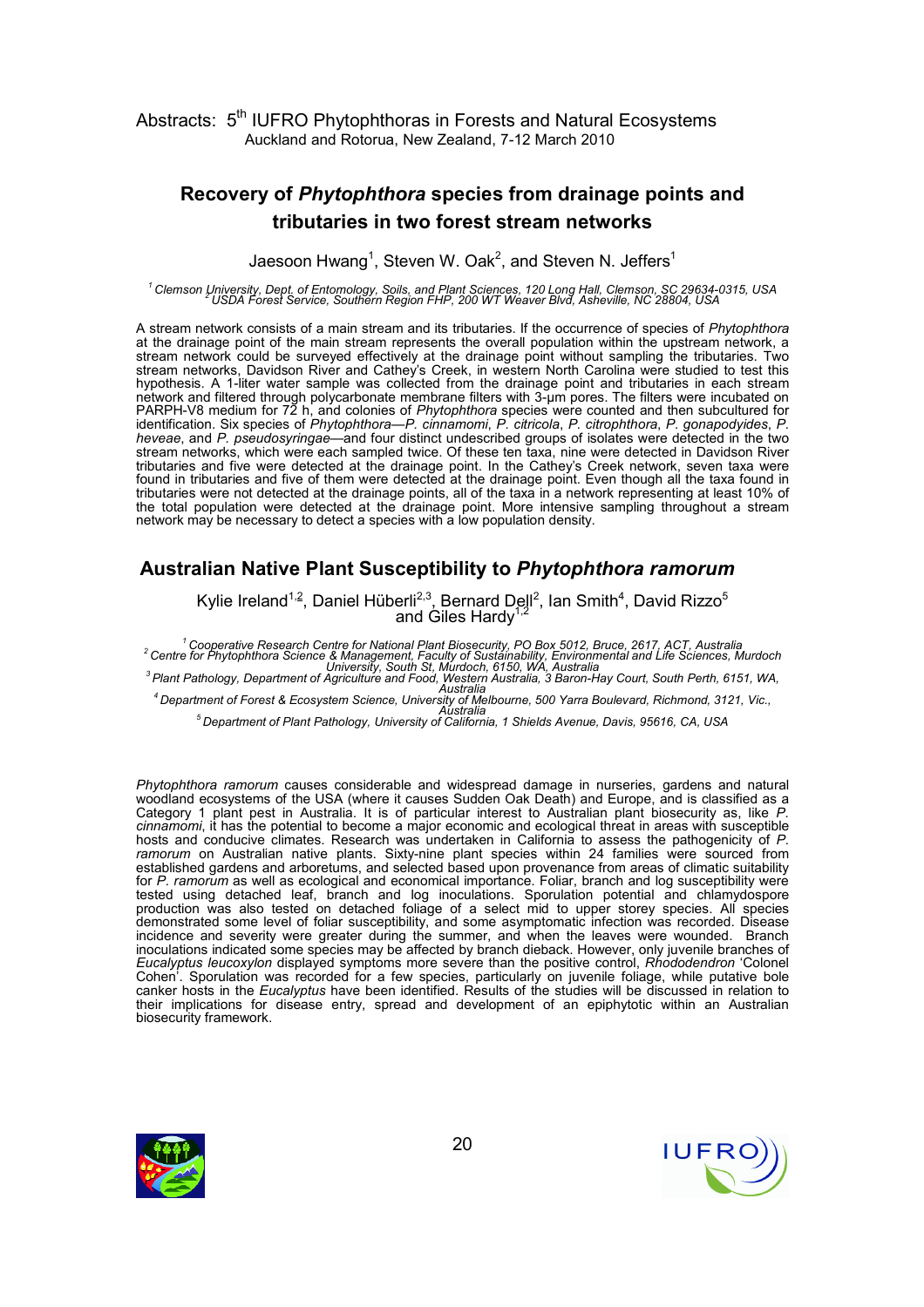## Recovery of *Phytophthora* species from drainage points and tributaries in two forest stream networks

Jaesoon Hwang[1], Steven W. Oak[2], and Steven N. Jeffers[1]

*[1] Clemson University, Dept. of Entomology, Soils, and Plant Sciences, 120 Long Hall, Clemson, SC 29634-0315, USA*
*[2] USDA Forest Service, Southern Region FHP, 200 WT Weaver Blvd, Asheville, NC 28804, USA*

A stream network consists of a main stream and its tributaries. If the occurrence of species of *Phytophthora* at the drainage point of the main stream represents the overall population within the upstream network, a stream network could be surveyed effectively at the drainage point without sampling the tributaries. Two stream networks, Davidson River and Cathey's Creek, in western North Carolina were studied to test this hypothesis. A 1-liter water sample was collected from the drainage point and tributaries in each stream network and filtered through polycarbonate membrane filters with 3-µm pores. The filters were incubated on PARPH-V8 medium for 72 h, and colonies of *Phytophthora* species were counted and then subcultured for identification. Six species of *Phytophthora*—*P. cinnamomi*, *P. citricola*, *P. citrophthora*, *P. gonapodyides*, *P. heveae*, and *P. pseudosyringae*—and four distinct undescribed groups of isolates were detected in the two stream networks, which were each sampled twice. Of these ten taxa, nine were detected in Davidson River tributaries and five were detected at the drainage point. In the Cathey's Creek network, seven taxa were found in tributaries and five of them were detected at the drainage point. Even though all the taxa found in tributaries were not detected at the drainage points, all of the taxa in a network representing at least 10% of the total population were detected at the drainage point. More intensive sampling throughout a stream network may be necessary to detect a species with a low population density.

## Australian Native Plant Susceptibility to *Phytophthora ramorum*

Kylie Ireland[1,2], Daniel Hüberli[2,3], Bernard Dell[2], Ian Smith[4], David Rizzo[5] and Giles Hardy[1,2]

*[1] Cooperative Research Centre for National Plant Biosecurity, PO Box 5012, Bruce, 2617, ACT, Australia*
*[2] Centre for Phytophthora Science & Management, Faculty of Sustainability, Environmental and Life Sciences, Murdoch University, South St, Murdoch, 6150, WA, Australia*
*[3] Plant Pathology, Department of Agriculture and Food, Western Australia, 3 Baron-Hay Court, South Perth, 6151, WA, Australia*
*[4] Department of Forest & Ecosystem Science, University of Melbourne, 500 Yarra Boulevard, Richmond, 3121, Vic., Australia*
*[5] Department of Plant Pathology, University of California, 1 Shields Avenue, Davis, 95616, CA, USA*

*Phytophthora ramorum* causes considerable and widespread damage in nurseries, gardens and natural woodland ecosystems of the USA (where it causes Sudden Oak Death) and Europe, and is classified as a Category 1 plant pest in Australia. It is of particular interest to Australian plant biosecurity as, like *P. cinnamomi*, it has the potential to become a major economic and ecological threat in areas with susceptible hosts and conducive climates. Research was undertaken in California to assess the pathogenicity of *P. ramorum* on Australian native plants. Sixty-nine plant species within 24 families were sourced from established gardens and arboretums, and selected based upon provenance from areas of climatic suitability for *P. ramorum* as well as ecological and economical importance. Foliar, branch and log susceptibility were tested using detached leaf, branch and log inoculations. Sporulation potential and chlamydospore production was also tested on detached foliage of a select mid to upper storey species. All species demonstrated some level of foliar susceptibility, and some asymptomatic infection was recorded. Disease incidence and severity were greater during the summer, and when the leaves were wounded. Branch inoculations indicated some species may be affected by branch dieback. However, only juvenile branches of *Eucalyptus leucoxylon* displayed symptoms more severe than the positive control, *Rhododendron* 'Colonel Cohen'. Sporulation was recorded for a few species, particularly on juvenile foliage, while putative bole canker hosts in the *Eucalyptus* have been identified. Results of the studies will be discussed in relation to their implications for disease entry, spread and development of an epiphytotic within an Australian biosecurity framework.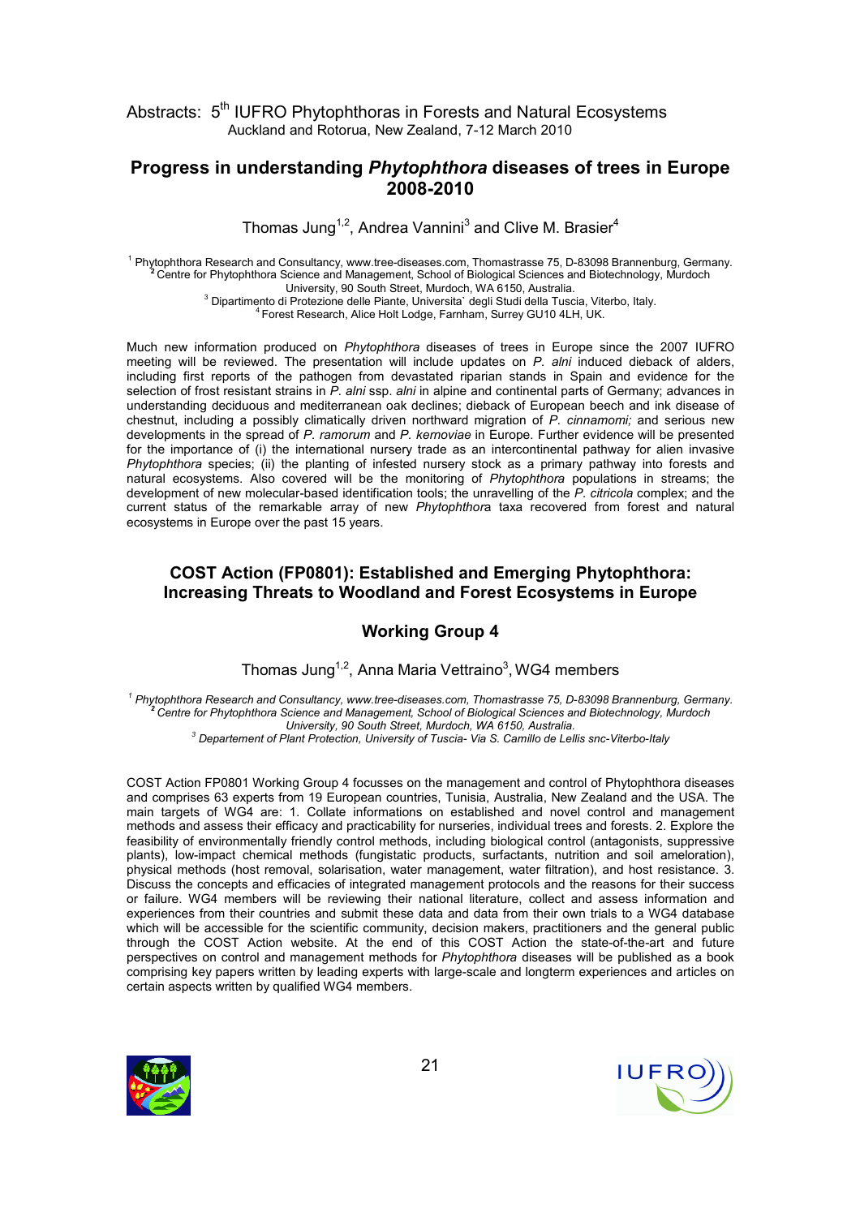## Progress in understanding *Phytophthora* diseases of trees in Europe 2008-2010

Thomas Jung[1,2], Andrea Vannini[3] and Clive M. Brasier[4]

[1] Phytophthora Research and Consultancy, www.tree-diseases.com, Thomastrasse 75, D-83098 Brannenburg, Germany.
[2] Centre for Phytophthora Science and Management, School of Biological Sciences and Biotechnology, Murdoch University, 90 South Street, Murdoch, WA 6150, Australia.
[3] Dipartimento di Protezione delle Piante, Universita` degli Studi della Tuscia, Viterbo, Italy.
[4] Forest Research, Alice Holt Lodge, Farnham, Surrey GU10 4LH, UK.

Much new information produced on *Phytophthora* diseases of trees in Europe since the 2007 IUFRO meeting will be reviewed. The presentation will include updates on *P. alni* induced dieback of alders, including first reports of the pathogen from devastated riparian stands in Spain and evidence for the selection of frost resistant strains in *P. alni* ssp. *alni* in alpine and continental parts of Germany; advances in understanding deciduous and mediterranean oak declines; dieback of European beech and ink disease of chestnut, including a possibly climatically driven northward migration of *P. cinnamomi;* and serious new developments in the spread of *P. ramorum* and *P. kernoviae* in Europe. Further evidence will be presented for the importance of (i) the international nursery trade as an intercontinental pathway for alien invasive *Phytophthora* species; (ii) the planting of infested nursery stock as a primary pathway into forests and natural ecosystems. Also covered will be the monitoring of *Phytophthora* populations in streams; the development of new molecular-based identification tools; the unravelling of the *P. citricola* complex; and the current status of the remarkable array of new *Phytophthor*a taxa recovered from forest and natural ecosystems in Europe over the past 15 years.

## COST Action (FP0801): Established and Emerging Phytophthora: Increasing Threats to Woodland and Forest Ecosystems in Europe

### Working Group 4

Thomas Jung[1,2], Anna Maria Vettraino[3], WG4 members

*[1] Phytophthora Research and Consultancy, www.tree-diseases.com, Thomastrasse 75, D-83098 Brannenburg, Germany.*
*[2] Centre for Phytophthora Science and Management, School of Biological Sciences and Biotechnology, Murdoch University, 90 South Street, Murdoch, WA 6150, Australia.*
*[3] Departement of Plant Protection, University of Tuscia- Via S. Camillo de Lellis snc-Viterbo-Italy*

COST Action FP0801 Working Group 4 focusses on the management and control of Phytophthora diseases and comprises 63 experts from 19 European countries, Tunisia, Australia, New Zealand and the USA. The main targets of WG4 are: 1. Collate informations on established and novel control and management methods and assess their efficacy and practicability for nurseries, individual trees and forests. 2. Explore the feasibility of environmentally friendly control methods, including biological control (antagonists, suppressive plants), low-impact chemical methods (fungistatic products, surfactants, nutrition and soil amerolation), physical methods (host removal, solarisation, water management, water filtration), and host resistance. 3. Discuss the concepts and efficacies of integrated management protocols and the reasons for their success or failure. WG4 members will be reviewing their national literature, collect and assess information and experiences from their countries and submit these data and data from their own trials to a WG4 database which will be accessible for the scientific community, decision makers, practitioners and the general public through the COST Action website. At the end of this COST Action the state-of-the-art and future perspectives on control and management methods for *Phytophthora* diseases will be published as a book comprising key papers written by leading experts with large-scale and longterm experiences and articles on certain aspects written by qualified WG4 members.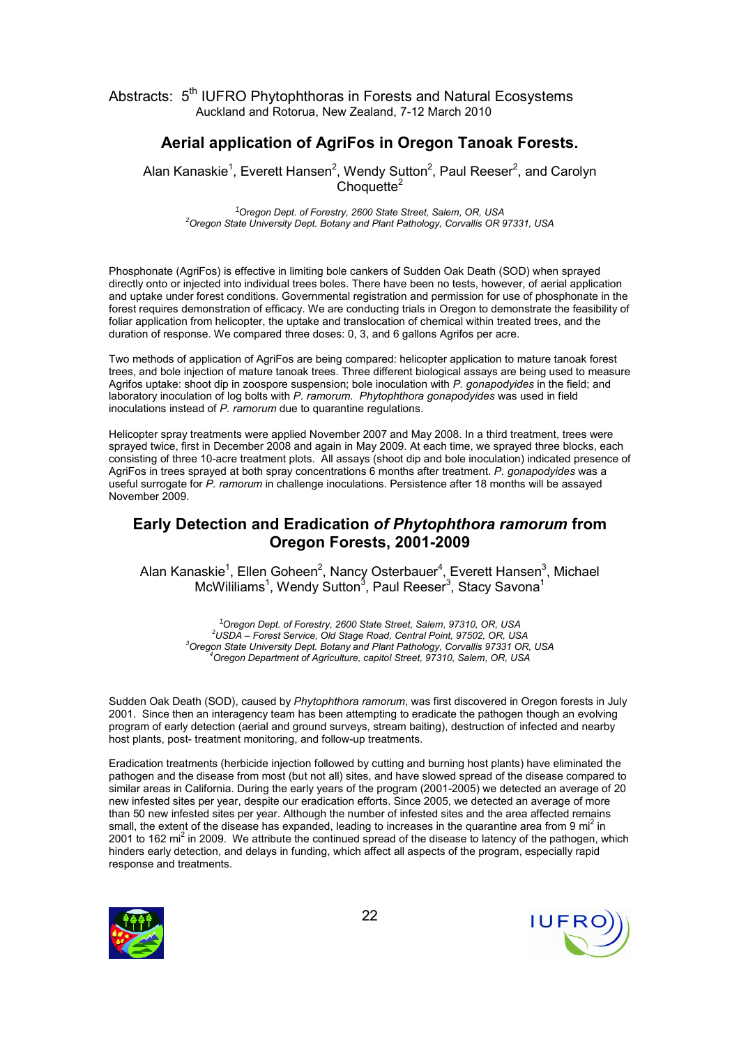## Aerial application of AgriFos in Oregon Tanoak Forests.

Alan Kanaskie[1], Everett Hansen[2], Wendy Sutton[2], Paul Reeser[2], and Carolyn Choquette[2]

*[1]Oregon Dept. of Forestry, 2600 State Street, Salem, OR, USA*
*[2]Oregon State University Dept. Botany and Plant Pathology, Corvallis OR 97331, USA*

Phosphonate (AgriFos) is effective in limiting bole cankers of Sudden Oak Death (SOD) when sprayed directly onto or injected into individual trees boles. There have been no tests, however, of aerial application and uptake under forest conditions. Governmental registration and permission for use of phosphonate in the forest requires demonstration of efficacy. We are conducting trials in Oregon to demonstrate the feasibility of foliar application from helicopter, the uptake and translocation of chemical within treated trees, and the duration of response. We compared three doses: 0, 3, and 6 gallons Agrifos per acre.

Two methods of application of AgriFos are being compared: helicopter application to mature tanoak forest trees, and bole injection of mature tanoak trees. Three different biological assays are being used to measure Agrifos uptake: shoot dip in zoospore suspension; bole inoculation with *P. gonapodyides* in the field; and laboratory inoculation of log bolts with *P. ramorum. Phytophthora gonapodyides* was used in field inoculations instead of *P. ramorum* due to quarantine regulations.

Helicopter spray treatments were applied November 2007 and May 2008. In a third treatment, trees were sprayed twice, first in December 2008 and again in May 2009. At each time, we sprayed three blocks, each consisting of three 10-acre treatment plots. All assays (shoot dip and bole inoculation) indicated presence of AgriFos in trees sprayed at both spray concentrations 6 months after treatment. *P. gonapodyides* was a useful surrogate for *P. ramorum* in challenge inoculations. Persistence after 18 months will be assayed November 2009.

## Early Detection and Eradication *of Phytophthora ramorum* from Oregon Forests, 2001-2009

Alan Kanaskie[1], Ellen Goheen[2], Nancy Osterbauer[4], Everett Hansen[3], Michael McWililiams[1], Wendy Sutton[3], Paul Reeser[3], Stacy Savona[1]

*[1]Oregon Dept. of Forestry, 2600 State Street, Salem, 97310, OR, USA*
*[2]USDA – Forest Service, Old Stage Road, Central Point, 97502, OR, USA*
*[3]Oregon State University Dept. Botany and Plant Pathology, Corvallis 97331 OR, USA*
*[4]Oregon Department of Agriculture, capitol Street, 97310, Salem, OR, USA*

Sudden Oak Death (SOD), caused by *Phytophthora ramorum*, was first discovered in Oregon forests in July 2001. Since then an interagency team has been attempting to eradicate the pathogen though an evolving program of early detection (aerial and ground surveys, stream baiting), destruction of infected and nearby host plants, post- treatment monitoring, and follow-up treatments.

Eradication treatments (herbicide injection followed by cutting and burning host plants) have eliminated the pathogen and the disease from most (but not all) sites, and have slowed spread of the disease compared to similar areas in California. During the early years of the program (2001-2005) we detected an average of 20 new infested sites per year, despite our eradication efforts. Since 2005, we detected an average of more than 50 new infested sites per year. Although the number of infested sites and the area affected remains small, the extent of the disease has expanded, leading to increases in the quarantine area from 9 mi$^2$ in 2001 to 162 mi$^2$ in 2009. We attribute the continued spread of the disease to latency of the pathogen, which hinders early detection, and delays in funding, which affect all aspects of the program, especially rapid response and treatments.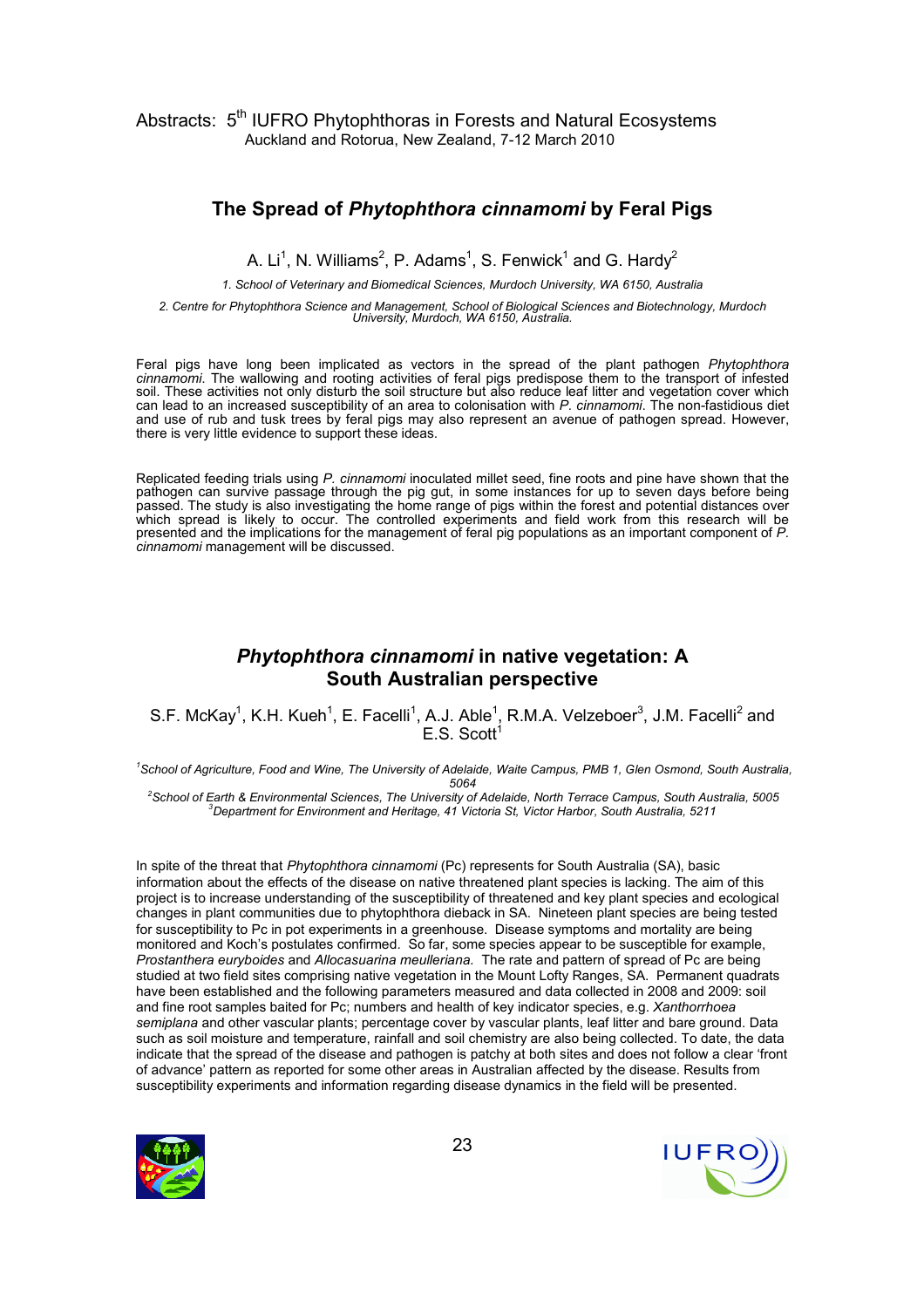## The Spread of *Phytophthora cinnamomi* by Feral Pigs

A. Li[1], N. Williams[2], P. Adams[1], S. Fenwick[1] and G. Hardy[2]

*1. School of Veterinary and Biomedical Sciences, Murdoch University, WA 6150, Australia*

*2. Centre for Phytophthora Science and Management, School of Biological Sciences and Biotechnology, Murdoch University, Murdoch, WA 6150, Australia.*

Feral pigs have long been implicated as vectors in the spread of the plant pathogen *Phytophthora cinnamomi*. The wallowing and rooting activities of feral pigs predispose them to the transport of infested soil. These activities not only disturb the soil structure but also reduce leaf litter and vegetation cover which can lead to an increased susceptibility of an area to colonisation with *P. cinnamomi*. The non-fastidious diet and use of rub and tusk trees by feral pigs may also represent an avenue of pathogen spread. However, there is very little evidence to support these ideas.

Replicated feeding trials using *P. cinnamomi* inoculated millet seed, fine roots and pine have shown that the pathogen can survive passage through the pig gut, in some instances for up to seven days before being passed. The study is also investigating the home range of pigs within the forest and potential distances over which spread is likely to occur. The controlled experiments and field work from this research will be presented and the implications for the management of feral pig populations as an important component of *P. cinnamomi* management will be discussed.

## *Phytophthora cinnamomi* in native vegetation: A South Australian perspective

S.F. McKay[1], K.H. Kueh[1], E. Facelli[1], A.J. Able[1], R.M.A. Velzeboer[3], J.M. Facelli[2] and E.S. Scott[1]

*[1]School of Agriculture, Food and Wine, The University of Adelaide, Waite Campus, PMB 1, Glen Osmond, South Australia, 5064*

*[2]School of Earth & Environmental Sciences, The University of Adelaide, North Terrace Campus, South Australia, 5005*

*[3]Department for Environment and Heritage, 41 Victoria St, Victor Harbor, South Australia, 5211*

In spite of the threat that *Phytophthora cinnamomi* (Pc) represents for South Australia (SA), basic information about the effects of the disease on native threatened plant species is lacking. The aim of this project is to increase understanding of the susceptibility of threatened and key plant species and ecological changes in plant communities due to phytophthora dieback in SA. Nineteen plant species are being tested for susceptibility to Pc in pot experiments in a greenhouse. Disease symptoms and mortality are being monitored and Koch's postulates confirmed. So far, some species appear to be susceptible for example, *Prostanthera euryboides* and *Allocasuarina meulleriana.* The rate and pattern of spread of Pc are being studied at two field sites comprising native vegetation in the Mount Lofty Ranges, SA. Permanent quadrats have been established and the following parameters measured and data collected in 2008 and 2009: soil and fine root samples baited for Pc; numbers and health of key indicator species, e.g. *Xanthorrhoea semiplana* and other vascular plants; percentage cover by vascular plants, leaf litter and bare ground. Data such as soil moisture and temperature, rainfall and soil chemistry are also being collected. To date, the data indicate that the spread of the disease and pathogen is patchy at both sites and does not follow a clear 'front of advance' pattern as reported for some other areas in Australian affected by the disease. Results from susceptibility experiments and information regarding disease dynamics in the field will be presented.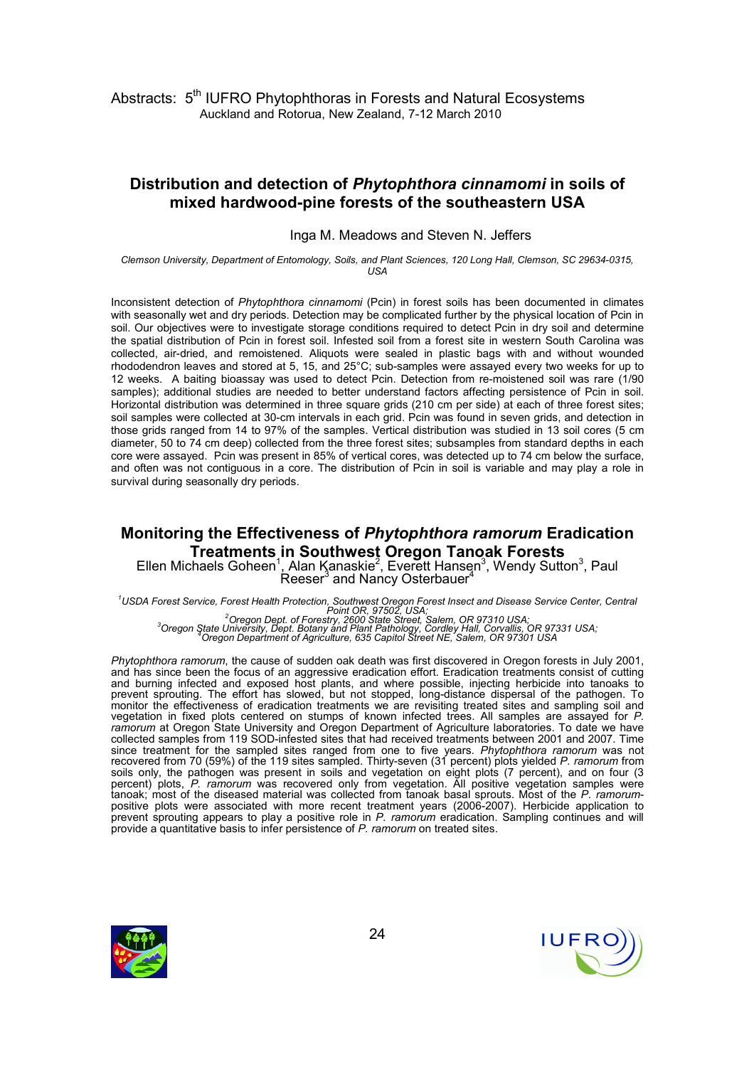## Distribution and detection of *Phytophthora cinnamomi* in soils of mixed hardwood-pine forests of the southeastern USA

Inga M. Meadows and Steven N. Jeffers

*Clemson University, Department of Entomology, Soils, and Plant Sciences, 120 Long Hall, Clemson, SC 29634-0315, USA*

Inconsistent detection of *Phytophthora cinnamomi* (Pcin) in forest soils has been documented in climates with seasonally wet and dry periods. Detection may be complicated further by the physical location of Pcin in soil. Our objectives were to investigate storage conditions required to detect Pcin in dry soil and determine the spatial distribution of Pcin in forest soil. Infested soil from a forest site in western South Carolina was collected, air-dried, and remoistened. Aliquots were sealed in plastic bags with and without wounded rhododendron leaves and stored at 5, 15, and 25°C; sub-samples were assayed every two weeks for up to 12 weeks. A baiting bioassay was used to detect Pcin. Detection from re-moistened soil was rare (1/90 samples); additional studies are needed to better understand factors affecting persistence of Pcin in soil. Horizontal distribution was determined in three square grids (210 cm per side) at each of three forest sites; soil samples were collected at 30-cm intervals in each grid. Pcin was found in seven grids, and detection in those grids ranged from 14 to 97% of the samples. Vertical distribution was studied in 13 soil cores (5 cm diameter, 50 to 74 cm deep) collected from the three forest sites; subsamples from standard depths in each core were assayed. Pcin was present in 85% of vertical cores, was detected up to 74 cm below the surface, and often was not contiguous in a core. The distribution of Pcin in soil is variable and may play a role in survival during seasonally dry periods.

## Monitoring the Effectiveness of *Phytophthora ramorum* Eradication Treatments in Southwest Oregon Tanoak Forests

Ellen Michaels Goheen[1], Alan Kanaskie[2], Everett Hansen[3], Wendy Sutton[3], Paul Reeser[3] and Nancy Osterbauer[4]

[1]*USDA Forest Service, Forest Health Protection, Southwest Oregon Forest Insect and Disease Service Center, Central Point OR, 97502, USA;*
[2]*Oregon Dept. of Forestry, 2600 State Street, Salem, OR 97310 USA;*
[3]*Oregon State University, Dept. Botany and Plant Pathology, Cordley Hall, Corvallis, OR 97331 USA;*
[4]*Oregon Department of Agriculture, 635 Capitol Street NE, Salem, OR 97301 USA*

*Phytophthora ramorum*, the cause of sudden oak death was first discovered in Oregon forests in July 2001, and has since been the focus of an aggressive eradication effort. Eradication treatments consist of cutting and burning infected and exposed host plants, and where possible, injecting herbicide into tanoaks to prevent sprouting. The effort has slowed, but not stopped, long-distance dispersal of the pathogen. To monitor the effectiveness of eradication treatments we are revisiting treated sites and sampling soil and vegetation in fixed plots centered on stumps of known infected trees. All samples are assayed for *P. ramorum* at Oregon State University and Oregon Department of Agriculture laboratories. To date we have collected samples from 119 SOD-infested sites that had received treatments between 2001 and 2007. Time since treatment for the sampled sites ranged from one to five years. *Phytophthora ramorum* was not recovered from 70 (59%) of the 119 sites sampled. Thirty-seven (31 percent) plots yielded *P. ramorum* from soils only, the pathogen was present in soils and vegetation on eight plots (7 percent), and on four (3 percent) plots, *P. ramorum* was recovered only from vegetation. All positive vegetation samples were tanoak; most of the diseased material was collected from tanoak basal sprouts. Most of the *P. ramorum*-positive plots were associated with more recent treatment years (2006-2007). Herbicide application to prevent sprouting appears to play a positive role in *P. ramorum* eradication. Sampling continues and will provide a quantitative basis to infer persistence of *P. ramorum* on treated sites.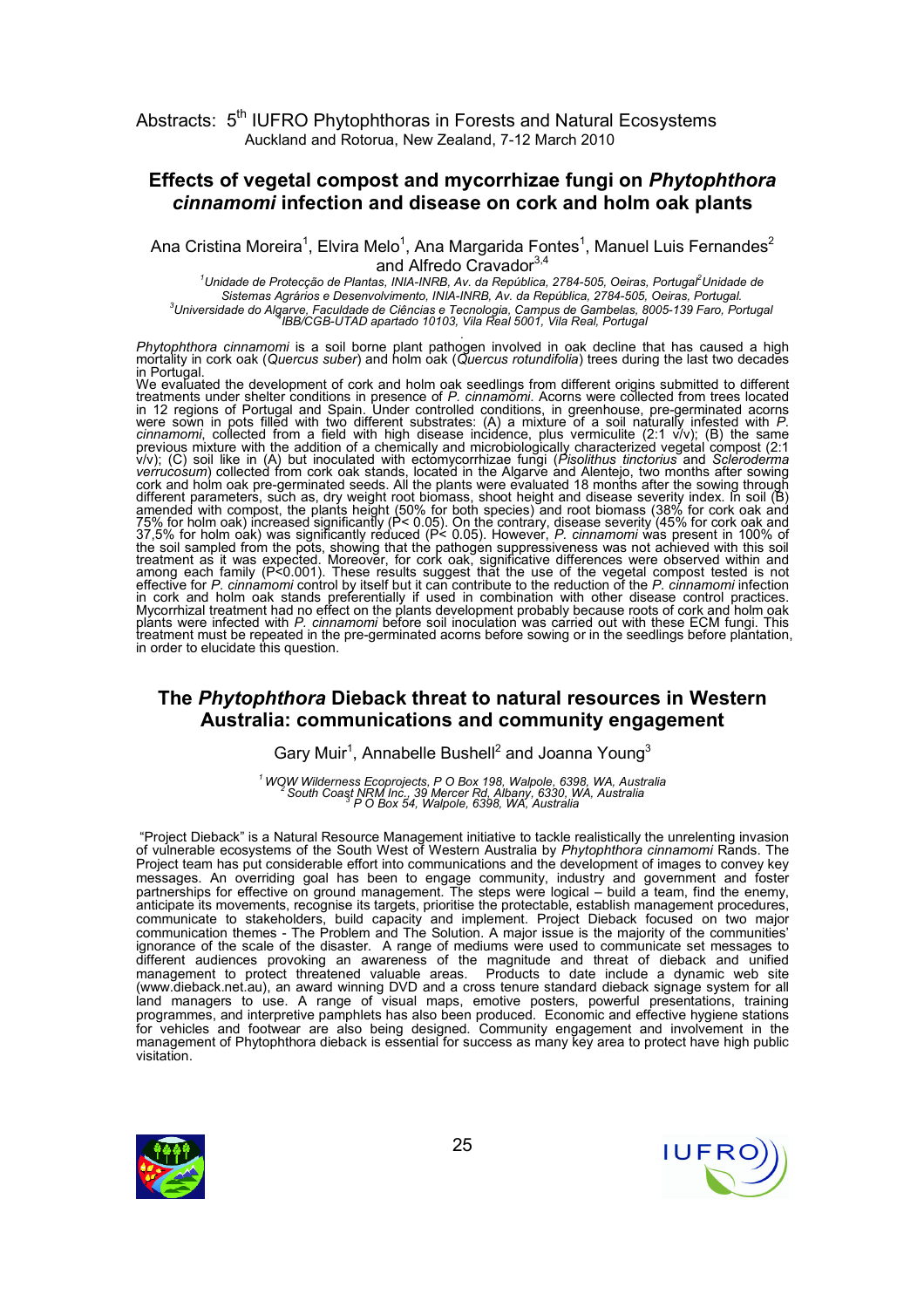## Effects of vegetal compost and mycorrhizae fungi on *Phytophthora cinnamomi* infection and disease on cork and holm oak plants

Ana Cristina Moreira[1], Elvira Melo[1], Ana Margarida Fontes[1], Manuel Luis Fernandes[2] and Alfredo Cravador[3,4]

*[1]Unidade de Protecção de Plantas, INIA-INRB, Av. da República, 2784-505, Oeiras, Portugal [2]Unidade de Sistemas Agrários e Desenvolvimento, INIA-INRB, Av. da República, 2784-505, Oeiras, Portugal.*
*[3]Universidade do Algarve, Faculdade de Ciências e Tecnologia, Campus de Gambelas, 8005-139 Faro, Portugal*
*[4]IBB/CGB-UTAD apartado 10103, Vila Real 5001, Vila Real, Portugal*

*Phytophthora cinnamomi* is a soil borne plant pathogen involved in oak decline that has caused a high mortality in cork oak (*Quercus suber*) and holm oak (*Quercus rotundifolia*) trees during the last two decades in Portugal.

We evaluated the development of cork and holm oak seedlings from different origins submitted to different treatments under shelter conditions in presence of *P. cinnamomi*. Acorns were collected from trees located in 12 regions of Portugal and Spain. Under controlled conditions, in greenhouse, pre-germinated acorns were sown in pots filled with two different substrates: (A) a mixture of a soil naturally infested with *P. cinnamomi*, collected from a field with high disease incidence, plus vermiculite (2:1 v/v); (B) the same previous mixture with the addition of a chemically and microbiologically characterized vegetal compost (2:1 v/v); (C) soil like in (A) but inoculated with ectomycorrhizae fungi (*Pisolithus tinctorius* and *Scleroderma verrucosum*) collected from cork oak stands, located in the Algarve and Alentejo, two months after sowing cork and holm oak pre-germinated seeds. All the plants were evaluated 18 months after the sowing through different parameters, such as, dry weight root biomass, shoot height and disease severity index. In soil (B) amended with compost, the plants height (50% for both species) and root biomass (38% for cork oak and 75% for holm oak) increased significantly ($P < 0.05$). On the contrary, disease severity (45% for cork oak and 37,5% for holm oak) was significantly reduced ($P < 0.05$). However, *P. cinnamomi* was present in 100% of the soil sampled from the pots, showing that the pathogen suppressiveness was not achieved with this soil treatment as it was expected. Moreover, for cork oak, significative differences were observed within and among each family ($P<0.001$). These results suggest that the use of the vegetal compost tested is not effective for *P. cinnamomi* control by itself but it can contribute to the reduction of the *P. cinnamomi* infection in cork and holm oak stands preferentially if used in combination with other disease control practices. Mycorrhizal treatment had no effect on the plants development probably because roots of cork and holm oak plants were infected with *P. cinnamomi* before soil inoculation was carried out with these ECM fungi. This treatment must be repeated in the pre-germinated acorns before sowing or in the seedlings before plantation, in order to elucidate this question.

## The *Phytophthora* Dieback threat to natural resources in Western Australia: communications and community engagement

Gary Muir[1], Annabelle Bushell[2] and Joanna Young[3]

*[1] WQW Wilderness Ecoprojects, P O Box 198, Walpole, 6398, WA, Australia*
*[2] South Coast NRM Inc., 39 Mercer Rd, Albany, 6330, WA, Australia*
*[3] P O Box 54, Walpole, 6398, WA, Australia*

"Project Dieback" is a Natural Resource Management initiative to tackle realistically the unrelenting invasion of vulnerable ecosystems of the South West of Western Australia by *Phytophthora cinnamomi* Rands. The Project team has put considerable effort into communications and the development of images to convey key messages. An overriding goal has been to engage community, industry and government and foster partnerships for effective on ground management. The steps were logical – build a team, find the enemy, anticipate its movements, recognise its targets, prioritise the protectable, establish management procedures, communicate to stakeholders, build capacity and implement. Project Dieback focused on two major communication themes - The Problem and The Solution. A major issue is the majority of the communities' ignorance of the scale of the disaster. A range of mediums were used to communicate set messages to different audiences provoking an awareness of the magnitude and threat of dieback and unified management to protect threatened valuable areas. Products to date include a dynamic web site (www.dieback.net.au), an award winning DVD and a cross tenure standard dieback signage system for all land managers to use. A range of visual maps, emotive posters, powerful presentations, training programmes, and interpretive pamphlets has also been produced. Economic and effective hygiene stations for vehicles and footwear are also being designed. Community engagement and involvement in the management of Phytophthora dieback is essential for success as many key area to protect have high public visitation.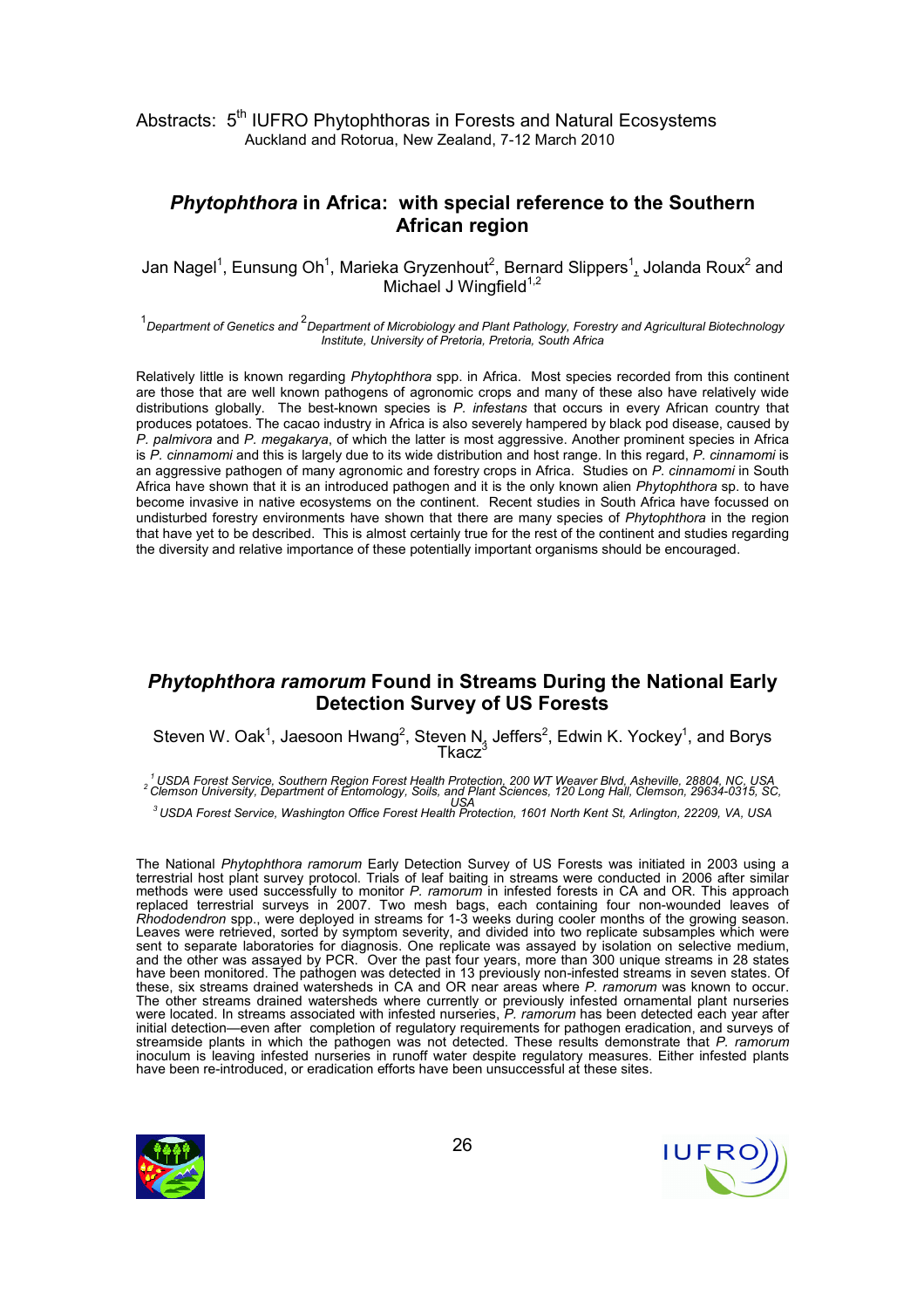## *Phytophthora* in Africa: with special reference to the Southern African region

Jan Nagel[1], Eunsung Oh[1], Marieka Gryzenhout[2], Bernard Slippers[1], Jolanda Roux[2] and Michael J Wingfield[1,2]

[1]*Department of Genetics and* [2]*Department of Microbiology and Plant Pathology, Forestry and Agricultural Biotechnology Institute, University of Pretoria, Pretoria, South Africa*

Relatively little is known regarding *Phytophthora* spp. in Africa. Most species recorded from this continent are those that are well known pathogens of agronomic crops and many of these also have relatively wide distributions globally. The best-known species is *P. infestans* that occurs in every African country that produces potatoes. The cacao industry in Africa is also severely hampered by black pod disease, caused by *P. palmivora* and *P. megakarya*, of which the latter is most aggressive. Another prominent species in Africa is *P. cinnamomi* and this is largely due to its wide distribution and host range. In this regard, *P. cinnamomi* is an aggressive pathogen of many agronomic and forestry crops in Africa. Studies on *P. cinnamomi* in South Africa have shown that it is an introduced pathogen and it is the only known alien *Phytophthora* sp. to have become invasive in native ecosystems on the continent. Recent studies in South Africa have focussed on undisturbed forestry environments have shown that there are many species of *Phytophthora* in the region that have yet to be described. This is almost certainly true for the rest of the continent and studies regarding the diversity and relative importance of these potentially important organisms should be encouraged.

## *Phytophthora ramorum* Found in Streams During the National Early Detection Survey of US Forests

Steven W. Oak[1], Jaesoon Hwang[2], Steven N. Jeffers[2], Edwin K. Yockey[1], and Borys Tkacz[3]

[1]*USDA Forest Service, Southern Region Forest Health Protection, 200 WT Weaver Blvd, Asheville, 28804, NC, USA*
[2]*Clemson University, Department of Entomology, Soils, and Plant Sciences, 120 Long Hall, Clemson, 29634-0315, SC, USA*
[3]*USDA Forest Service, Washington Office Forest Health Protection, 1601 North Kent St, Arlington, 22209, VA, USA*

The National *Phytophthora ramorum* Early Detection Survey of US Forests was initiated in 2003 using a terrestrial host plant survey protocol. Trials of leaf baiting in streams were conducted in 2006 after similar methods were used successfully to monitor *P. ramorum* in infested forests in CA and OR. This approach replaced terrestrial surveys in 2007. Two mesh bags, each containing four non-wounded leaves of *Rhododendron* spp., were deployed in streams for 1-3 weeks during cooler months of the growing season. Leaves were retrieved, sorted by symptom severity, and divided into two replicate subsamples which were sent to separate laboratories for diagnosis. One replicate was assayed by isolation on selective medium, and the other was assayed by PCR. Over the past four years, more than 300 unique streams in 28 states have been monitored. The pathogen was detected in 13 previously non-infested streams in seven states. Of these, six streams drained watersheds in CA and OR near areas where *P. ramorum* was known to occur. The other streams drained watersheds where currently or previously infested ornamental plant nurseries were located. In streams associated with infested nurseries, *P. ramorum* has been detected each year after initial detection—even after completion of regulatory requirements for pathogen eradication, and surveys of streamside plants in which the pathogen was not detected. These results demonstrate that *P. ramorum* inoculum is leaving infested nurseries in runoff water despite regulatory measures. Either infested plants have been re-introduced, or eradication efforts have been unsuccessful at these sites.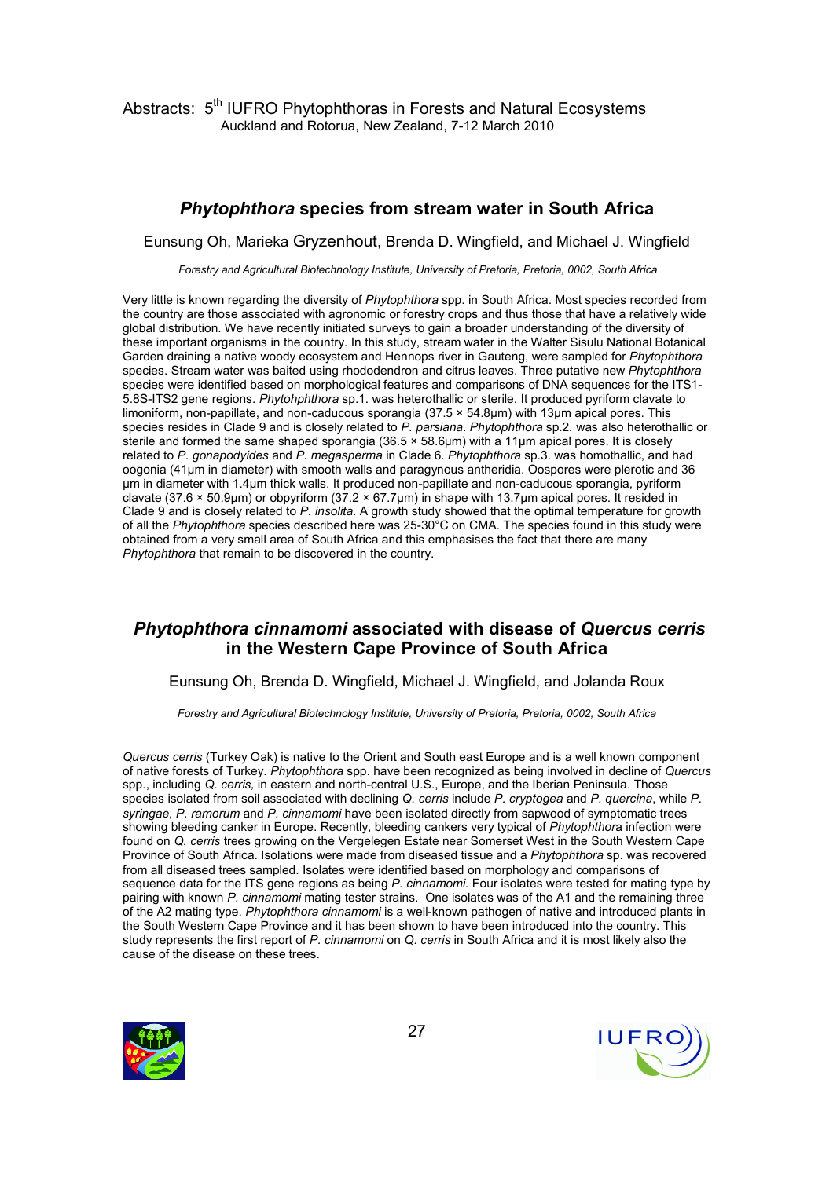## ***Phytophthora*** **species from stream water in South Africa**

Eunsung Oh, Marieka Gryzenhout, Brenda D. Wingfield, and Michael J. Wingfield

*Forestry and Agricultural Biotechnology Institute, University of Pretoria, Pretoria, 0002, South Africa*

Very little is known regarding the diversity of *Phytophthora* spp. in South Africa. Most species recorded from the country are those associated with agronomic or forestry crops and thus those that have a relatively wide global distribution. We have recently initiated surveys to gain a broader understanding of the diversity of these important organisms in the country. In this study, stream water in the Walter Sisulu National Botanical Garden draining a native woody ecosystem and Hennops river in Gauteng, were sampled for *Phytophthora* species. Stream water was baited using rhododendron and citrus leaves. Three putative new *Phytophthora* species were identified based on morphological features and comparisons of DNA sequences for the ITS1-5.8S-ITS2 gene regions. *Phytohphthora* sp.1. was heterothallic or sterile. It produced pyriform clavate to limoniform, non-papillate, and non-caducous sporangia (37.5 × 54.8µm) with 13µm apical pores. This species resides in Clade 9 and is closely related to *P. parsiana*. *Phytophthora* sp.2. was also heterothallic or sterile and formed the same shaped sporangia (36.5 × 58.6µm) with a 11µm apical pores. It is closely related to *P. gonapodyides* and *P. megasperma* in Clade 6. *Phytophthora* sp.3. was homothallic, and had oogonia (41µm in diameter) with smooth walls and paragynous antheridia. Oospores were plerotic and 36 µm in diameter with 1.4µm thick walls. It produced non-papillate and non-caducous sporangia, pyriform clavate (37.6 × 50.9µm) or obpyriform (37.2 × 67.7µm) in shape with 13.7µm apical pores. It resided in Clade 9 and is closely related to *P. insolita*. A growth study showed that the optimal temperature for growth of all the *Phytophthora* species described here was 25-30°C on CMA. The species found in this study were obtained from a very small area of South Africa and this emphasises the fact that there are many *Phytophthora* that remain to be discovered in the country.

## ***Phytophthora cinnamomi*** **associated with disease of** ***Quercus cerris*** **in the Western Cape Province of South Africa**

Eunsung Oh, Brenda D. Wingfield, Michael J. Wingfield, and Jolanda Roux

*Forestry and Agricultural Biotechnology Institute, University of Pretoria, Pretoria, 0002, South Africa*

*Quercus cerris* (Turkey Oak) is native to the Orient and South east Europe and is a well known component of native forests of Turkey. *Phytophthora* spp. have been recognized as being involved in decline of *Quercus* spp., including *Q. cerris,* in eastern and north-central U.S., Europe, and the Iberian Peninsula. Those species isolated from soil associated with declining *Q. cerris* include *P. cryptogea* and *P. quercina*, while *P. syringae*, *P. ramorum* and *P. cinnamomi* have been isolated directly from sapwood of symptomatic trees showing bleeding canker in Europe. Recently, bleeding cankers very typical of *Phytophthora* infection were found on *Q. cerris* trees growing on the Vergelegen Estate near Somerset West in the South Western Cape Province of South Africa. Isolations were made from diseased tissue and a *Phytophthora* sp. was recovered from all diseased trees sampled. Isolates were identified based on morphology and comparisons of sequence data for the ITS gene regions as being *P. cinnamomi.* Four isolates were tested for mating type by pairing with known *P. cinnamomi* mating tester strains. One isolates was of the A1 and the remaining three of the A2 mating type. *Phytophthora cinnamomi* is a well-known pathogen of native and introduced plants in the South Western Cape Province and it has been shown to have been introduced into the country. This study represents the first report of *P. cinnamomi* on *Q. cerris* in South Africa and it is most likely also the cause of the disease on these trees.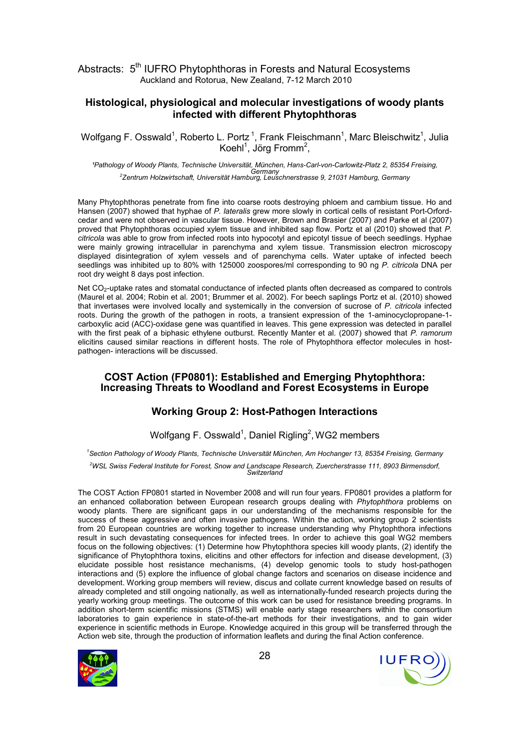## Histological, physiological and molecular investigations of woody plants infected with different Phytophthoras

Wolfgang F. Osswald[1], Roberto L. Portz[1], Frank Fleischmann[1], Marc Bleischwitz[1], Julia Koehl[1], Jörg Fromm[2],

*[1]Pathology of Woody Plants, Technische Universität, München, Hans-Carl-von-Carlowitz-Platz 2, 85354 Freising, Germany*
*[2]Zentrum Holzwirtschaft, Universität Hamburg, Leuschnerstrasse 9, 21031 Hamburg, Germany*

Many Phytophthoras penetrate from fine into coarse roots destroying phloem and cambium tissue. Ho and Hansen (2007) showed that hyphae of *P. lateralis* grew more slowly in cortical cells of resistant Port-Orford-cedar and were not observed in vascular tissue. However, Brown and Brasier (2007) and Parke et al (2007) proved that Phytophthoras occupied xylem tissue and inhibited sap flow. Portz et al (2010) showed that *P. citricola* was able to grow from infected roots into hypocotyl and epicotyl tissue of beech seedlings. Hyphae were mainly growing intracellular in parenchyma and xylem tissue. Transmission electron microscopy displayed disintegration of xylem vessels and of parenchyma cells. Water uptake of infected beech seedlings was inhibited up to 80% with 125000 zoospores/ml corresponding to 90 ng *P. citricola* DNA per root dry weight 8 days post infection.

Net $CO_2$-uptake rates and stomatal conductance of infected plants often decreased as compared to controls (Maurel et al. 2004; Robin et al. 2001; Brummer et al. 2002). For beech saplings Portz et al. (2010) showed that invertases were involved locally and systemically in the conversion of sucrose of *P. citricola* infected roots. During the growth of the pathogen in roots, a transient expression of the 1-aminocyclopropane-1-carboxylic acid (ACC)-oxidase gene was quantified in leaves. This gene expression was detected in parallel with the first peak of a biphasic ethylene outburst. Recently Manter et al. (2007) showed that *P. ramorum* elicitins caused similar reactions in different hosts. The role of Phytophthora effector molecules in host-pathogen- interactions will be discussed.

## COST Action (FP0801): Established and Emerging Phytophthora: Increasing Threats to Woodland and Forest Ecosystems in Europe

### Working Group 2: Host-Pathogen Interactions

Wolfgang F. Osswald[1], Daniel Rigling[2], WG2 members

*[1]Section Pathology of Woody Plants, Technische Universität München, Am Hochanger 13, 85354 Freising, Germany*

*[2]WSL Swiss Federal Institute for Forest, Snow and Landscape Research, Zuercherstrasse 111, 8903 Birmensdorf, Switzerland*

The COST Action FP0801 started in November 2008 and will run four years. FP0801 provides a platform for an enhanced collaboration between European research groups dealing with *Phytophthora* problems on woody plants. There are significant gaps in our understanding of the mechanisms responsible for the success of these aggressive and often invasive pathogens. Within the action, working group 2 scientists from 20 European countries are working together to increase understanding why Phytophthora infections result in such devastating consequences for infected trees. In order to achieve this goal WG2 members focus on the following objectives: (1) Determine how Phytophthora species kill woody plants, (2) identify the significance of Phytophthora toxins, elicitins and other effectors for infection and disease development, (3) elucidate possible host resistance mechanisms, (4) develop genomic tools to study host-pathogen interactions and (5) explore the influence of global change factors and scenarios on disease incidence and development. Working group members will review, discus and collate current knowledge based on results of already completed and still ongoing nationally, as well as internationally-funded research projects during the yearly working group meetings. The outcome of this work can be used for resistance breeding programs. In addition short-term scientific missions (STMS) will enable early stage researchers within the consortium laboratories to gain experience in state-of-the-art methods for their investigations, and to gain wider experience in scientific methods in Europe. Knowledge acquired in this group will be transferred through the Action web site, through the production of information leaflets and during the final Action conference.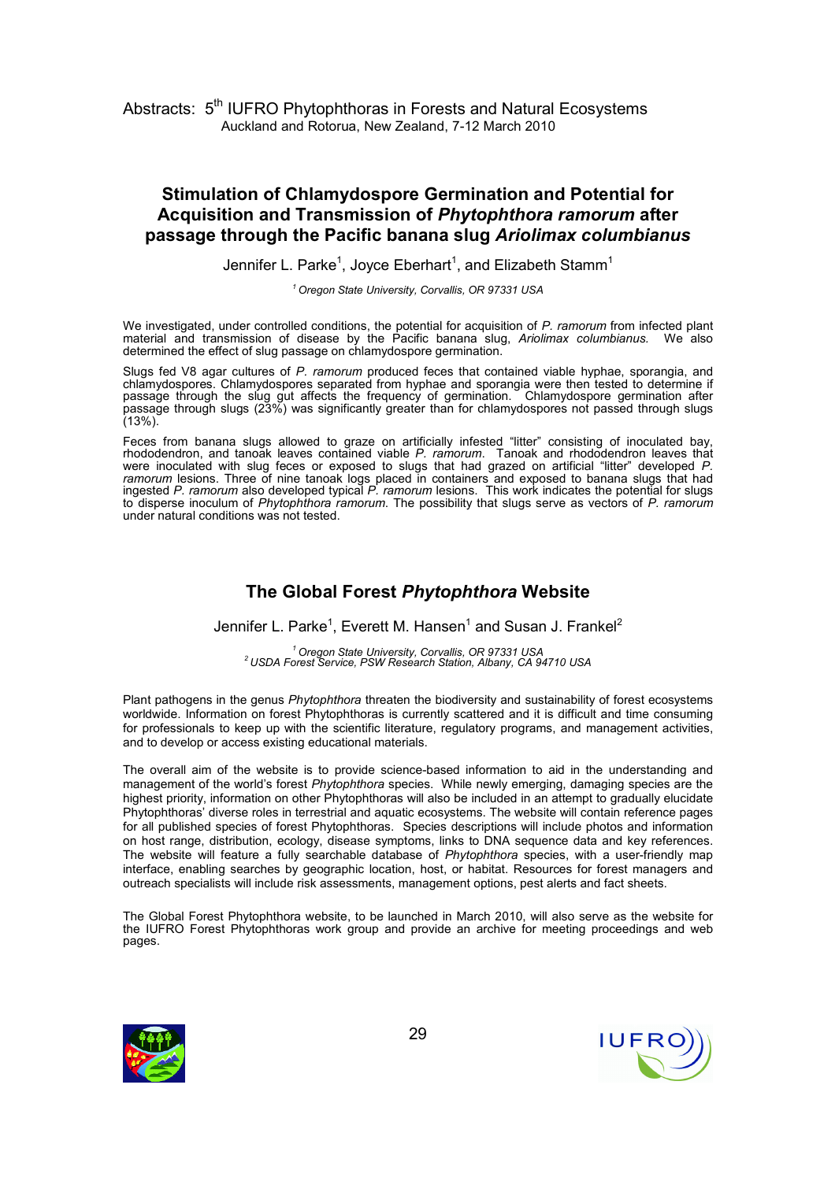## Stimulation of Chlamydospore Germination and Potential for Acquisition and Transmission of *Phytophthora ramorum* after passage through the Pacific banana slug *Ariolimax columbianus*

Jennifer L. Parke[1], Joyce Eberhart[1], and Elizabeth Stamm[1]

[1] *Oregon State University, Corvallis, OR 97331 USA*

We investigated, under controlled conditions, the potential for acquisition of *P. ramorum* from infected plant material and transmission of disease by the Pacific banana slug, *Ariolimax columbianus.* We also determined the effect of slug passage on chlamydospore germination.

Slugs fed V8 agar cultures of *P. ramorum* produced feces that contained viable hyphae, sporangia, and chlamydospores. Chlamydospores separated from hyphae and sporangia were then tested to determine if passage through the slug gut affects the frequency of germination. Chlamydospore germination after passage through slugs (23%) was significantly greater than for chlamydospores not passed through slugs (13%).

Feces from banana slugs allowed to graze on artificially infested "litter" consisting of inoculated bay, rhododendron, and tanoak leaves contained viable *P. ramorum*. Tanoak and rhododendron leaves that were inoculated with slug feces or exposed to slugs that had grazed on artificial "litter" developed *P. ramorum* lesions. Three of nine tanoak logs placed in containers and exposed to banana slugs that had ingested *P. ramorum* also developed typical *P. ramorum* lesions. This work indicates the potential for slugs to disperse inoculum of *Phytophthora ramorum.* The possibility that slugs serve as vectors of *P. ramorum* under natural conditions was not tested.

## The Global Forest *Phytophthora* Website

Jennifer L. Parke[1], Everett M. Hansen[1] and Susan J. Frankel[2]

[1] *Oregon State University, Corvallis, OR 97331 USA*
[2] *USDA Forest Service, PSW Research Station, Albany, CA 94710 USA*

Plant pathogens in the genus *Phytophthora* threaten the biodiversity and sustainability of forest ecosystems worldwide. Information on forest Phytophthoras is currently scattered and it is difficult and time consuming for professionals to keep up with the scientific literature, regulatory programs, and management activities, and to develop or access existing educational materials.

The overall aim of the website is to provide science-based information to aid in the understanding and management of the world's forest *Phytophthora* species. While newly emerging, damaging species are the highest priority, information on other Phytophthoras will also be included in an attempt to gradually elucidate Phytophthoras' diverse roles in terrestrial and aquatic ecosystems. The website will contain reference pages for all published species of forest Phytophthoras. Species descriptions will include photos and information on host range, distribution, ecology, disease symptoms, links to DNA sequence data and key references. The website will feature a fully searchable database of *Phytophthora* species, with a user-friendly map interface, enabling searches by geographic location, host, or habitat. Resources for forest managers and outreach specialists will include risk assessments, management options, pest alerts and fact sheets.

The Global Forest Phytophthora website, to be launched in March 2010, will also serve as the website for the IUFRO Forest Phytophthoras work group and provide an archive for meeting proceedings and web pages.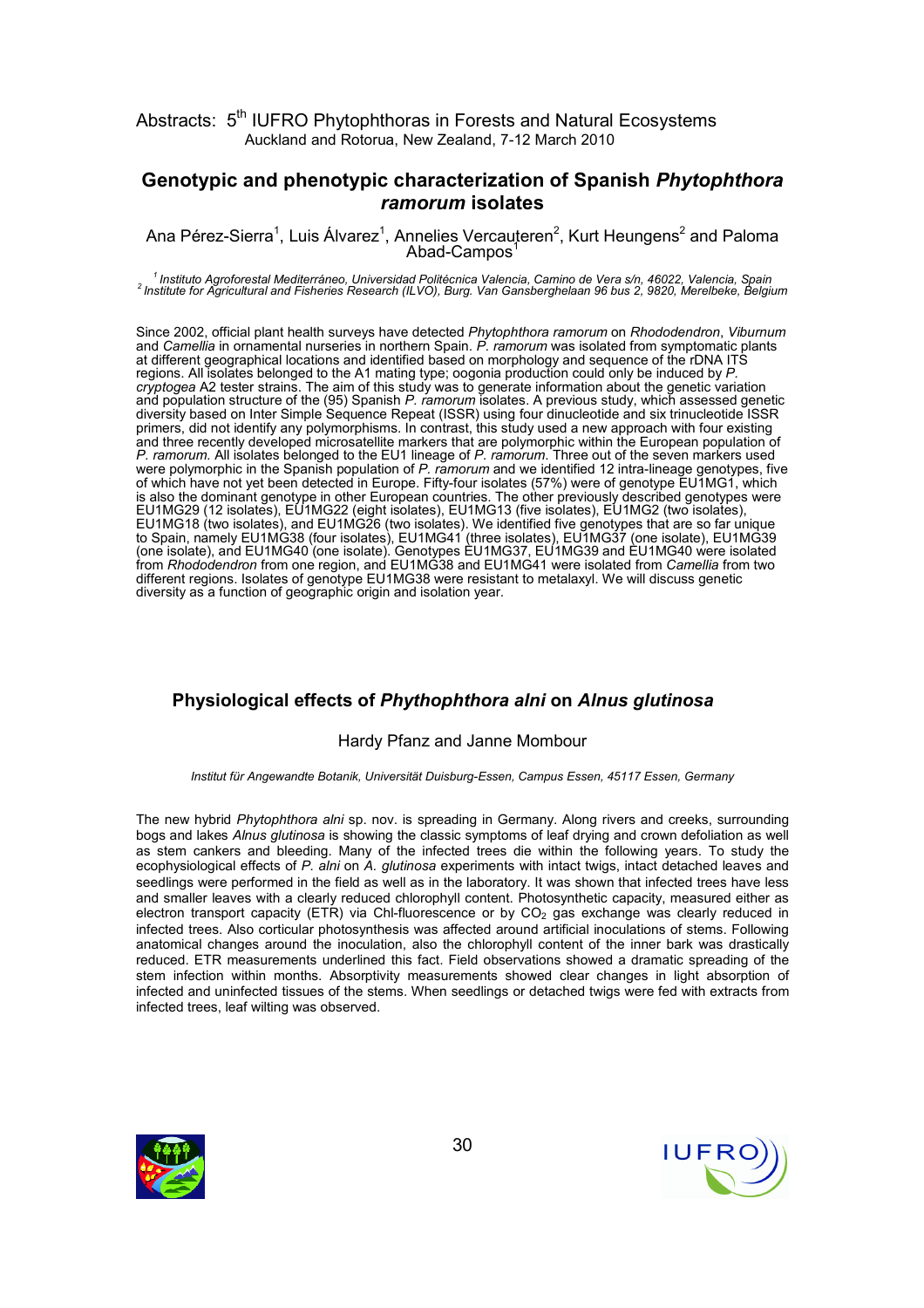## Genotypic and phenotypic characterization of Spanish *Phytophthora ramorum* isolates

Ana Pérez-Sierra[1], Luis Álvarez[1], Annelies Vercauteren[2], Kurt Heungens[2] and Paloma Abad-Campos[1]

*[1] Instituto Agroforestal Mediterráneo, Universidad Politécnica Valencia, Camino de Vera s/n, 46022, Valencia, Spain*
*[2] Institute for Agricultural and Fisheries Research (ILVO), Burg. Van Gansberghelaan 96 bus 2, 9820, Merelbeke, Belgium*

Since 2002, official plant health surveys have detected *Phytophthora ramorum* on *Rhododendron*, *Viburnum* and *Camellia* in ornamental nurseries in northern Spain. *P. ramorum* was isolated from symptomatic plants at different geographical locations and identified based on morphology and sequence of the rDNA ITS regions. All isolates belonged to the A1 mating type; oogonia production could only be induced by *P. cryptogea* A2 tester strains. The aim of this study was to generate information about the genetic variation and population structure of the (95) Spanish *P. ramorum* isolates. A previous study, which assessed genetic diversity based on Inter Simple Sequence Repeat (ISSR) using four dinucleotide and six trinucleotide ISSR primers, did not identify any polymorphisms. In contrast, this study used a new approach with four existing and three recently developed microsatellite markers that are polymorphic within the European population of *P. ramorum*. All isolates belonged to the EU1 lineage of *P. ramorum*. Three out of the seven markers used were polymorphic in the Spanish population of *P. ramorum* and we identified 12 intra-lineage genotypes, five of which have not yet been detected in Europe. Fifty-four isolates (57%) were of genotype EU1MG1, which is also the dominant genotype in other European countries. The other previously described genotypes were EU1MG29 (12 isolates), EU1MG22 (eight isolates), EU1MG13 (five isolates), EU1MG2 (two isolates), EU1MG18 (two isolates), and EU1MG26 (two isolates). We identified five genotypes that are so far unique to Spain, namely EU1MG38 (four isolates), EU1MG41 (three isolates), EU1MG37 (one isolate), EU1MG39 (one isolate), and EU1MG40 (one isolate). Genotypes EU1MG37, EU1MG39 and EU1MG40 were isolated from *Rhododendron* from one region, and EU1MG38 and EU1MG41 were isolated from *Camellia* from two different regions. Isolates of genotype EU1MG38 were resistant to metalaxyl. We will discuss genetic diversity as a function of geographic origin and isolation year.

## Physiological effects of *Phythophthora alni* on *Alnus glutinosa*

Hardy Pfanz and Janne Mombour

*Institut für Angewandte Botanik, Universität Duisburg-Essen, Campus Essen, 45117 Essen, Germany*

The new hybrid *Phytophthora alni* sp. nov. is spreading in Germany. Along rivers and creeks, surrounding bogs and lakes *Alnus glutinosa* is showing the classic symptoms of leaf drying and crown defoliation as well as stem cankers and bleeding. Many of the infected trees die within the following years. To study the ecophysiological effects of *P. alni* on *A. glutinosa* experiments with intact twigs, intact detached leaves and seedlings were performed in the field as well as in the laboratory. It was shown that infected trees have less and smaller leaves with a clearly reduced chlorophyll content. Photosynthetic capacity, measured either as electron transport capacity (ETR) via Chl-fluorescence or by $CO_2$ gas exchange was clearly reduced in infected trees. Also corticular photosynthesis was affected around artificial inoculations of stems. Following anatomical changes around the inoculation, also the chlorophyll content of the inner bark was drastically reduced. ETR measurements underlined this fact. Field observations showed a dramatic spreading of the stem infection within months. Absorptivity measurements showed clear changes in light absorption of infected and uninfected tissues of the stems. When seedlings or detached twigs were fed with extracts from infected trees, leaf wilting was observed.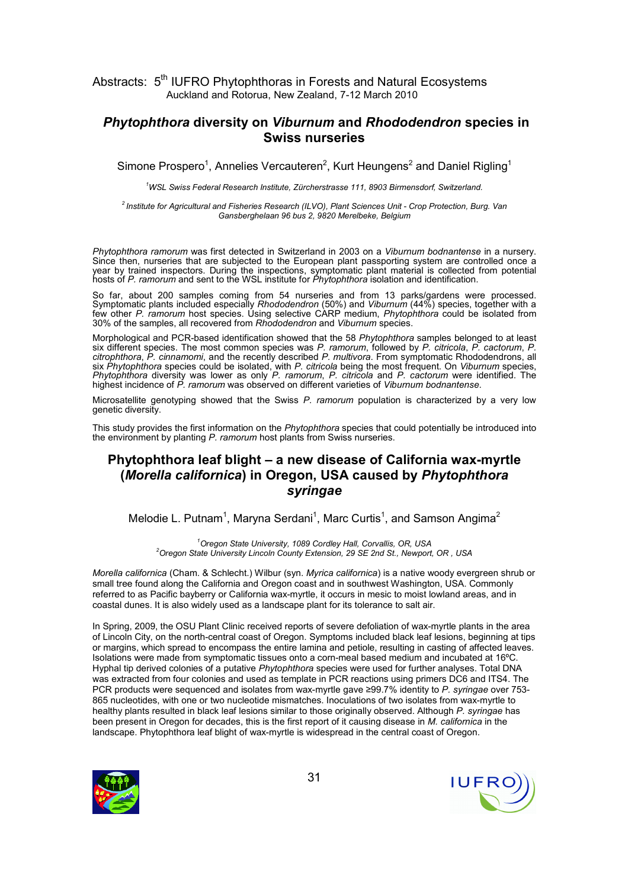## *Phytophthora* diversity on *Viburnum* and *Rhododendron* species in Swiss nurseries

Simone Prospero[1], Annelies Vercauteren[2], Kurt Heungens[2] and Daniel Rigling[1]

[1]*WSL Swiss Federal Research Institute, Zürcherstrasse 111, 8903 Birmensdorf, Switzerland.*

[2] *Institute for Agricultural and Fisheries Research (ILVO), Plant Sciences Unit - Crop Protection, Burg. Van Gansberghelaan 96 bus 2, 9820 Merelbeke, Belgium*

*Phytophthora ramorum* was first detected in Switzerland in 2003 on a *Viburnum bodnantense* in a nursery. Since then, nurseries that are subjected to the European plant passporting system are controlled once a year by trained inspectors. During the inspections, symptomatic plant material is collected from potential hosts of *P. ramorum* and sent to the WSL institute for *Phytophthora* isolation and identification.

So far, about 200 samples coming from 54 nurseries and from 13 parks/gardens were processed. Symptomatic plants included especially *Rhododendron* (50%) and *Viburnum* (44%) species, together with a few other *P. ramorum* host species. Using selective CARP medium, *Phytophthora* could be isolated from 30% of the samples, all recovered from *Rhododendron* and *Viburnum* species.

Morphological and PCR-based identification showed that the 58 *Phytophthora* samples belonged to at least six different species. The most common species was *P. ramorum*, followed by *P. citricola*, *P. cactorum*, *P. citrophthora*, *P. cinnamomi*, and the recently described *P. multivora*. From symptomatic Rhododendrons, all six *Phytophthora* species could be isolated, with *P. citricola* being the most frequent. On *Viburnum* species, *Phytophthora* diversity was lower as only *P. ramorum*, *P. citricola* and *P. cactorum* were identified. The highest incidence of *P. ramorum* was observed on different varieties of *Viburnum bodnantense*.

Microsatellite genotyping showed that the Swiss *P. ramorum* population is characterized by a very low genetic diversity.

This study provides the first information on the *Phytophthora* species that could potentially be introduced into the environment by planting *P. ramorum* host plants from Swiss nurseries.

## Phytophthora leaf blight – a new disease of California wax-myrtle (*Morella californica*) in Oregon, USA caused by *Phytophthora syringae*

Melodie L. Putnam[1], Maryna Serdani[1], Marc Curtis[1], and Samson Angima[2]

[1]*Oregon State University, 1089 Cordley Hall, Corvallis, OR, USA*
[2]*Oregon State University Lincoln County Extension, 29 SE 2nd St., Newport, OR , USA*

*Morella californica* (Cham. & Schlecht.) Wilbur (syn. *Myrica californica*) is a native woody evergreen shrub or small tree found along the California and Oregon coast and in southwest Washington, USA. Commonly referred to as Pacific bayberry or California wax-myrtle, it occurs in mesic to moist lowland areas, and in coastal dunes. It is also widely used as a landscape plant for its tolerance to salt air.

In Spring, 2009, the OSU Plant Clinic received reports of severe defoliation of wax-myrtle plants in the area of Lincoln City, on the north-central coast of Oregon. Symptoms included black leaf lesions, beginning at tips or margins, which spread to encompass the entire lamina and petiole, resulting in casting of affected leaves. Isolations were made from symptomatic tissues onto a corn-meal based medium and incubated at 16ºC. Hyphal tip derived colonies of a putative *Phytophthora* species were used for further analyses. Total DNA was extracted from four colonies and used as template in PCR reactions using primers DC6 and ITS4. The PCR products were sequenced and isolates from wax-myrtle gave ≥99.7% identity to *P. syringae* over 753-865 nucleotides, with one or two nucleotide mismatches. Inoculations of two isolates from wax-myrtle to healthy plants resulted in black leaf lesions similar to those originally observed. Although *P. syringae* has been present in Oregon for decades, this is the first report of it causing disease in *M. californica* in the landscape. Phytophthora leaf blight of wax-myrtle is widespread in the central coast of Oregon.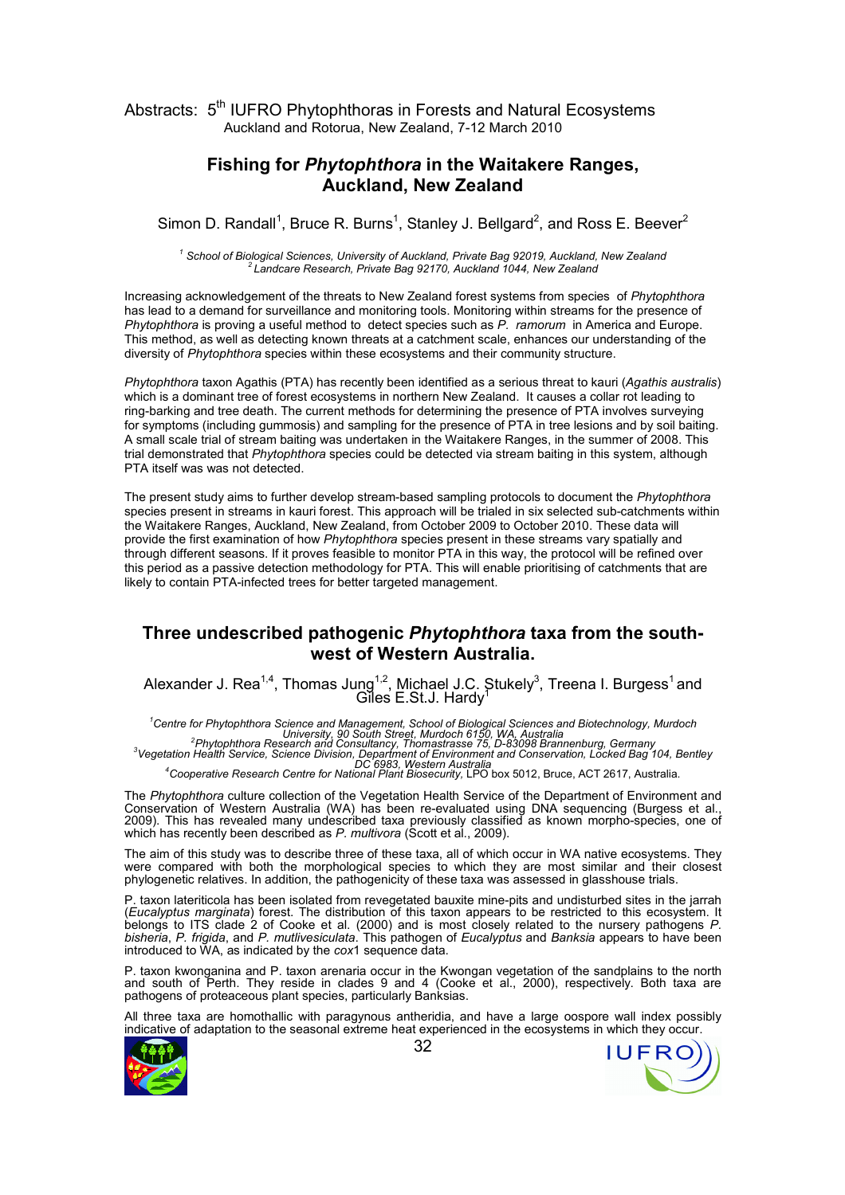## Fishing for *Phytophthora* in the Waitakere Ranges, Auckland, New Zealand

Simon D. Randall[1], Bruce R. Burns[1], Stanley J. Bellgard[2], and Ross E. Beever[2]

*[1] School of Biological Sciences, University of Auckland, Private Bag 92019, Auckland, New Zealand*
*[2] Landcare Research, Private Bag 92170, Auckland 1044, New Zealand*

Increasing acknowledgement of the threats to New Zealand forest systems from species of *Phytophthora* has lead to a demand for surveillance and monitoring tools. Monitoring within streams for the presence of *Phytophthora* is proving a useful method to detect species such as *P. ramorum* in America and Europe. This method, as well as detecting known threats at a catchment scale, enhances our understanding of the diversity of *Phytophthora* species within these ecosystems and their community structure.

*Phytophthora* taxon Agathis (PTA) has recently been identified as a serious threat to kauri (*Agathis australis*) which is a dominant tree of forest ecosystems in northern New Zealand. It causes a collar rot leading to ring-barking and tree death. The current methods for determining the presence of PTA involves surveying for symptoms (including gummosis) and sampling for the presence of PTA in tree lesions and by soil baiting. A small scale trial of stream baiting was undertaken in the Waitakere Ranges, in the summer of 2008. This trial demonstrated that *Phytophthora* species could be detected via stream baiting in this system, although PTA itself was was not detected.

The present study aims to further develop stream-based sampling protocols to document the *Phytophthora* species present in streams in kauri forest. This approach will be trialed in six selected sub-catchments within the Waitakere Ranges, Auckland, New Zealand, from October 2009 to October 2010. These data will provide the first examination of how *Phytophthora* species present in these streams vary spatially and through different seasons. If it proves feasible to monitor PTA in this way, the protocol will be refined over this period as a passive detection methodology for PTA. This will enable prioritising of catchments that are likely to contain PTA-infected trees for better targeted management.

## Three undescribed pathogenic *Phytophthora* taxa from the south-west of Western Australia.

Alexander J. Rea[1,4], Thomas Jung[1,2], Michael J.C. Stukely[3], Treena I. Burgess[1] and Giles E.St.J. Hardy[1]

*[1]Centre for Phytophthora Science and Management, School of Biological Sciences and Biotechnology, Murdoch University, 90 South Street, Murdoch 6150, WA, Australia*
*[2]Phytophthora Research and Consultancy, Thomastrasse 75, D-83098 Brannenburg, Germany*
*[3]Vegetation Health Service, Science Division, Department of Environment and Conservation, Locked Bag 104, Bentley DC 6983, Western Australia*
*[4]Cooperative Research Centre for National Plant Biosecurity,* LPO box 5012, Bruce, ACT 2617, Australia.

The *Phytophthora* culture collection of the Vegetation Health Service of the Department of Environment and Conservation of Western Australia (WA) has been re-evaluated using DNA sequencing (Burgess et al., 2009). This has revealed many undescribed taxa previously classified as known morpho-species, one of which has recently been described as *P. multivora* (Scott et al., 2009).

The aim of this study was to describe three of these taxa, all of which occur in WA native ecosystems. They were compared with both the morphological species to which they are most similar and their closest phylogenetic relatives. In addition, the pathogenicity of these taxa was assessed in glasshouse trials.

P. taxon lateriticola has been isolated from revegetated bauxite mine-pits and undisturbed sites in the jarrah (*Eucalyptus marginata*) forest. The distribution of this taxon appears to be restricted to this ecosystem. It belongs to ITS clade 2 of Cooke et al. (2000) and is most closely related to the nursery pathogens *P. bisheria*, *P. frigida*, and *P. mutlivesiculata*. This pathogen of *Eucalyptus* and *Banksia* appears to have been introduced to WA, as indicated by the *cox*1 sequence data.

P. taxon kwonganina and P. taxon arenaria occur in the Kwongan vegetation of the sandplains to the north and south of Perth. They reside in clades 9 and 4 (Cooke et al., 2000), respectively. Both taxa are pathogens of proteaceous plant species, particularly Banksias.

All three taxa are homothallic with paragynous antheridia, and have a large oospore wall index possibly indicative of adaptation to the seasonal extreme heat experienced in the ecosystems in which they occur.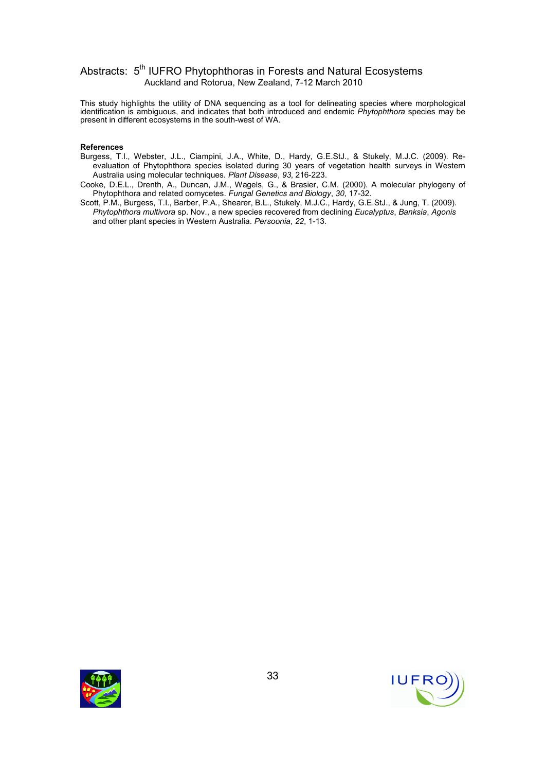This study highlights the utility of DNA sequencing as a tool for delineating species where morphological identification is ambiguous, and indicates that both introduced and endemic *Phytophthora* species may be present in different ecosystems in the south-west of WA.

**References**

Burgess, T.I., Webster, J.L., Ciampini, J.A., White, D., Hardy, G.E.StJ., & Stukely, M.J.C. (2009). Re-evaluation of Phytophthora species isolated during 30 years of vegetation health surveys in Western Australia using molecular techniques. *Plant Disease*, *93*, 216-223.

Cooke, D.E.L., Drenth, A., Duncan, J.M., Wagels, G., & Brasier, C.M. (2000). A molecular phylogeny of Phytophthora and related oomycetes. *Fungal Genetics and Biology*, *30*, 17-32.

Scott, P.M., Burgess, T.I., Barber, P.A., Shearer, B.L., Stukely, M.J.C., Hardy, G.E.StJ., & Jung, T. (2009). *Phytophthora multivora* sp. Nov., a new species recovered from declining *Eucalyptus*, *Banksia*, *Agonis* and other plant species in Western Australia. *Persoonia*, *22*, 1-13.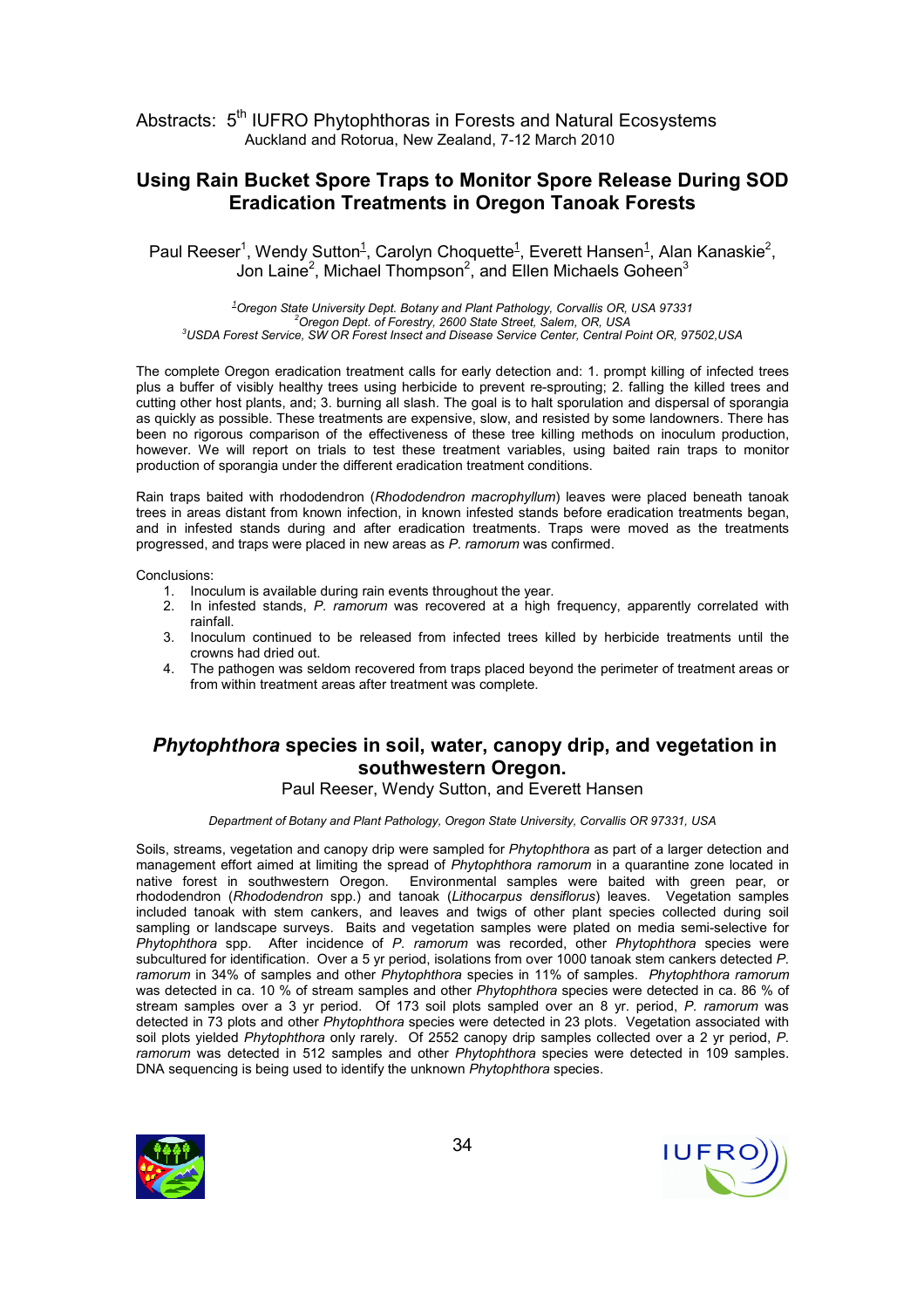# Using Rain Bucket Spore Traps to Monitor Spore Release During SOD Eradication Treatments in Oregon Tanoak Forests

Paul Reeser[1], Wendy Sutton[1], Carolyn Choquette[1], Everett Hansen[1], Alan Kanaskie[2], Jon Laine[2], Michael Thompson[2], and Ellen Michaels Goheen[3]

*[1]Oregon State University Dept. Botany and Plant Pathology, Corvallis OR, USA 97331*
*[2]Oregon Dept. of Forestry, 2600 State Street, Salem, OR, USA*
*[3]USDA Forest Service, SW OR Forest Insect and Disease Service Center, Central Point OR, 97502,USA*

The complete Oregon eradication treatment calls for early detection and: 1. prompt killing of infected trees plus a buffer of visibly healthy trees using herbicide to prevent re-sprouting; 2. falling the killed trees and cutting other host plants, and; 3. burning all slash. The goal is to halt sporulation and dispersal of sporangia as quickly as possible. These treatments are expensive, slow, and resisted by some landowners. There has been no rigorous comparison of the effectiveness of these tree killing methods on inoculum production, however. We will report on trials to test these treatment variables, using baited rain traps to monitor production of sporangia under the different eradication treatment conditions.

Rain traps baited with rhododendron (*Rhododendron macrophyllum*) leaves were placed beneath tanoak trees in areas distant from known infection, in known infested stands before eradication treatments began, and in infested stands during and after eradication treatments. Traps were moved as the treatments progressed, and traps were placed in new areas as *P. ramorum* was confirmed.

Conclusions:

1. Inoculum is available during rain events throughout the year.
2. In infested stands, *P. ramorum* was recovered at a high frequency, apparently correlated with rainfall.
3. Inoculum continued to be released from infected trees killed by herbicide treatments until the crowns had dried out.
4. The pathogen was seldom recovered from traps placed beyond the perimeter of treatment areas or from within treatment areas after treatment was complete.

# *Phytophthora* species in soil, water, canopy drip, and vegetation in southwestern Oregon.

Paul Reeser, Wendy Sutton, and Everett Hansen

*Department of Botany and Plant Pathology, Oregon State University, Corvallis OR 97331, USA*

Soils, streams, vegetation and canopy drip were sampled for *Phytophthora* as part of a larger detection and management effort aimed at limiting the spread of *Phytophthora ramorum* in a quarantine zone located in native forest in southwestern Oregon. Environmental samples were baited with green pear, or rhododendron (*Rhododendron* spp.) and tanoak (*Lithocarpus densiflorus*) leaves. Vegetation samples included tanoak with stem cankers, and leaves and twigs of other plant species collected during soil sampling or landscape surveys. Baits and vegetation samples were plated on media semi-selective for *Phytophthora* spp. After incidence of *P. ramorum* was recorded, other *Phytophthora* species were subcultured for identification. Over a 5 yr period, isolations from over 1000 tanoak stem cankers detected *P. ramorum* in 34% of samples and other *Phytophthora* species in 11% of samples. *Phytophthora ramorum* was detected in ca. 10 % of stream samples and other *Phytophthora* species were detected in ca. 86 % of stream samples over a 3 yr period. Of 173 soil plots sampled over an 8 yr. period, *P. ramorum* was detected in 73 plots and other *Phytophthora* species were detected in 23 plots. Vegetation associated with soil plots yielded *Phytophthora* only rarely. Of 2552 canopy drip samples collected over a 2 yr period, *P. ramorum* was detected in 512 samples and other *Phytophthora* species were detected in 109 samples. DNA sequencing is being used to identify the unknown *Phytophthora* species.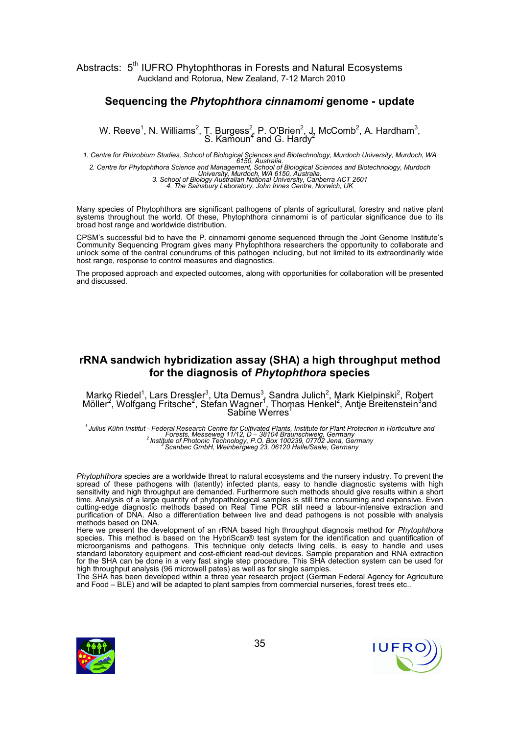## Sequencing the *Phytophthora cinnamomi* genome - update

W. Reeve[1], N. Williams[2], T. Burgess[2], P. O'Brien[2], J. McComb[2], A. Hardham[3], S. Kamoun[4] and G. Hardy[2]

*1. Centre for Rhizobium Studies, School of Biological Sciences and Biotechnology, Murdoch University, Murdoch, WA 6150, Australia.*
*2. Centre for Phytophthora Science and Management, School of Biological Sciences and Biotechnology, Murdoch University, Murdoch, WA 6150, Australia.*
*3. School of Biology Australian National University, Canberra ACT 2601*
*4. The Sainsbury Laboratory, John Innes Centre, Norwich, UK*

Many species of Phytophthora are significant pathogens of plants of agricultural, forestry and native plant systems throughout the world. Of these, Phytophthora cinnamomi is of particular significance due to its broad host range and worldwide distribution.

CPSM's successful bid to have the P. cinnamomi genome sequenced through the Joint Genome Institute's Community Sequencing Program gives many Phytophthora researchers the opportunity to collaborate and unlock some of the central conundrums of this pathogen including, but not limited to its extraordinarily wide host range, response to control measures and diagnostics.

The proposed approach and expected outcomes, along with opportunities for collaboration will be presented and discussed.

## rRNA sandwich hybridization assay (SHA) a high throughput method for the diagnosis of *Phytophthora* species

Marko Riedel[1], Lars Dressler[3], Uta Demus[3], Sandra Julich[2], Mark Kielpinski[2], Robert Möller[2], Wolfgang Fritsche[2], Stefan Wagner[1], Thomas Henkel[2], Antje Breitenstein[3] and Sabine Werres[1]

*[1] Julius Kühn Institut - Federal Research Centre for Cultivated Plants, Institute for Plant Protection in Horticulture and Forests, Messeweg 11/12, D – 38104 Braunschweig, Germany*
*[2] Institute of Photonic Technology, P.O. Box 100239, 07702 Jena, Germany*
*[3] Scanbec GmbH, Weinbergweg 23, 06120 Halle/Saale, Germany*

*Phytophthora* species are a worldwide threat to natural ecosystems and the nursery industry. To prevent the spread of these pathogens with (latently) infected plants, easy to handle diagnostic systems with high sensitivity and high throughput are demanded. Furthermore such methods should give results within a short time. Analysis of a large quantity of phytopathological samples is still time consuming and expensive. Even cutting-edge diagnostic methods based on Real Time PCR still need a labour-intensive extraction and purification of DNA. Also a differentiation between live and dead pathogens is not possible with analysis methods based on DNA.
Here we present the development of an rRNA based high throughput diagnosis method for *Phytophthora* species. This method is based on the HybriScan® test system for the identification and quantification of microorganisms and pathogens. This technique only detects living cells, is easy to handle and uses standard laboratory equipment and cost-efficient read-out devices. Sample preparation and RNA extraction for the SHA can be done in a very fast single step procedure. This SHA detection system can be used for high throughput analysis (96 microwell pates) as well as for single samples.
The SHA has been developed within a three year research project (German Federal Agency for Agriculture and Food – BLE) and will be adapted to plant samples from commercial nurseries, forest trees etc..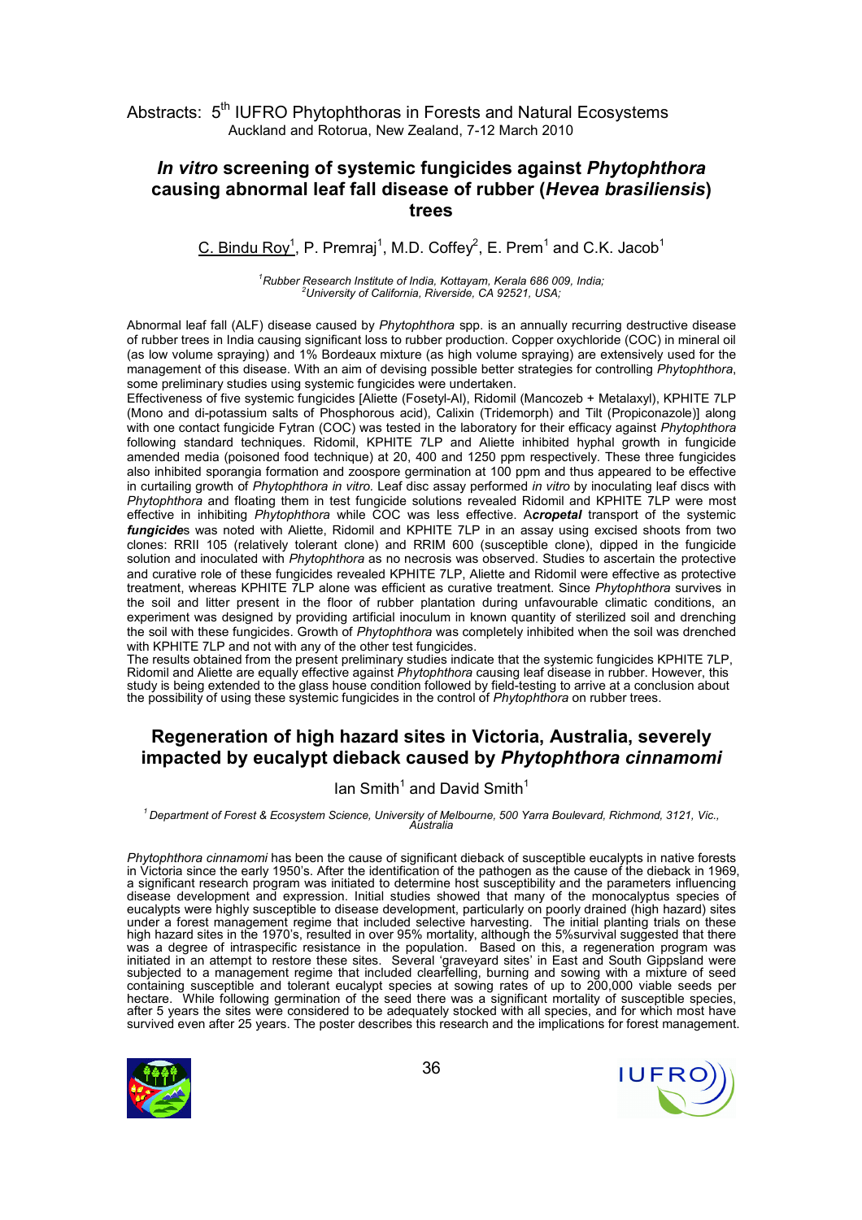## *In vitro* screening of systemic fungicides against *Phytophthora* causing abnormal leaf fall disease of rubber (*Hevea brasiliensis*) trees

C. Bindu Roy[1], P. Premraj[1], M.D. Coffey[2], E. Prem[1] and C.K. Jacob[1]

*[1]Rubber Research Institute of India, Kottayam, Kerala 686 009, India;*
*[2]University of California, Riverside, CA 92521, USA;*

Abnormal leaf fall (ALF) disease caused by *Phytophthora* spp. is an annually recurring destructive disease of rubber trees in India causing significant loss to rubber production. Copper oxychloride (COC) in mineral oil (as low volume spraying) and 1% Bordeaux mixture (as high volume spraying) are extensively used for the management of this disease. With an aim of devising possible better strategies for controlling *Phytophthora*, some preliminary studies using systemic fungicides were undertaken.

Effectiveness of five systemic fungicides [Aliette (Fosetyl-Al), Ridomil (Mancozeb + Metalaxyl), KPHITE 7LP (Mono and di-potassium salts of Phosphorous acid), Calixin (Tridemorph) and Tilt (Propiconazole)] along with one contact fungicide Fytran (COC) was tested in the laboratory for their efficacy against *Phytophthora* following standard techniques. Ridomil, KPHITE 7LP and Aliette inhibited hyphal growth in fungicide amended media (poisoned food technique) at 20, 400 and 1250 ppm respectively. These three fungicides also inhibited sporangia formation and zoospore germination at 100 ppm and thus appeared to be effective in curtailing growth of *Phytophthora in vitro.* Leaf disc assay performed *in vitro* by inoculating leaf discs with *Phytophthora* and floating them in test fungicide solutions revealed Ridomil and KPHITE 7LP were most effective in inhibiting *Phytophthora* while COC was less effective. A***cropetal*** transport of the systemic ***fungicide***s was noted with Aliette, Ridomil and KPHITE 7LP in an assay using excised shoots from two clones: RRII 105 (relatively tolerant clone) and RRIM 600 (susceptible clone), dipped in the fungicide solution and inoculated with *Phytophthora* as no necrosis was observed. Studies to ascertain the protective and curative role of these fungicides revealed KPHITE 7LP, Aliette and Ridomil were effective as protective treatment, whereas KPHITE 7LP alone was efficient as curative treatment. Since *Phytophthora* survives in the soil and litter present in the floor of rubber plantation during unfavourable climatic conditions, an experiment was designed by providing artificial inoculum in known quantity of sterilized soil and drenching the soil with these fungicides. Growth of *Phytophthora* was completely inhibited when the soil was drenched with KPHITE 7LP and not with any of the other test fungicides.

The results obtained from the present preliminary studies indicate that the systemic fungicides KPHITE 7LP, Ridomil and Aliette are equally effective against *Phytophthora* causing leaf disease in rubber. However, this study is being extended to the glass house condition followed by field-testing to arrive at a conclusion about the possibility of using these systemic fungicides in the control of *Phytophthora* on rubber trees.

## Regeneration of high hazard sites in Victoria, Australia, severely impacted by eucalypt dieback caused by *Phytophthora cinnamomi*

Ian Smith[1] and David Smith[1]

*[1] Department of Forest & Ecosystem Science, University of Melbourne, 500 Yarra Boulevard, Richmond, 3121, Vic., Australia*

*Phytophthora cinnamomi* has been the cause of significant dieback of susceptible eucalypts in native forests in Victoria since the early 1950's. After the identification of the pathogen as the cause of the dieback in 1969, a significant research program was initiated to determine host susceptibility and the parameters influencing disease development and expression. Initial studies showed that many of the monocalyptus species of eucalypts were highly susceptible to disease development, particularly on poorly drained (high hazard) sites under a forest management regime that included selective harvesting. The initial planting trials on these high hazard sites in the 1970's, resulted in over 95% mortality, although the 5%survival suggested that there was a degree of intraspecific resistance in the population. Based on this, a regeneration program was initiated in an attempt to restore these sites. Several 'graveyard sites' in East and South Gippsland were subjected to a management regime that included clearfelling, burning and sowing with a mixture of seed containing susceptible and tolerant eucalypt species at sowing rates of up to 200,000 viable seeds per hectare. While following germination of the seed there was a significant mortality of susceptible species, after 5 years the sites were considered to be adequately stocked with all species, and for which most have survived even after 25 years. The poster describes this research and the implications for forest management.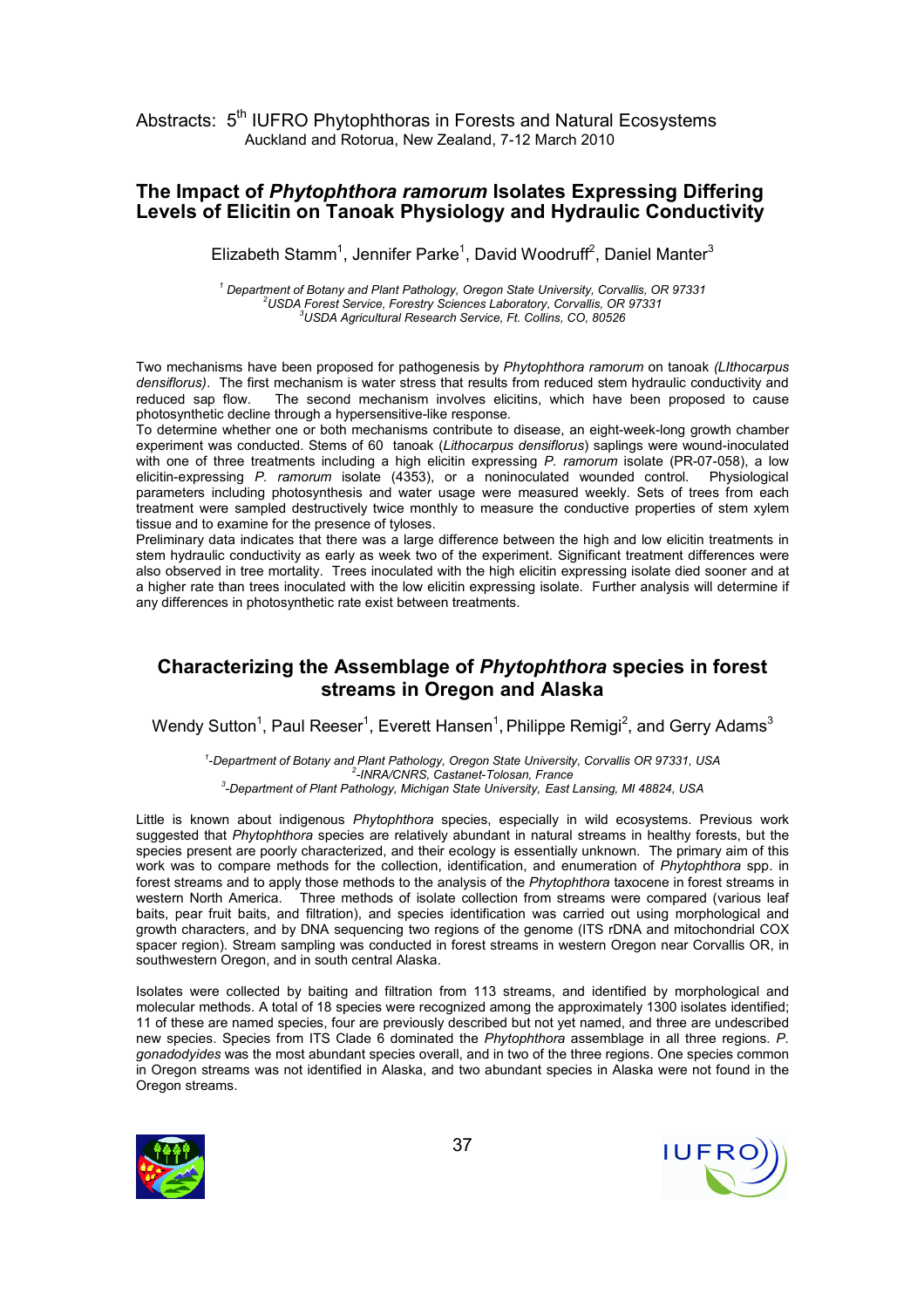## The Impact of *Phytophthora ramorum* Isolates Expressing Differing Levels of Elicitin on Tanoak Physiology and Hydraulic Conductivity

Elizabeth Stamm[1], Jennifer Parke[1], David Woodruff[2], Daniel Manter[3]

[1] Department of Botany and Plant Pathology, Oregon State University, Corvallis, OR 97331
[2] USDA Forest Service, Forestry Sciences Laboratory, Corvallis, OR 97331
[3] USDA Agricultural Research Service, Ft. Collins, CO, 80526

Two mechanisms have been proposed for pathogenesis by *Phytophthora ramorum* on tanoak (*LIthocarpus densiflorus*). The first mechanism is water stress that results from reduced stem hydraulic conductivity and reduced sap flow. The second mechanism involves elicitins, which have been proposed to cause photosynthetic decline through a hypersensitive-like response.

To determine whether one or both mechanisms contribute to disease, an eight-week-long growth chamber experiment was conducted. Stems of 60 tanoak (*Lithocarpus densiflorus*) saplings were wound-inoculated with one of three treatments including a high elicitin expressing *P. ramorum* isolate (PR-07-058), a low elicitin-expressing *P. ramorum* isolate (4353), or a noninoculated wounded control. Physiological parameters including photosynthesis and water usage were measured weekly. Sets of trees from each treatment were sampled destructively twice monthly to measure the conductive properties of stem xylem tissue and to examine for the presence of tyloses.

Preliminary data indicates that there was a large difference between the high and low elicitin treatments in stem hydraulic conductivity as early as week two of the experiment. Significant treatment differences were also observed in tree mortality. Trees inoculated with the high elicitin expressing isolate died sooner and at a higher rate than trees inoculated with the low elicitin expressing isolate. Further analysis will determine if any differences in photosynthetic rate exist between treatments.

## Characterizing the Assemblage of *Phytophthora* species in forest streams in Oregon and Alaska

Wendy Sutton[1], Paul Reeser[1], Everett Hansen[1], Philippe Remigi[2], and Gerry Adams[3]

[1]-Department of Botany and Plant Pathology, Oregon State University, Corvallis OR 97331, USA
[2]-INRA/CNRS, Castanet-Tolosan, France
[3]-Department of Plant Pathology, Michigan State University, East Lansing, MI 48824, USA

Little is known about indigenous *Phytophthora* species, especially in wild ecosystems. Previous work suggested that *Phytophthora* species are relatively abundant in natural streams in healthy forests, but the species present are poorly characterized, and their ecology is essentially unknown. The primary aim of this work was to compare methods for the collection, identification, and enumeration of *Phytophthora* spp. in forest streams and to apply those methods to the analysis of the *Phytophthora* taxocene in forest streams in western North America. Three methods of isolate collection from streams were compared (various leaf baits, pear fruit baits, and filtration), and species identification was carried out using morphological and growth characters, and by DNA sequencing two regions of the genome (ITS rDNA and mitochondrial COX spacer region). Stream sampling was conducted in forest streams in western Oregon near Corvallis OR, in southwestern Oregon, and in south central Alaska.

Isolates were collected by baiting and filtration from 113 streams, and identified by morphological and molecular methods. A total of 18 species were recognized among the approximately 1300 isolates identified; 11 of these are named species, four are previously described but not yet named, and three are undescribed new species. Species from ITS Clade 6 dominated the *Phytophthora* assemblage in all three regions. *P. gonadodyides* was the most abundant species overall, and in two of the three regions. One species common in Oregon streams was not identified in Alaska, and two abundant species in Alaska were not found in the Oregon streams.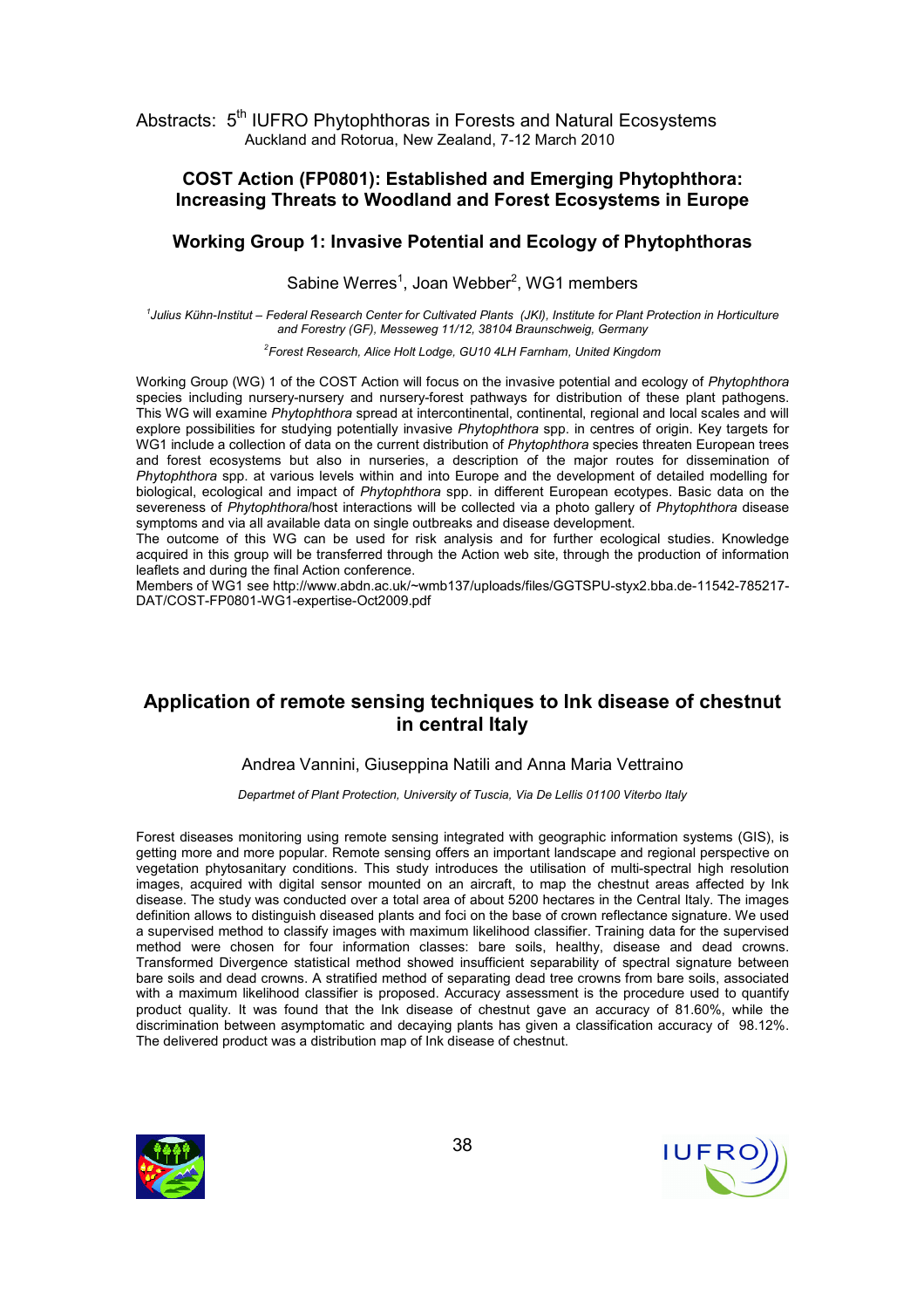## COST Action (FP0801): Established and Emerging Phytophthora: Increasing Threats to Woodland and Forest Ecosystems in Europe

### Working Group 1: Invasive Potential and Ecology of Phytophthoras

Sabine Werres[1], Joan Webber[2], WG1 members

*[1]Julius Kühn-Institut – Federal Research Center for Cultivated Plants (JKI), Institute for Plant Protection in Horticulture and Forestry (GF), Messeweg 11/12, 38104 Braunschweig, Germany*

*[2]Forest Research, Alice Holt Lodge, GU10 4LH Farnham, United Kingdom*

Working Group (WG) 1 of the COST Action will focus on the invasive potential and ecology of *Phytophthora* species including nursery-nursery and nursery-forest pathways for distribution of these plant pathogens. This WG will examine *Phytophthora* spread at intercontinental, continental, regional and local scales and will explore possibilities for studying potentially invasive *Phytophthora* spp. in centres of origin. Key targets for WG1 include a collection of data on the current distribution of *Phytophthora* species threaten European trees and forest ecosystems but also in nurseries, a description of the major routes for dissemination of *Phytophthora* spp. at various levels within and into Europe and the development of detailed modelling for biological, ecological and impact of *Phytophthora* spp. in different European ecotypes. Basic data on the severeness of *Phytophthora*/host interactions will be collected via a photo gallery of *Phytophthora* disease symptoms and via all available data on single outbreaks and disease development.

The outcome of this WG can be used for risk analysis and for further ecological studies. Knowledge acquired in this group will be transferred through the Action web site, through the production of information leaflets and during the final Action conference.

Members of WG1 see http://www.abdn.ac.uk/~wmb137/uploads/files/GGTSPU-styx2.bba.de-11542-785217-DAT/COST-FP0801-WG1-expertise-Oct2009.pdf

## Application of remote sensing techniques to Ink disease of chestnut in central Italy

Andrea Vannini, Giuseppina Natili and Anna Maria Vettraino

*Departmet of Plant Protection, University of Tuscia, Via De Lellis 01100 Viterbo Italy*

Forest diseases monitoring using remote sensing integrated with geographic information systems (GIS), is getting more and more popular. Remote sensing offers an important landscape and regional perspective on vegetation phytosanitary conditions. This study introduces the utilisation of multi-spectral high resolution images, acquired with digital sensor mounted on an aircraft, to map the chestnut areas affected by Ink disease. The study was conducted over a total area of about 5200 hectares in the Central Italy. The images definition allows to distinguish diseased plants and foci on the base of crown reflectance signature. We used a supervised method to classify images with maximum likelihood classifier. Training data for the supervised method were chosen for four information classes: bare soils, healthy, disease and dead crowns. Transformed Divergence statistical method showed insufficient separability of spectral signature between bare soils and dead crowns. A stratified method of separating dead tree crowns from bare soils, associated with a maximum likelihood classifier is proposed. Accuracy assessment is the procedure used to quantify product quality. It was found that the Ink disease of chestnut gave an accuracy of 81.60%, while the discrimination between asymptomatic and decaying plants has given a classification accuracy of 98.12%. The delivered product was a distribution map of Ink disease of chestnut.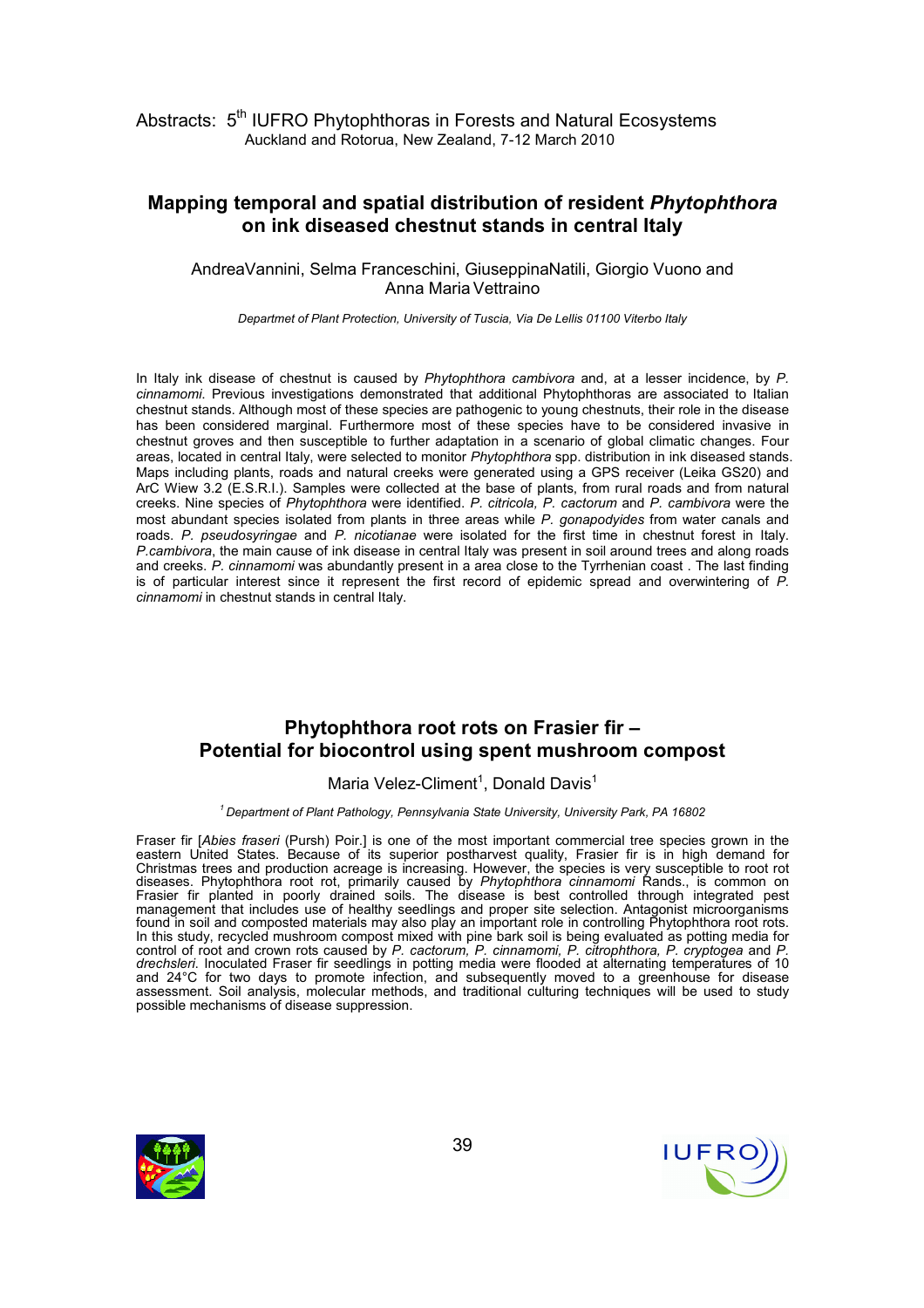## Mapping temporal and spatial distribution of resident *Phytophthora* on ink diseased chestnut stands in central Italy

AndreaVannini, Selma Franceschini, GiuseppinaNatili, Giorgio Vuono and Anna Maria Vettraino

*Departmet of Plant Protection, University of Tuscia, Via De Lellis 01100 Viterbo Italy*

In Italy ink disease of chestnut is caused by *Phytophthora cambivora* and, at a lesser incidence, by *P. cinnamomi*. Previous investigations demonstrated that additional Phytophthoras are associated to Italian chestnut stands. Although most of these species are pathogenic to young chestnuts, their role in the disease has been considered marginal. Furthermore most of these species have to be considered invasive in chestnut groves and then susceptible to further adaptation in a scenario of global climatic changes. Four areas, located in central Italy, were selected to monitor *Phytophthora* spp. distribution in ink diseased stands. Maps including plants, roads and natural creeks were generated using a GPS receiver (Leika GS20) and ArC Wiew 3.2 (E.S.R.I.). Samples were collected at the base of plants, from rural roads and from natural creeks. Nine species of *Phytophthora* were identified. *P. citricola*, *P. cactorum* and *P. cambivora* were the most abundant species isolated from plants in three areas while *P. gonapodyides* from water canals and roads. *P. pseudosyringae* and *P. nicotianae* were isolated for the first time in chestnut forest in Italy. *P.cambivora*, the main cause of ink disease in central Italy was present in soil around trees and along roads and creeks. *P. cinnamomi* was abundantly present in a area close to the Tyrrhenian coast . The last finding is of particular interest since it represent the first record of epidemic spread and overwintering of *P. cinnamomi* in chestnut stands in central Italy.

## Phytophthora root rots on Frasier fir – Potential for biocontrol using spent mushroom compost

Maria Velez-Climent[1], Donald Davis[1]

[1] *Department of Plant Pathology, Pennsylvania State University, University Park, PA 16802*

Fraser fir [*Abies fraseri* (Pursh) Poir.] is one of the most important commercial tree species grown in the eastern United States. Because of its superior postharvest quality, Frasier fir is in high demand for Christmas trees and production acreage is increasing. However, the species is very susceptible to root rot diseases. Phytophthora root rot, primarily caused by *Phytophthora cinnamomi* Rands., is common on Frasier fir planted in poorly drained soils. The disease is best controlled through integrated pest management that includes use of healthy seedlings and proper site selection. Antagonist microorganisms found in soil and composted materials may also play an important role in controlling Phytophthora root rots. In this study, recycled mushroom compost mixed with pine bark soil is being evaluated as potting media for control of root and crown rots caused by *P. cactorum, P. cinnamomi, P. citrophthora, P. cryptogea* and *P. drechsleri*. Inoculated Fraser fir seedlings in potting media were flooded at alternating temperatures of 10 and 24°C for two days to promote infection, and subsequently moved to a greenhouse for disease assessment. Soil analysis, molecular methods, and traditional culturing techniques will be used to study possible mechanisms of disease suppression.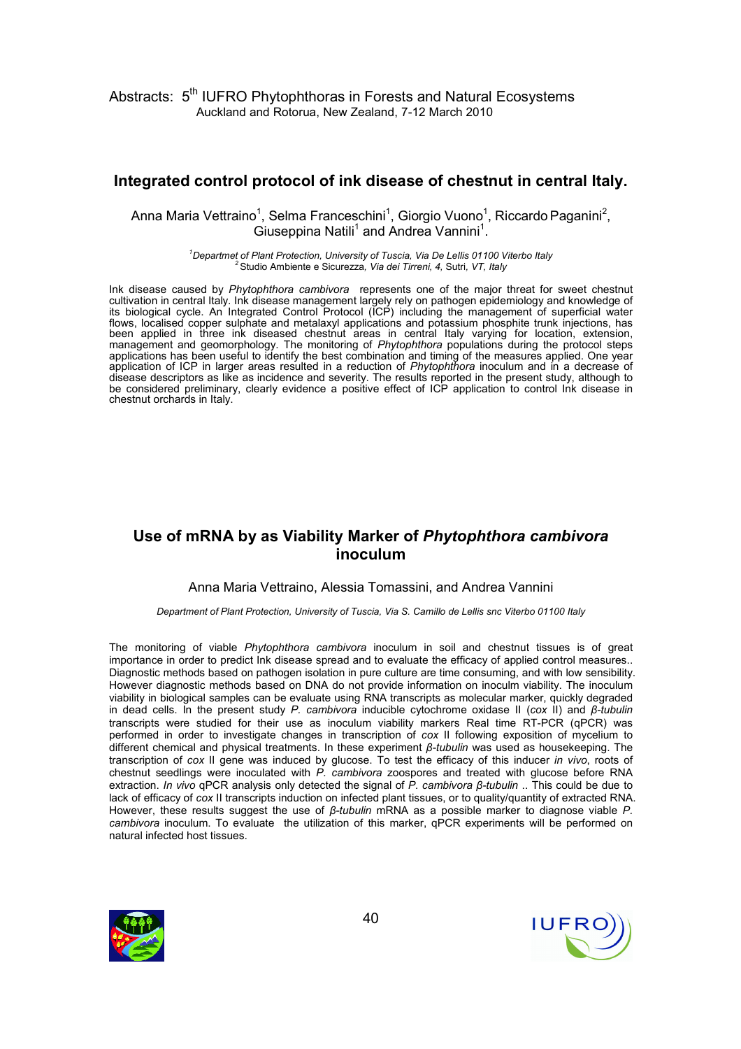## Integrated control protocol of ink disease of chestnut in central Italy.

Anna Maria Vettraino[1], Selma Franceschini[1], Giorgio Vuono[1], Riccardo Paganini[2], Giuseppina Natili[1] and Andrea Vannini[1].

[1]*Departmet of Plant Protection, University of Tuscia, Via De Lellis 01100 Viterbo Italy*
[2]Studio Ambiente e Sicurezza, *Via dei Tirreni, 4,* Sutri, *VT, Italy*

Ink disease caused by *Phytophthora cambivora* represents one of the major threat for sweet chestnut cultivation in central Italy. Ink disease management largely rely on pathogen epidemiology and knowledge of its biological cycle. An Integrated Control Protocol (ICP) including the management of superficial water flows, localised copper sulphate and metalaxyl applications and potassium phosphite trunk injections, has been applied in three ink diseased chestnut areas in central Italy varying for location, extension, management and geomorphology. The monitoring of *Phytophthora* populations during the protocol steps applications has been useful to identify the best combination and timing of the measures applied. One year application of ICP in larger areas resulted in a reduction of *Phytophthora* inoculum and in a decrease of disease descriptors as like as incidence and severity. The results reported in the present study, although to be considered preliminary, clearly evidence a positive effect of ICP application to control Ink disease in chestnut orchards in Italy.

## Use of mRNA by as Viability Marker of *Phytophthora cambivora* inoculum

Anna Maria Vettraino, Alessia Tomassini, and Andrea Vannini

*Department of Plant Protection, University of Tuscia, Via S. Camillo de Lellis snc Viterbo 01100 Italy*

The monitoring of viable *Phytophthora cambivora* inoculum in soil and chestnut tissues is of great importance in order to predict Ink disease spread and to evaluate the efficacy of applied control measures.. Diagnostic methods based on pathogen isolation in pure culture are time consuming, and with low sensibility. However diagnostic methods based on DNA do not provide information on inoculm viability. The inoculum viability in biological samples can be evaluate using RNA transcripts as molecular marker, quickly degraded in dead cells. In the present study *P. cambivora* inducible cytochrome oxidase II (*cox* II) and *β-tubulin* transcripts were studied for their use as inoculum viability markers Real time RT-PCR (qPCR) was performed in order to investigate changes in transcription of *cox* II following exposition of mycelium to different chemical and physical treatments. In these experiment *β-tubulin* was used as housekeeping. The transcription of *cox* II gene was induced by glucose. To test the efficacy of this inducer *in vivo*, roots of chestnut seedlings were inoculated with *P. cambivora* zoospores and treated with glucose before RNA extraction. *In vivo* qPCR analysis only detected the signal of *P. cambivora β-tubulin* .. This could be due to lack of efficacy of *cox* II transcripts induction on infected plant tissues, or to quality/quantity of extracted RNA. However, these results suggest the use of *β-tubulin* mRNA as a possible marker to diagnose viable *P. cambivora* inoculum. To evaluate the utilization of this marker, qPCR experiments will be performed on natural infected host tissues.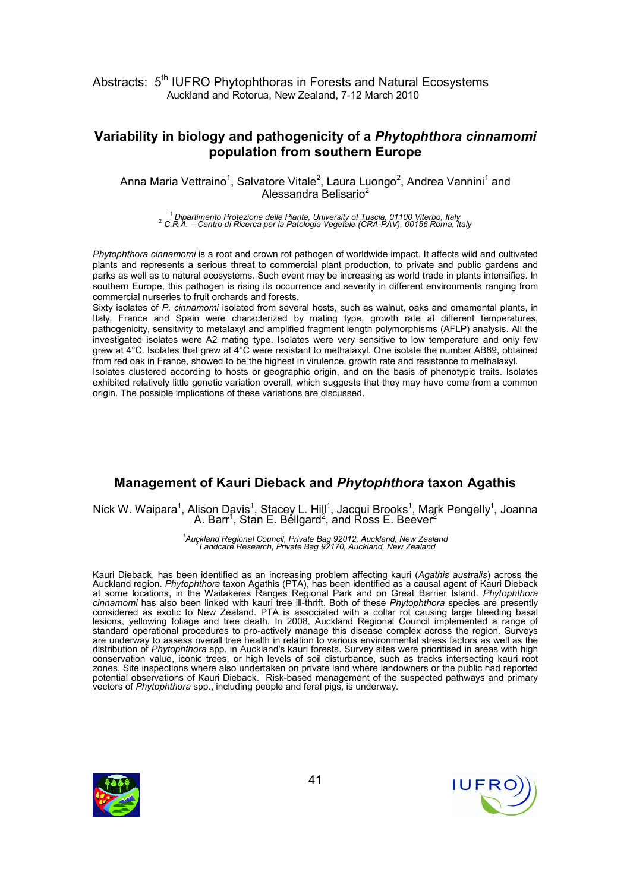## Variability in biology and pathogenicity of a *Phytophthora cinnamomi* population from southern Europe

Anna Maria Vettraino[1], Salvatore Vitale[2], Laura Luongo[2], Andrea Vannini[1] and Alessandra Belisario[2]

[1] *Dipartimento Protezione delle Piante, University of Tuscia, 01100 Viterbo, Italy*
[2] *C.R.A. – Centro di Ricerca per la Patologia Vegetale (CRA-PAV), 00156 Roma, Italy*

*Phytophthora cinnamomi* is a root and crown rot pathogen of worldwide impact. It affects wild and cultivated plants and represents a serious threat to commercial plant production, to private and public gardens and parks as well as to natural ecosystems. Such event may be increasing as world trade in plants intensifies. In southern Europe, this pathogen is rising its occurrence and severity in different environments ranging from commercial nurseries to fruit orchards and forests.

Sixty isolates of *P. cinnamomi* isolated from several hosts, such as walnut, oaks and ornamental plants, in Italy, France and Spain were characterized by mating type, growth rate at different temperatures, pathogenicity, sensitivity to metalaxyl and amplified fragment length polymorphisms (AFLP) analysis. All the investigated isolates were A2 mating type. Isolates were very sensitive to low temperature and only few grew at 4°C. Isolates that grew at 4°C were resistant to methalaxyl. One isolate the number AB69, obtained from red oak in France, showed to be the highest in virulence, growth rate and resistance to methalaxyl.

Isolates clustered according to hosts or geographic origin, and on the basis of phenotypic traits. Isolates exhibited relatively little genetic variation overall, which suggests that they may have come from a common origin. The possible implications of these variations are discussed.

## Management of Kauri Dieback and *Phytophthora* taxon Agathis

Nick W. Waipara[1], Alison Davis[1], Stacey L. Hill[1], Jacqui Brooks[1], Mark Pengelly[1], Joanna A. Barr[1], Stan E. Bellgard[2], and Ross E. Beever[2]

[1] *Auckland Regional Council, Private Bag 92012, Auckland, New Zealand*
[2] *Landcare Research, Private Bag 92170, Auckland, New Zealand*

Kauri Dieback, has been identified as an increasing problem affecting kauri (*Agathis australis*) across the Auckland region. *Phytophthora* taxon Agathis (PTA), has been identified as a causal agent of Kauri Dieback at some locations, in the Waitakeres Ranges Regional Park and on Great Barrier Island. *Phytophthora cinnamomi* has also been linked with kauri tree ill-thrift. Both of these *Phytophthora* species are presently considered as exotic to New Zealand. PTA is associated with a collar rot causing large bleeding basal lesions, yellowing foliage and tree death. In 2008, Auckland Regional Council implemented a range of standard operational procedures to pro-actively manage this disease complex across the region. Surveys are underway to assess overall tree health in relation to various environmental stress factors as well as the distribution of *Phytophthora* spp. in Auckland's kauri forests. Survey sites were prioritised in areas with high conservation value, iconic trees, or high levels of soil disturbance, such as tracks intersecting kauri root zones. Site inspections where also undertaken on private land where landowners or the public had reported potential observations of Kauri Dieback. Risk-based management of the suspected pathways and primary vectors of *Phytophthora* spp., including people and feral pigs, is underway.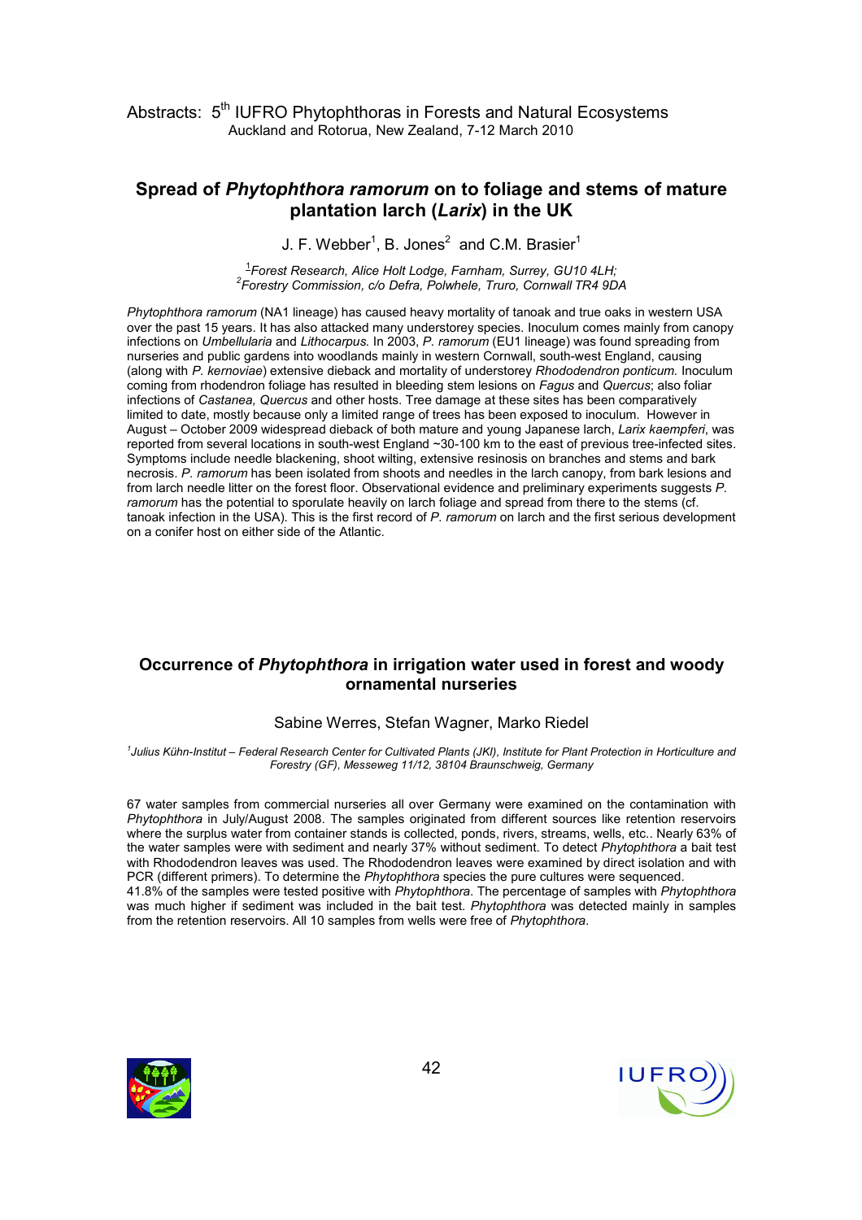## Spread of *Phytophthora ramorum* on to foliage and stems of mature plantation larch (*Larix*) in the UK

J. F. Webber[1], B. Jones[2] and C.M. Brasier[1]

*[1]Forest Research, Alice Holt Lodge, Farnham, Surrey, GU10 4LH;*
*[2]Forestry Commission, c/o Defra, Polwhele, Truro, Cornwall TR4 9DA*

*Phytophthora ramorum* (NA1 lineage) has caused heavy mortality of tanoak and true oaks in western USA over the past 15 years. It has also attacked many understorey species. Inoculum comes mainly from canopy infections on *Umbellularia* and *Lithocarpus.* In 2003, *P. ramorum* (EU1 lineage) was found spreading from nurseries and public gardens into woodlands mainly in western Cornwall, south-west England, causing (along with *P. kernoviae*) extensive dieback and mortality of understorey *Rhododendron ponticum.* Inoculum coming from rhodendron foliage has resulted in bleeding stem lesions on *Fagus* and *Quercus*; also foliar infections of *Castanea, Quercus* and other hosts. Tree damage at these sites has been comparatively limited to date, mostly because only a limited range of trees has been exposed to inoculum. However in August – October 2009 widespread dieback of both mature and young Japanese larch, *Larix kaempferi*, was reported from several locations in south-west England ~30-100 km to the east of previous tree-infected sites. Symptoms include needle blackening, shoot wilting, extensive resinosis on branches and stems and bark necrosis. *P. ramorum* has been isolated from shoots and needles in the larch canopy, from bark lesions and from larch needle litter on the forest floor. Observational evidence and preliminary experiments suggests *P. ramorum* has the potential to sporulate heavily on larch foliage and spread from there to the stems (cf. tanoak infection in the USA). This is the first record of *P. ramorum* on larch and the first serious development on a conifer host on either side of the Atlantic.

## Occurrence of *Phytophthora* in irrigation water used in forest and woody ornamental nurseries

Sabine Werres, Stefan Wagner, Marko Riedel

*[1]Julius Kühn-Institut – Federal Research Center for Cultivated Plants (JKI), Institute for Plant Protection in Horticulture and Forestry (GF), Messeweg 11/12, 38104 Braunschweig, Germany*

67 water samples from commercial nurseries all over Germany were examined on the contamination with *Phytophthora* in July/August 2008. The samples originated from different sources like retention reservoirs where the surplus water from container stands is collected, ponds, rivers, streams, wells, etc.. Nearly 63% of the water samples were with sediment and nearly 37% without sediment. To detect *Phytophthora* a bait test with Rhododendron leaves was used. The Rhododendron leaves were examined by direct isolation and with PCR (different primers). To determine the *Phytophthora* species the pure cultures were sequenced.
41.8% of the samples were tested positive with *Phytophthora*. The percentage of samples with *Phytophthora* was much higher if sediment was included in the bait test. *Phytophthora* was detected mainly in samples from the retention reservoirs. All 10 samples from wells were free of *Phytophthora*.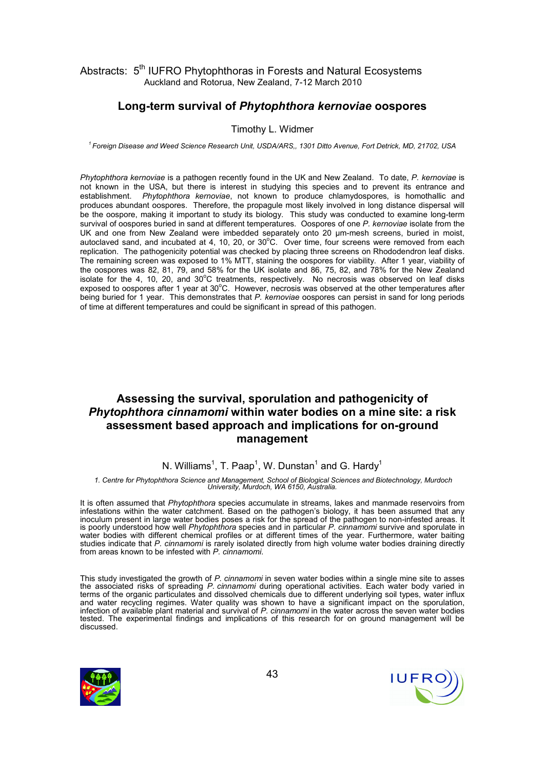## Long-term survival of *Phytophthora kernoviae* oospores

Timothy L. Widmer

[1] *Foreign Disease and Weed Science Research Unit, USDA/ARS,, 1301 Ditto Avenue, Fort Detrick, MD, 21702, USA*

*Phytophthora kernoviae* is a pathogen recently found in the UK and New Zealand. To date, *P. kernoviae* is not known in the USA, but there is interest in studying this species and to prevent its entrance and establishment. *Phytophthora kernoviae*, not known to produce chlamydospores, is homothallic and produces abundant oospores. Therefore, the propagule most likely involved in long distance dispersal will be the oospore, making it important to study its biology. This study was conducted to examine long-term survival of oospores buried in sand at different temperatures. Oospores of one *P. kernoviae* isolate from the UK and one from New Zealand were imbedded separately onto 20 µm-mesh screens, buried in moist, autoclaved sand, and incubated at 4, 10, 20, or 30°C. Over time, four screens were removed from each replication. The pathogenicity potential was checked by placing three screens on Rhododendron leaf disks. The remaining screen was exposed to 1% MTT, staining the oospores for viability. After 1 year, viability of the oospores was 82, 81, 79, and 58% for the UK isolate and 86, 75, 82, and 78% for the New Zealand isolate for the 4, 10, 20, and 30°C treatments, respectively. No necrosis was observed on leaf disks exposed to oospores after 1 year at 30°C. However, necrosis was observed at the other temperatures after being buried for 1 year. This demonstrates that *P. kernoviae* oospores can persist in sand for long periods of time at different temperatures and could be significant in spread of this pathogen.

## Assessing the survival, sporulation and pathogenicity of *Phytophthora cinnamomi* within water bodies on a mine site: a risk assessment based approach and implications for on-ground management

N. Williams[1], T. Paap[1], W. Dunstan[1] and G. Hardy[1]

*1. Centre for Phytophthora Science and Management, School of Biological Sciences and Biotechnology, Murdoch University, Murdoch, WA 6150, Australia.*

It is often assumed that *Phytophthora* species accumulate in streams, lakes and manmade reservoirs from infestations within the water catchment. Based on the pathogen's biology, it has been assumed that any inoculum present in large water bodies poses a risk for the spread of the pathogen to non-infested areas. It is poorly understood how well *Phytophthora* species and in particular *P. cinnamomi* survive and sporulate in water bodies with different chemical profiles or at different times of the year. Furthermore, water baiting studies indicate that *P. cinnamomi* is rarely isolated directly from high volume water bodies draining directly from areas known to be infested with *P. cinnamomi*.

This study investigated the growth of *P. cinnamomi* in seven water bodies within a single mine site to asses the associated risks of spreading *P. cinnamomi* during operational activities. Each water body varied in terms of the organic particulates and dissolved chemicals due to different underlying soil types, water influx and water recycling regimes. Water quality was shown to have a significant impact on the sporulation, infection of available plant material and survival of *P. cinnamomi* in the water across the seven water bodies tested. The experimental findings and implications of this research for on ground management will be discussed.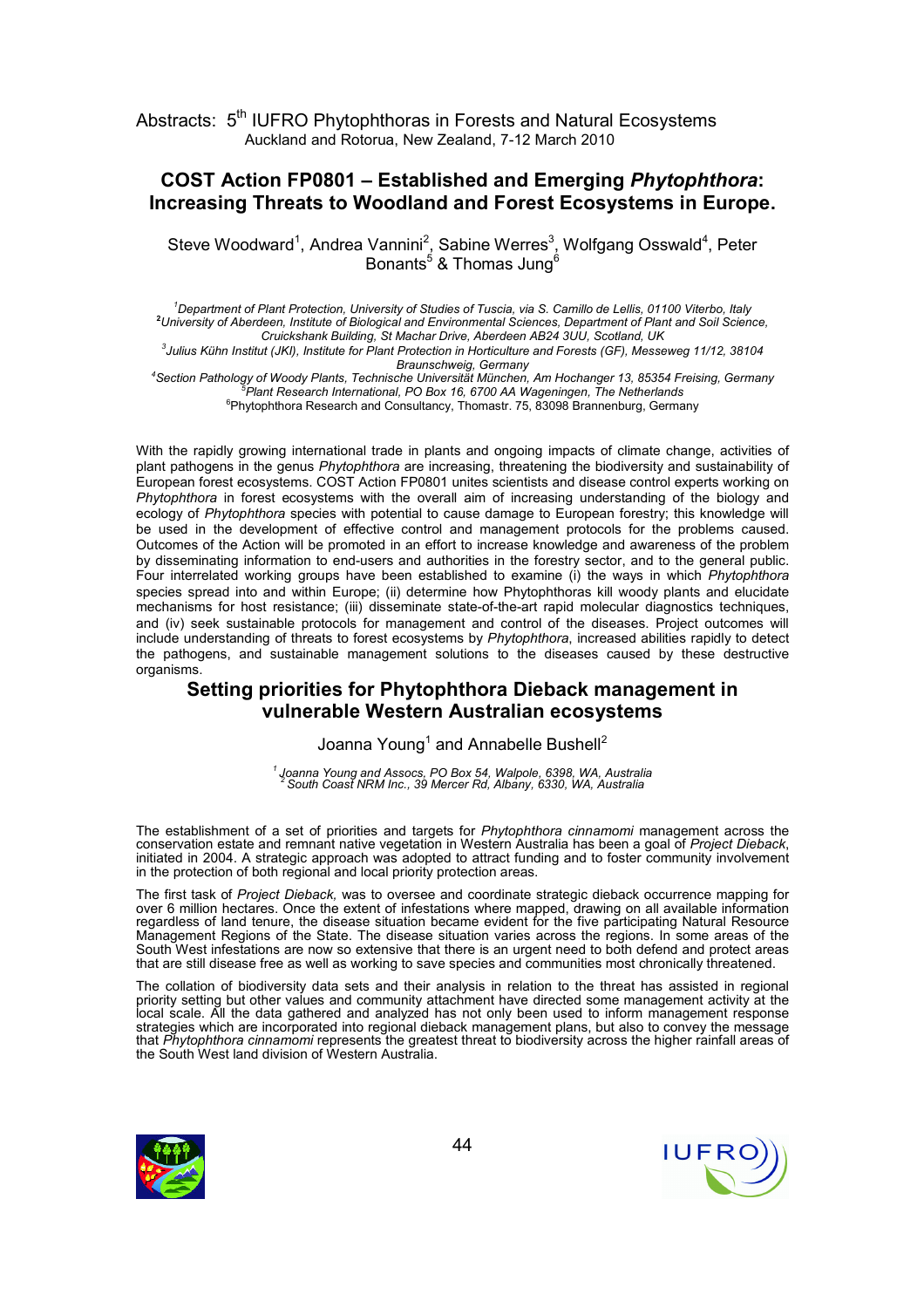## COST Action FP0801 – Established and Emerging *Phytophthora*: Increasing Threats to Woodland and Forest Ecosystems in Europe.

Steve Woodward[1], Andrea Vannini[2], Sabine Werres[3], Wolfgang Osswald[4], Peter Bonants[5] & Thomas Jung[6]

[1]*Department of Plant Protection, University of Studies of Tuscia, via S. Camillo de Lellis, 01100 Viterbo, Italy*
[2]*University of Aberdeen, Institute of Biological and Environmental Sciences, Department of Plant and Soil Science, Cruickshank Building, St Machar Drive, Aberdeen AB24 3UU, Scotland, UK*
[3]*Julius Kühn Institut (JKI), Institute for Plant Protection in Horticulture and Forests (GF), Messeweg 11/12, 38104 Braunschweig, Germany*
[4]*Section Pathology of Woody Plants, Technische Universität München, Am Hochanger 13, 85354 Freising, Germany*
[5]*Plant Research International, PO Box 16, 6700 AA Wageningen, The Netherlands*
[6]Phytophthora Research and Consultancy, Thomastr. 75, 83098 Brannenburg, Germany

With the rapidly growing international trade in plants and ongoing impacts of climate change, activities of plant pathogens in the genus *Phytophthora* are increasing, threatening the biodiversity and sustainability of European forest ecosystems. COST Action FP0801 unites scientists and disease control experts working on *Phytophthora* in forest ecosystems with the overall aim of increasing understanding of the biology and ecology of *Phytophthora* species with potential to cause damage to European forestry; this knowledge will be used in the development of effective control and management protocols for the problems caused. Outcomes of the Action will be promoted in an effort to increase knowledge and awareness of the problem by disseminating information to end-users and authorities in the forestry sector, and to the general public. Four interrelated working groups have been established to examine (i) the ways in which *Phytophthora* species spread into and within Europe; (ii) determine how Phytophthoras kill woody plants and elucidate mechanisms for host resistance; (iii) disseminate state-of-the-art rapid molecular diagnostics techniques, and (iv) seek sustainable protocols for management and control of the diseases. Project outcomes will include understanding of threats to forest ecosystems by *Phytophthora*, increased abilities rapidly to detect the pathogens, and sustainable management solutions to the diseases caused by these destructive organisms.

## Setting priorities for Phytophthora Dieback management in vulnerable Western Australian ecosystems

Joanna Young[1] and Annabelle Bushell[2]

[1] *Joanna Young and Assocs, PO Box 54, Walpole, 6398, WA, Australia*
[2] *South Coast NRM Inc., 39 Mercer Rd, Albany, 6330, WA, Australia*

The establishment of a set of priorities and targets for *Phytophthora cinnamomi* management across the conservation estate and remnant native vegetation in Western Australia has been a goal of *Project Dieback*, initiated in 2004. A strategic approach was adopted to attract funding and to foster community involvement in the protection of both regional and local priority protection areas.

The first task of *Project Dieback,* was to oversee and coordinate strategic dieback occurrence mapping for over 6 million hectares. Once the extent of infestations where mapped, drawing on all available information regardless of land tenure, the disease situation became evident for the five participating Natural Resource Management Regions of the State. The disease situation varies across the regions. In some areas of the South West infestations are now so extensive that there is an urgent need to both defend and protect areas that are still disease free as well as working to save species and communities most chronically threatened.

The collation of biodiversity data sets and their analysis in relation to the threat has assisted in regional priority setting but other values and community attachment have directed some management activity at the local scale. All the data gathered and analyzed has not only been used to inform management response strategies which are incorporated into regional dieback management plans, but also to convey the message that *Phytophthora cinnamomi* represents the greatest threat to biodiversity across the higher rainfall areas of the South West land division of Western Australia.